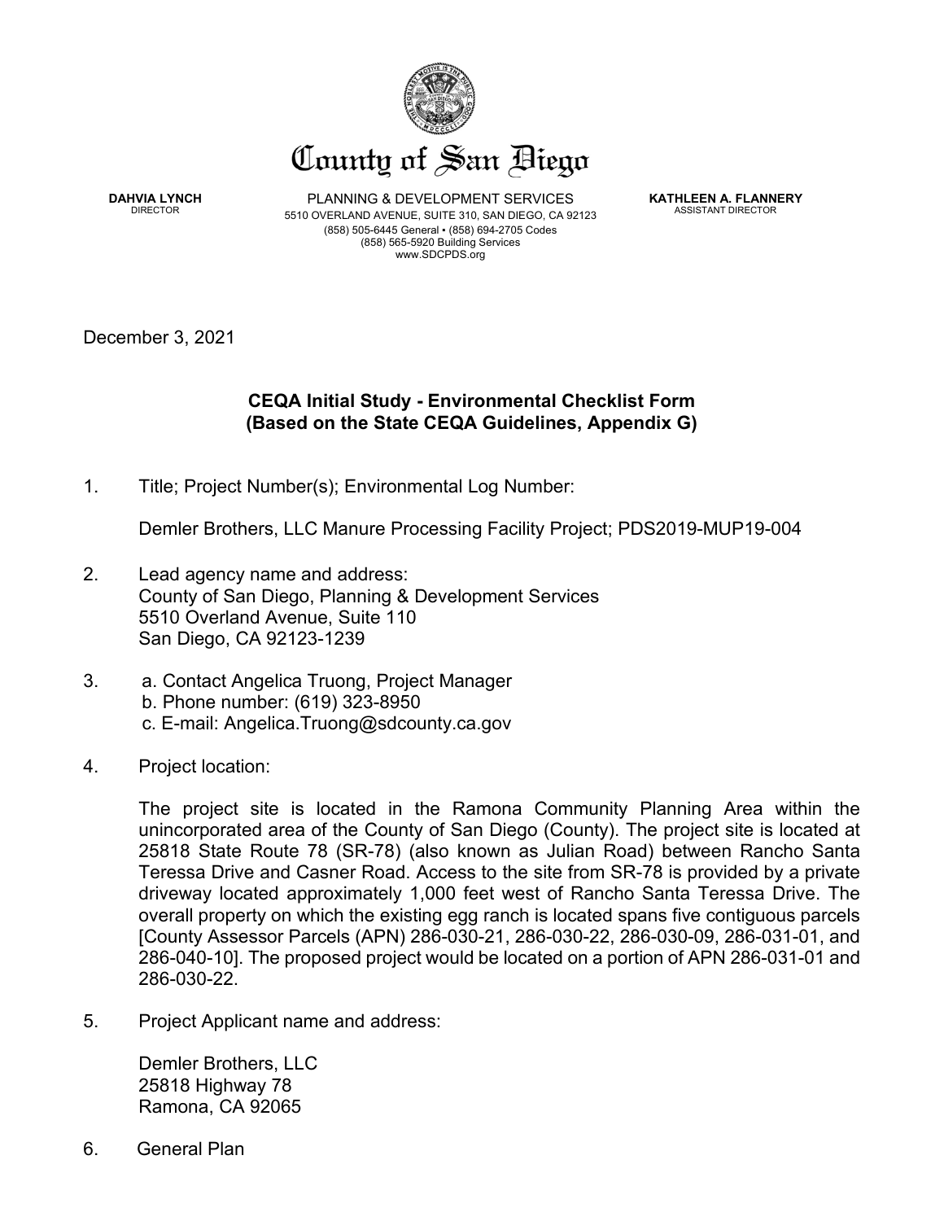# County of San Diego

**DAHVIA LYNCH**
DIRECTOR

PLANNING & DEVELOPMENT SERVICES
5510 OVERLAND AVENUE, SUITE 310, SAN DIEGO, CA 92123
(858) 505-6445 General • (858) 694-2705 Codes
(858) 565-5920 Building Services
www.SDCPDS.org

**KATHLEEN A. FLANNERY**
ASSISTANT DIRECTOR

December 3, 2021

## CEQA Initial Study - Environmental Checklist Form
## (Based on the State CEQA Guidelines, Appendix G)

1. Title; Project Number(s); Environmental Log Number:

   Demler Brothers, LLC Manure Processing Facility Project; PDS2019-MUP19-004

2. Lead agency name and address:
   County of San Diego, Planning & Development Services
   5510 Overland Avenue, Suite 110
   San Diego, CA 92123-1239

3. a. Contact Angelica Truong, Project Manager
   b. Phone number: (619) 323-8950
   c. E-mail: Angelica.Truong@sdcounty.ca.gov

4. Project location:

   The project site is located in the Ramona Community Planning Area within the unincorporated area of the County of San Diego (County). The project site is located at 25818 State Route 78 (SR-78) (also known as Julian Road) between Rancho Santa Teressa Drive and Casner Road. Access to the site from SR-78 is provided by a private driveway located approximately 1,000 feet west of Rancho Santa Teressa Drive. The overall property on which the existing egg ranch is located spans five contiguous parcels [County Assessor Parcels (APN) 286-030-21, 286-030-22, 286-030-09, 286-031-01, and 286-040-10]. The proposed project would be located on a portion of APN 286-031-01 and 286-030-22.

5. Project Applicant name and address:

   Demler Brothers, LLC
   25818 Highway 78
   Ramona, CA 92065

6. General Plan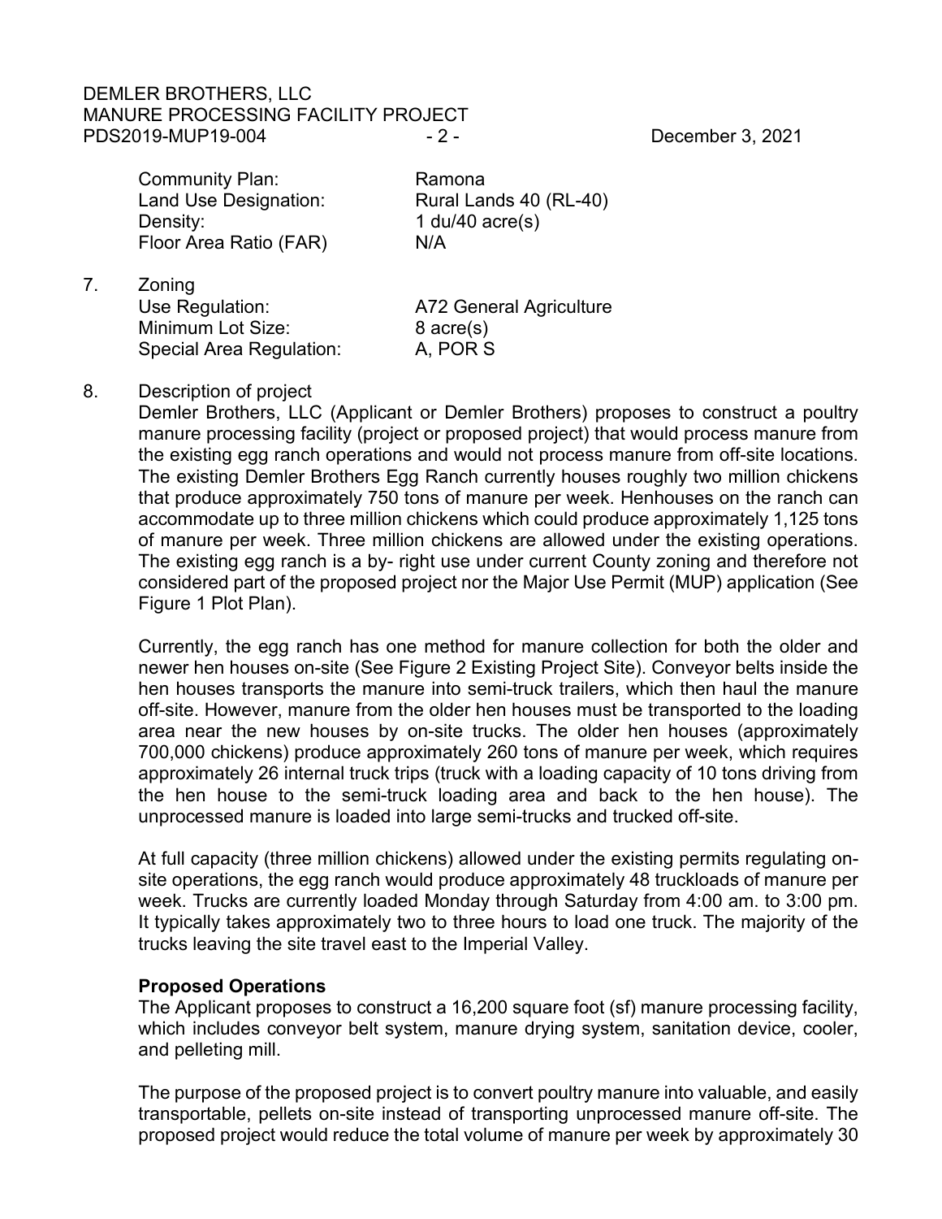| | |
|---|---|
| Community Plan: | Ramona |
| Land Use Designation: | Rural Lands 40 (RL-40) |
| Density: | 1 du/40 acre(s) |
| Floor Area Ratio (FAR) | N/A |

7. Zoning

| | |
|---|---|
| Use Regulation: | A72 General Agriculture |
| Minimum Lot Size: | 8 acre(s) |
| Special Area Regulation: | A, POR S |

8. Description of project

Demler Brothers, LLC (Applicant or Demler Brothers) proposes to construct a poultry manure processing facility (project or proposed project) that would process manure from the existing egg ranch operations and would not process manure from off-site locations. The existing Demler Brothers Egg Ranch currently houses roughly two million chickens that produce approximately 750 tons of manure per week. Henhouses on the ranch can accommodate up to three million chickens which could produce approximately 1,125 tons of manure per week. Three million chickens are allowed under the existing operations. The existing egg ranch is a by- right use under current County zoning and therefore not considered part of the proposed project nor the Major Use Permit (MUP) application (See Figure 1 Plot Plan).

Currently, the egg ranch has one method for manure collection for both the older and newer hen houses on-site (See Figure 2 Existing Project Site). Conveyor belts inside the hen houses transports the manure into semi-truck trailers, which then haul the manure off-site. However, manure from the older hen houses must be transported to the loading area near the new houses by on-site trucks. The older hen houses (approximately 700,000 chickens) produce approximately 260 tons of manure per week, which requires approximately 26 internal truck trips (truck with a loading capacity of 10 tons driving from the hen house to the semi-truck loading area and back to the hen house). The unprocessed manure is loaded into large semi-trucks and trucked off-site.

At full capacity (three million chickens) allowed under the existing permits regulating on-site operations, the egg ranch would produce approximately 48 truckloads of manure per week. Trucks are currently loaded Monday through Saturday from 4:00 am. to 3:00 pm. It typically takes approximately two to three hours to load one truck. The majority of the trucks leaving the site travel east to the Imperial Valley.

**Proposed Operations**

The Applicant proposes to construct a 16,200 square foot (sf) manure processing facility, which includes conveyor belt system, manure drying system, sanitation device, cooler, and pelleting mill.

The purpose of the proposed project is to convert poultry manure into valuable, and easily transportable, pellets on-site instead of transporting unprocessed manure off-site. The proposed project would reduce the total volume of manure per week by approximately 30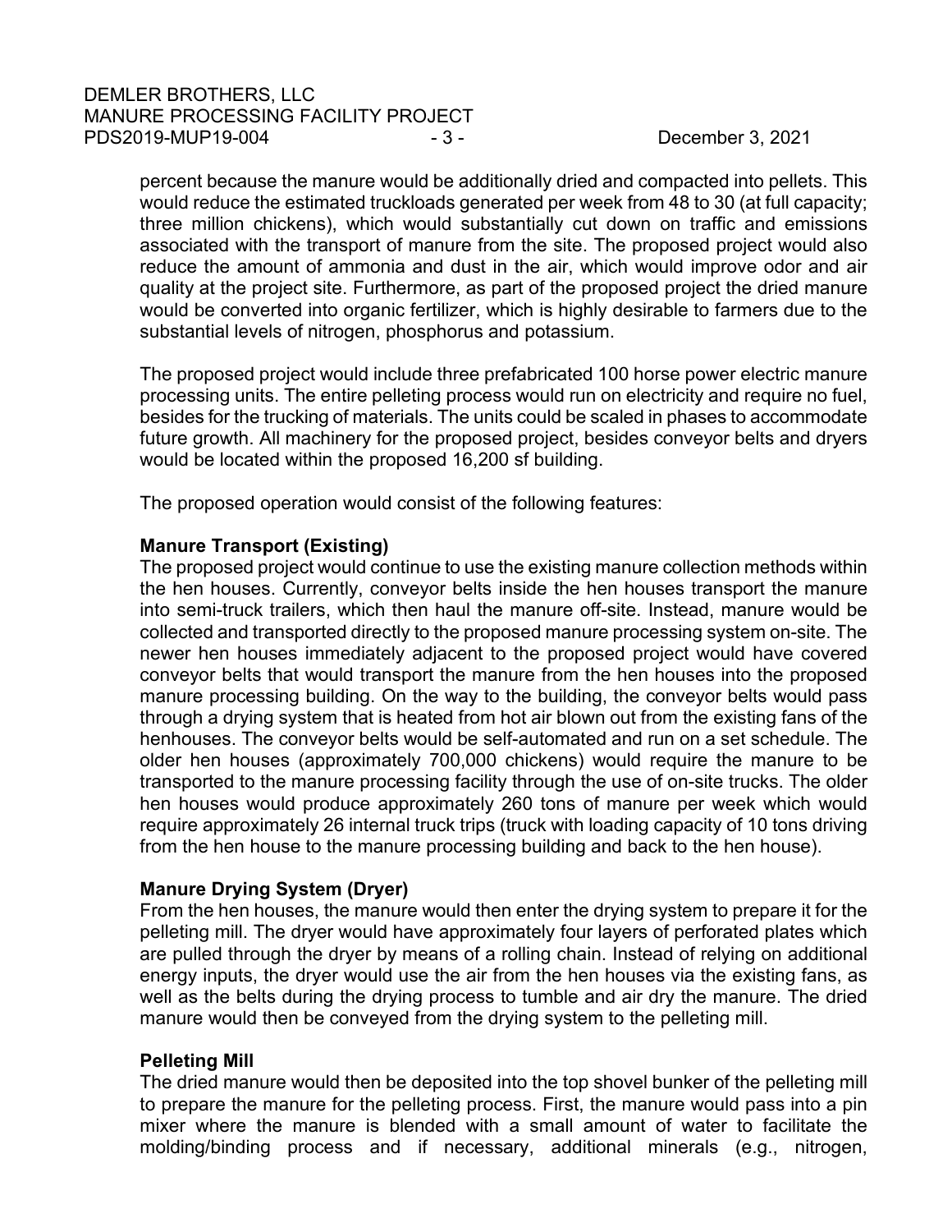percent because the manure would be additionally dried and compacted into pellets. This would reduce the estimated truckloads generated per week from 48 to 30 (at full capacity; three million chickens), which would substantially cut down on traffic and emissions associated with the transport of manure from the site. The proposed project would also reduce the amount of ammonia and dust in the air, which would improve odor and air quality at the project site. Furthermore, as part of the proposed project the dried manure would be converted into organic fertilizer, which is highly desirable to farmers due to the substantial levels of nitrogen, phosphorus and potassium.

The proposed project would include three prefabricated 100 horse power electric manure processing units. The entire pelleting process would run on electricity and require no fuel, besides for the trucking of materials. The units could be scaled in phases to accommodate future growth. All machinery for the proposed project, besides conveyor belts and dryers would be located within the proposed 16,200 sf building.

The proposed operation would consist of the following features:

**Manure Transport (Existing)**
The proposed project would continue to use the existing manure collection methods within the hen houses. Currently, conveyor belts inside the hen houses transport the manure into semi-truck trailers, which then haul the manure off-site. Instead, manure would be collected and transported directly to the proposed manure processing system on-site. The newer hen houses immediately adjacent to the proposed project would have covered conveyor belts that would transport the manure from the hen houses into the proposed manure processing building. On the way to the building, the conveyor belts would pass through a drying system that is heated from hot air blown out from the existing fans of the henhouses. The conveyor belts would be self-automated and run on a set schedule. The older hen houses (approximately 700,000 chickens) would require the manure to be transported to the manure processing facility through the use of on-site trucks. The older hen houses would produce approximately 260 tons of manure per week which would require approximately 26 internal truck trips (truck with loading capacity of 10 tons driving from the hen house to the manure processing building and back to the hen house).

**Manure Drying System (Dryer)**
From the hen houses, the manure would then enter the drying system to prepare it for the pelleting mill. The dryer would have approximately four layers of perforated plates which are pulled through the dryer by means of a rolling chain. Instead of relying on additional energy inputs, the dryer would use the air from the hen houses via the existing fans, as well as the belts during the drying process to tumble and air dry the manure. The dried manure would then be conveyed from the drying system to the pelleting mill.

**Pelleting Mill**
The dried manure would then be deposited into the top shovel bunker of the pelleting mill to prepare the manure for the pelleting process. First, the manure would pass into a pin mixer where the manure is blended with a small amount of water to facilitate the molding/binding process and if necessary, additional minerals (e.g., nitrogen,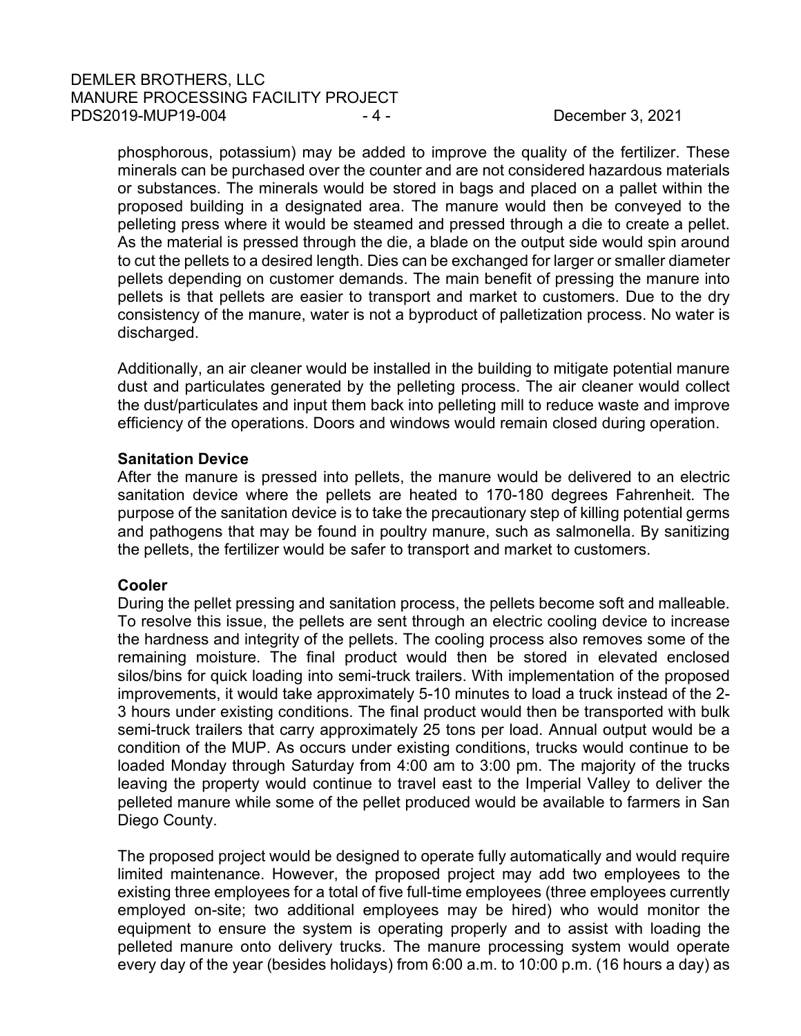phosphorous, potassium) may be added to improve the quality of the fertilizer. These minerals can be purchased over the counter and are not considered hazardous materials or substances. The minerals would be stored in bags and placed on a pallet within the proposed building in a designated area. The manure would then be conveyed to the pelleting press where it would be steamed and pressed through a die to create a pellet. As the material is pressed through the die, a blade on the output side would spin around to cut the pellets to a desired length. Dies can be exchanged for larger or smaller diameter pellets depending on customer demands. The main benefit of pressing the manure into pellets is that pellets are easier to transport and market to customers. Due to the dry consistency of the manure, water is not a byproduct of palletization process. No water is discharged.

Additionally, an air cleaner would be installed in the building to mitigate potential manure dust and particulates generated by the pelleting process. The air cleaner would collect the dust/particulates and input them back into pelleting mill to reduce waste and improve efficiency of the operations. Doors and windows would remain closed during operation.

**Sanitation Device**

After the manure is pressed into pellets, the manure would be delivered to an electric sanitation device where the pellets are heated to 170-180 degrees Fahrenheit. The purpose of the sanitation device is to take the precautionary step of killing potential germs and pathogens that may be found in poultry manure, such as salmonella. By sanitizing the pellets, the fertilizer would be safer to transport and market to customers.

**Cooler**

During the pellet pressing and sanitation process, the pellets become soft and malleable. To resolve this issue, the pellets are sent through an electric cooling device to increase the hardness and integrity of the pellets. The cooling process also removes some of the remaining moisture. The final product would then be stored in elevated enclosed silos/bins for quick loading into semi-truck trailers. With implementation of the proposed improvements, it would take approximately 5-10 minutes to load a truck instead of the 2-3 hours under existing conditions. The final product would then be transported with bulk semi-truck trailers that carry approximately 25 tons per load. Annual output would be a condition of the MUP. As occurs under existing conditions, trucks would continue to be loaded Monday through Saturday from 4:00 am to 3:00 pm. The majority of the trucks leaving the property would continue to travel east to the Imperial Valley to deliver the pelleted manure while some of the pellet produced would be available to farmers in San Diego County.

The proposed project would be designed to operate fully automatically and would require limited maintenance. However, the proposed project may add two employees to the existing three employees for a total of five full-time employees (three employees currently employed on-site; two additional employees may be hired) who would monitor the equipment to ensure the system is operating properly and to assist with loading the pelleted manure onto delivery trucks. The manure processing system would operate every day of the year (besides holidays) from 6:00 a.m. to 10:00 p.m. (16 hours a day) as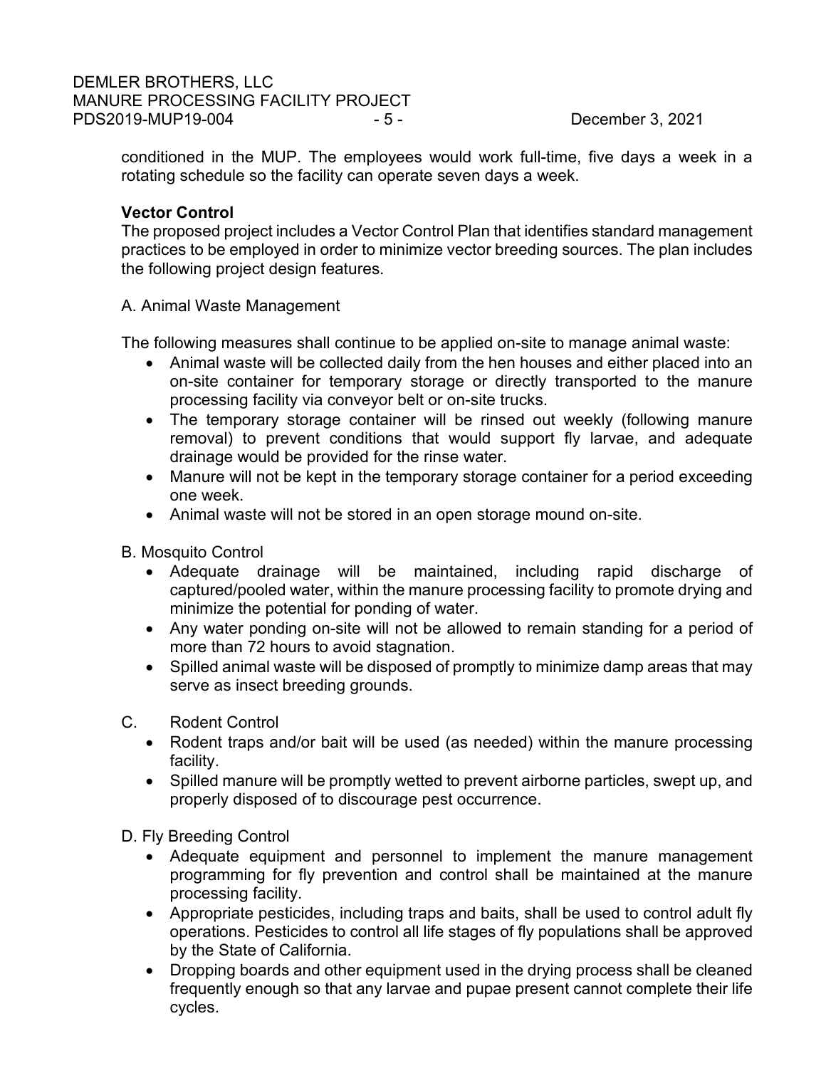conditioned in the MUP. The employees would work full-time, five days a week in a rotating schedule so the facility can operate seven days a week.

**Vector Control**

The proposed project includes a Vector Control Plan that identifies standard management practices to be employed in order to minimize vector breeding sources. The plan includes the following project design features.

A. Animal Waste Management

The following measures shall continue to be applied on-site to manage animal waste:

- Animal waste will be collected daily from the hen houses and either placed into an on-site container for temporary storage or directly transported to the manure processing facility via conveyor belt or on-site trucks.
- The temporary storage container will be rinsed out weekly (following manure removal) to prevent conditions that would support fly larvae, and adequate drainage would be provided for the rinse water.
- Manure will not be kept in the temporary storage container for a period exceeding one week.
- Animal waste will not be stored in an open storage mound on-site.

B. Mosquito Control

- Adequate drainage will be maintained, including rapid discharge of captured/pooled water, within the manure processing facility to promote drying and minimize the potential for ponding of water.
- Any water ponding on-site will not be allowed to remain standing for a period of more than 72 hours to avoid stagnation.
- Spilled animal waste will be disposed of promptly to minimize damp areas that may serve as insect breeding grounds.

C. Rodent Control

- Rodent traps and/or bait will be used (as needed) within the manure processing facility.
- Spilled manure will be promptly wetted to prevent airborne particles, swept up, and properly disposed of to discourage pest occurrence.

D. Fly Breeding Control

- Adequate equipment and personnel to implement the manure management programming for fly prevention and control shall be maintained at the manure processing facility.
- Appropriate pesticides, including traps and baits, shall be used to control adult fly operations. Pesticides to control all life stages of fly populations shall be approved by the State of California.
- Dropping boards and other equipment used in the drying process shall be cleaned frequently enough so that any larvae and pupae present cannot complete their life cycles.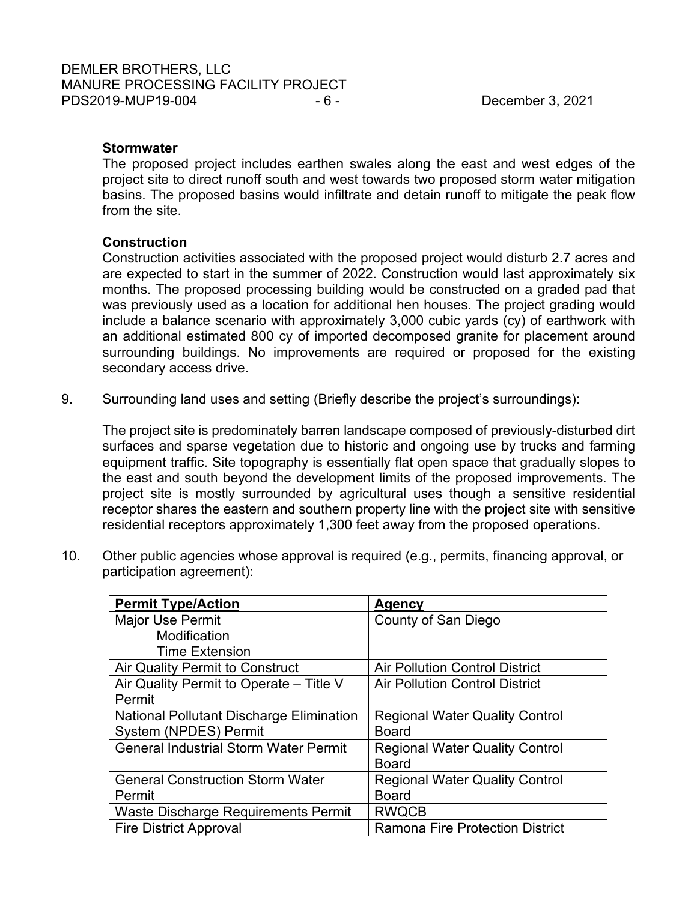**Stormwater**

The proposed project includes earthen swales along the east and west edges of the project site to direct runoff south and west towards two proposed storm water mitigation basins. The proposed basins would infiltrate and detain runoff to mitigate the peak flow from the site.

**Construction**

Construction activities associated with the proposed project would disturb 2.7 acres and are expected to start in the summer of 2022. Construction would last approximately six months. The proposed processing building would be constructed on a graded pad that was previously used as a location for additional hen houses. The project grading would include a balance scenario with approximately 3,000 cubic yards (cy) of earthwork with an additional estimated 800 cy of imported decomposed granite for placement around surrounding buildings. No improvements are required or proposed for the existing secondary access drive.

9. Surrounding land uses and setting (Briefly describe the project's surroundings):

   The project site is predominately barren landscape composed of previously-disturbed dirt surfaces and sparse vegetation due to historic and ongoing use by trucks and farming equipment traffic. Site topography is essentially flat open space that gradually slopes to the east and south beyond the development limits of the proposed improvements. The project site is mostly surrounded by agricultural uses though a sensitive residential receptor shares the eastern and southern property line with the project site with sensitive residential receptors approximately 1,300 feet away from the proposed operations.

10. Other public agencies whose approval is required (e.g., permits, financing approval, or participation agreement):

| Permit Type/Action | Agency |
|---|---|
| Major Use Permit<br>Modification<br>Time Extension | County of San Diego |
| Air Quality Permit to Construct | Air Pollution Control District |
| Air Quality Permit to Operate – Title V Permit | Air Pollution Control District |
| National Pollutant Discharge Elimination System (NPDES) Permit | Regional Water Quality Control Board |
| General Industrial Storm Water Permit | Regional Water Quality Control Board |
| General Construction Storm Water Permit | Regional Water Quality Control Board |
| Waste Discharge Requirements Permit | RWQCB |
| Fire District Approval | Ramona Fire Protection District |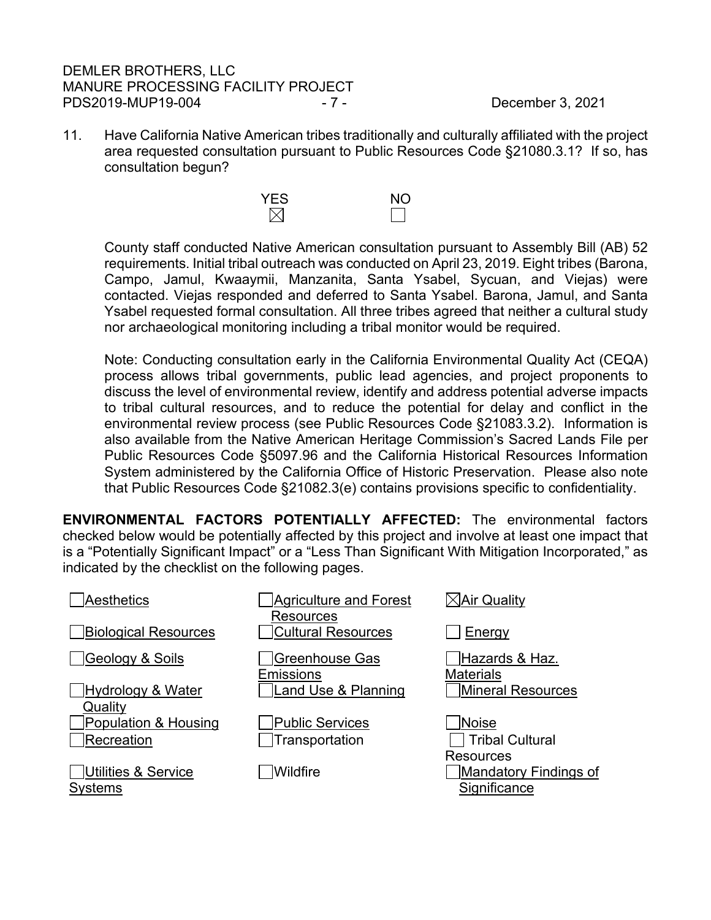11. Have California Native American tribes traditionally and culturally affiliated with the project area requested consultation pursuant to Public Resources Code §21080.3.1? If so, has consultation begun?

| YES | NO |
|---|---|
| ☒ | ☐ |

County staff conducted Native American consultation pursuant to Assembly Bill (AB) 52 requirements. Initial tribal outreach was conducted on April 23, 2019. Eight tribes (Barona, Campo, Jamul, Kwaaymii, Manzanita, Santa Ysabel, Sycuan, and Viejas) were contacted. Viejas responded and deferred to Santa Ysabel. Barona, Jamul, and Santa Ysabel requested formal consultation. All three tribes agreed that neither a cultural study nor archaeological monitoring including a tribal monitor would be required.

Note: Conducting consultation early in the California Environmental Quality Act (CEQA) process allows tribal governments, public lead agencies, and project proponents to discuss the level of environmental review, identify and address potential adverse impacts to tribal cultural resources, and to reduce the potential for delay and conflict in the environmental review process (see Public Resources Code §21083.3.2). Information is also available from the Native American Heritage Commission's Sacred Lands File per Public Resources Code §5097.96 and the California Historical Resources Information System administered by the California Office of Historic Preservation. Please also note that Public Resources Code §21082.3(e) contains provisions specific to confidentiality.

**ENVIRONMENTAL FACTORS POTENTIALLY AFFECTED:** The environmental factors checked below would be potentially affected by this project and involve at least one impact that is a "Potentially Significant Impact" or a "Less Than Significant With Mitigation Incorporated," as indicated by the checklist on the following pages.

| | | |
|---|---|---|
| ☐ Aesthetics | ☐ Agriculture and Forest Resources | ☒ Air Quality |
| ☐ Biological Resources | ☐ Cultural Resources | ☐ Energy |
| ☐ Geology & Soils | ☐ Greenhouse Gas Emissions | ☐ Hazards & Haz. Materials |
| ☐ Hydrology & Water Quality | ☐ Land Use & Planning | ☐ Mineral Resources |
| ☐ Population & Housing | ☐ Public Services | ☐ Noise |
| ☐ Recreation | ☐ Transportation | ☐ Tribal Cultural Resources |
| ☐ Utilities & Service Systems | ☐ Wildfire | ☐ Mandatory Findings of Significance |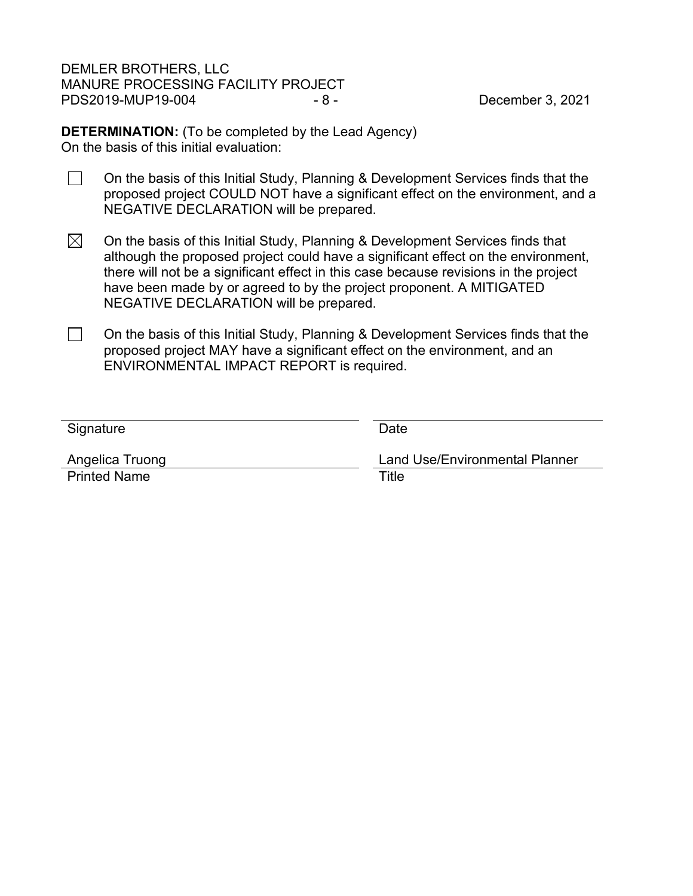**DETERMINATION:** (To be completed by the Lead Agency)
On the basis of this initial evaluation:

☐ On the basis of this Initial Study, Planning & Development Services finds that the proposed project COULD NOT have a significant effect on the environment, and a NEGATIVE DECLARATION will be prepared.

☒ On the basis of this Initial Study, Planning & Development Services finds that although the proposed project could have a significant effect on the environment, there will not be a significant effect in this case because revisions in the project have been made by or agreed to by the project proponent. A MITIGATED NEGATIVE DECLARATION will be prepared.

☐ On the basis of this Initial Study, Planning & Development Services finds that the proposed project MAY have a significant effect on the environment, and an ENVIRONMENTAL IMPACT REPORT is required.

| | |
|---|---|
| Signature | Date |
| Angelica Truong | Land Use/Environmental Planner |
| Printed Name | Title |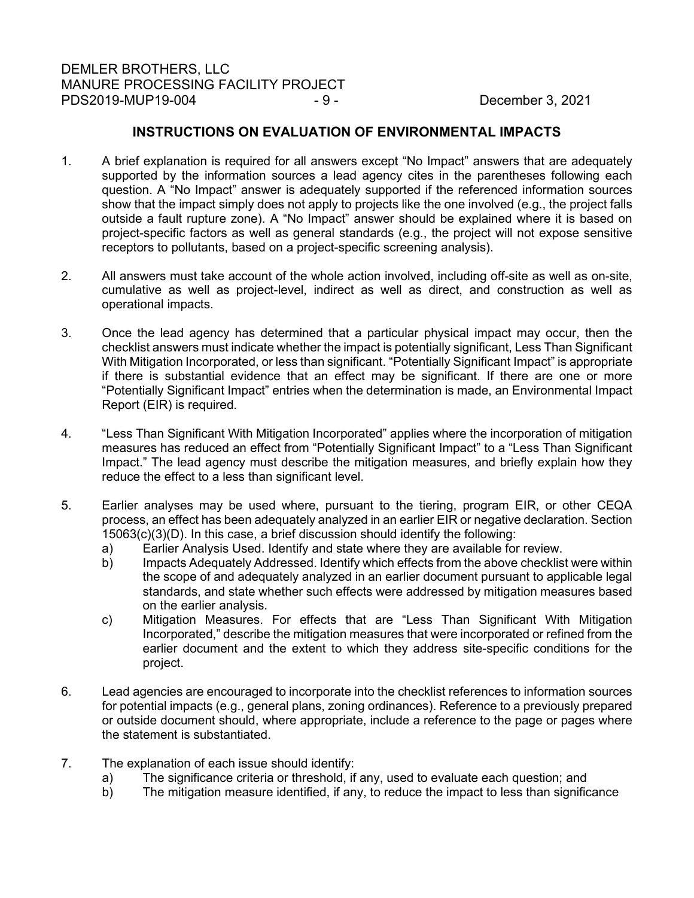## INSTRUCTIONS ON EVALUATION OF ENVIRONMENTAL IMPACTS

1. A brief explanation is required for all answers except "No Impact" answers that are adequately supported by the information sources a lead agency cites in the parentheses following each question. A "No Impact" answer is adequately supported if the referenced information sources show that the impact simply does not apply to projects like the one involved (e.g., the project falls outside a fault rupture zone). A "No Impact" answer should be explained where it is based on project-specific factors as well as general standards (e.g., the project will not expose sensitive receptors to pollutants, based on a project-specific screening analysis).

2. All answers must take account of the whole action involved, including off-site as well as on-site, cumulative as well as project-level, indirect as well as direct, and construction as well as operational impacts.

3. Once the lead agency has determined that a particular physical impact may occur, then the checklist answers must indicate whether the impact is potentially significant, Less Than Significant With Mitigation Incorporated, or less than significant. "Potentially Significant Impact" is appropriate if there is substantial evidence that an effect may be significant. If there are one or more "Potentially Significant Impact" entries when the determination is made, an Environmental Impact Report (EIR) is required.

4. "Less Than Significant With Mitigation Incorporated" applies where the incorporation of mitigation measures has reduced an effect from "Potentially Significant Impact" to a "Less Than Significant Impact." The lead agency must describe the mitigation measures, and briefly explain how they reduce the effect to a less than significant level.

5. Earlier analyses may be used where, pursuant to the tiering, program EIR, or other CEQA process, an effect has been adequately analyzed in an earlier EIR or negative declaration. Section 15063(c)(3)(D). In this case, a brief discussion should identify the following:
   a) Earlier Analysis Used. Identify and state where they are available for review.
   b) Impacts Adequately Addressed. Identify which effects from the above checklist were within the scope of and adequately analyzed in an earlier document pursuant to applicable legal standards, and state whether such effects were addressed by mitigation measures based on the earlier analysis.
   c) Mitigation Measures. For effects that are "Less Than Significant With Mitigation Incorporated," describe the mitigation measures that were incorporated or refined from the earlier document and the extent to which they address site-specific conditions for the project.

6. Lead agencies are encouraged to incorporate into the checklist references to information sources for potential impacts (e.g., general plans, zoning ordinances). Reference to a previously prepared or outside document should, where appropriate, include a reference to the page or pages where the statement is substantiated.

7. The explanation of each issue should identify:
   a) The significance criteria or threshold, if any, used to evaluate each question; and
   b) The mitigation measure identified, if any, to reduce the impact to less than significance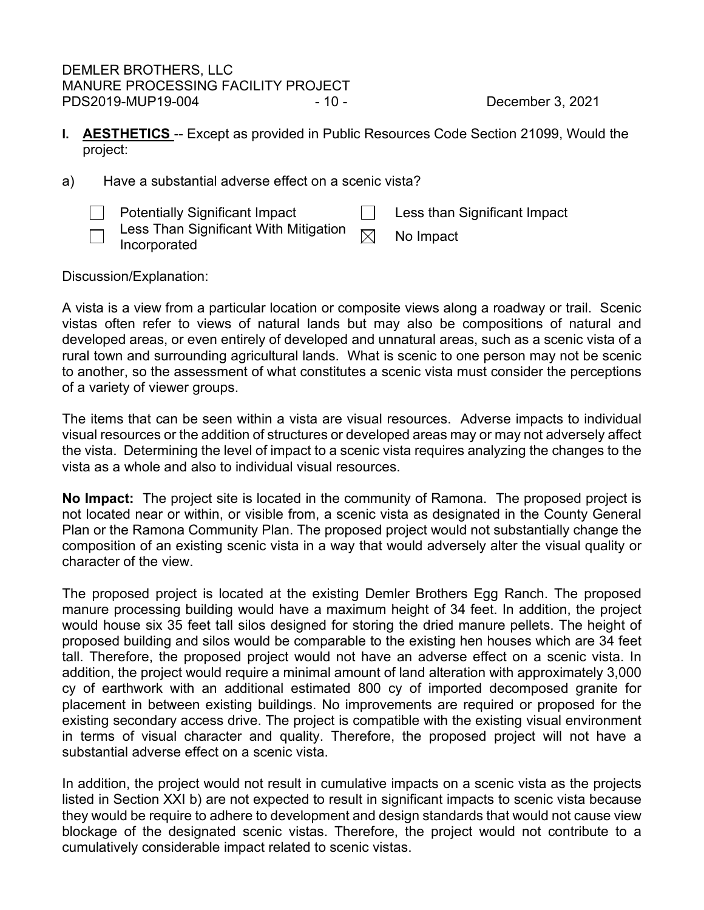**I. <u>AESTHETICS</u>** -- Except as provided in Public Resources Code Section 21099, Would the project:

a) Have a substantial adverse effect on a scenic vista?

- [ ] Potentially Significant Impact
- [ ] Less Than Significant With Mitigation Incorporated
- [ ] Less than Significant Impact
- [x] No Impact

Discussion/Explanation:

A vista is a view from a particular location or composite views along a roadway or trail. Scenic vistas often refer to views of natural lands but may also be compositions of natural and developed areas, or even entirely of developed and unnatural areas, such as a scenic vista of a rural town and surrounding agricultural lands. What is scenic to one person may not be scenic to another, so the assessment of what constitutes a scenic vista must consider the perceptions of a variety of viewer groups.

The items that can be seen within a vista are visual resources. Adverse impacts to individual visual resources or the addition of structures or developed areas may or may not adversely affect the vista. Determining the level of impact to a scenic vista requires analyzing the changes to the vista as a whole and also to individual visual resources.

**No Impact:** The project site is located in the community of Ramona. The proposed project is not located near or within, or visible from, a scenic vista as designated in the County General Plan or the Ramona Community Plan. The proposed project would not substantially change the composition of an existing scenic vista in a way that would adversely alter the visual quality or character of the view.

The proposed project is located at the existing Demler Brothers Egg Ranch. The proposed manure processing building would have a maximum height of 34 feet. In addition, the project would house six 35 feet tall silos designed for storing the dried manure pellets. The height of proposed building and silos would be comparable to the existing hen houses which are 34 feet tall. Therefore, the proposed project would not have an adverse effect on a scenic vista. In addition, the project would require a minimal amount of land alteration with approximately 3,000 cy of earthwork with an additional estimated 800 cy of imported decomposed granite for placement in between existing buildings. No improvements are required or proposed for the existing secondary access drive. The project is compatible with the existing visual environment in terms of visual character and quality. Therefore, the proposed project will not have a substantial adverse effect on a scenic vista.

In addition, the project would not result in cumulative impacts on a scenic vista as the projects listed in Section XXI b) are not expected to result in significant impacts to scenic vista because they would be require to adhere to development and design standards that would not cause view blockage of the designated scenic vistas. Therefore, the project would not contribute to a cumulatively considerable impact related to scenic vistas.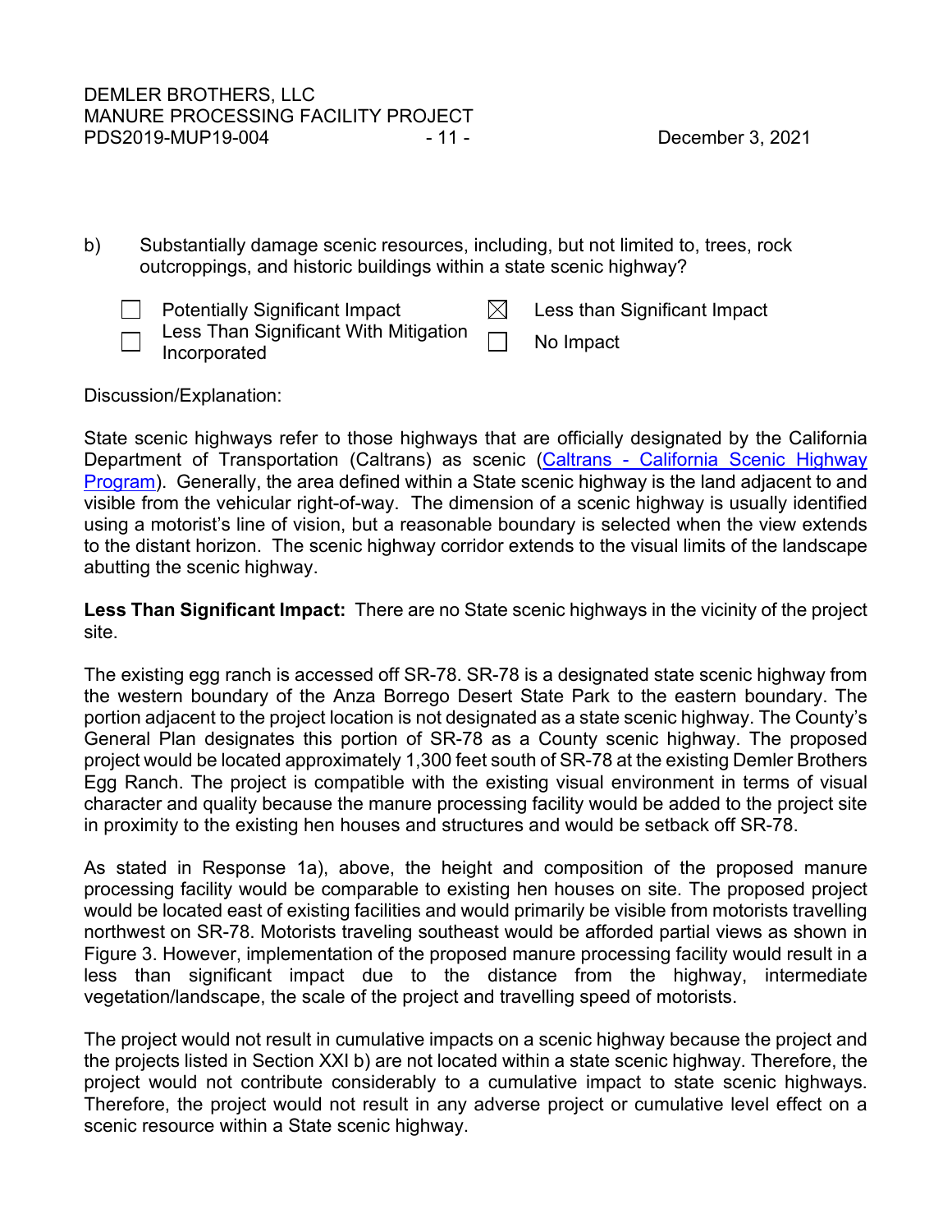b) Substantially damage scenic resources, including, but not limited to, trees, rock outcroppings, and historic buildings within a state scenic highway?

- ☐ Potentially Significant Impact
- ☐ Less Than Significant With Mitigation Incorporated
- ☒ Less than Significant Impact
- ☐ No Impact

Discussion/Explanation:

State scenic highways refer to those highways that are officially designated by the California Department of Transportation (Caltrans) as scenic (Caltrans - California Scenic Highway Program). Generally, the area defined within a State scenic highway is the land adjacent to and visible from the vehicular right-of-way. The dimension of a scenic highway is usually identified using a motorist's line of vision, but a reasonable boundary is selected when the view extends to the distant horizon. The scenic highway corridor extends to the visual limits of the landscape abutting the scenic highway.

**Less Than Significant Impact:** There are no State scenic highways in the vicinity of the project site.

The existing egg ranch is accessed off SR-78. SR-78 is a designated state scenic highway from the western boundary of the Anza Borrego Desert State Park to the eastern boundary. The portion adjacent to the project location is not designated as a state scenic highway. The County's General Plan designates this portion of SR-78 as a County scenic highway. The proposed project would be located approximately 1,300 feet south of SR-78 at the existing Demler Brothers Egg Ranch. The project is compatible with the existing visual environment in terms of visual character and quality because the manure processing facility would be added to the project site in proximity to the existing hen houses and structures and would be setback off SR-78.

As stated in Response 1a), above, the height and composition of the proposed manure processing facility would be comparable to existing hen houses on site. The proposed project would be located east of existing facilities and would primarily be visible from motorists travelling northwest on SR-78. Motorists traveling southeast would be afforded partial views as shown in Figure 3. However, implementation of the proposed manure processing facility would result in a less than significant impact due to the distance from the highway, intermediate vegetation/landscape, the scale of the project and travelling speed of motorists.

The project would not result in cumulative impacts on a scenic highway because the project and the projects listed in Section XXI b) are not located within a state scenic highway. Therefore, the project would not contribute considerably to a cumulative impact to state scenic highways. Therefore, the project would not result in any adverse project or cumulative level effect on a scenic resource within a State scenic highway.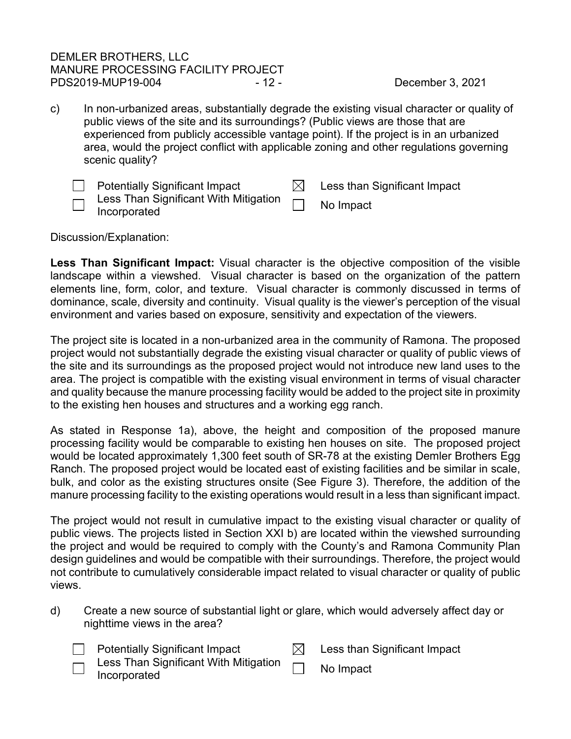c) In non-urbanized areas, substantially degrade the existing visual character or quality of public views of the site and its surroundings? (Public views are those that are experienced from publicly accessible vantage point). If the project is in an urbanized area, would the project conflict with applicable zoning and other regulations governing scenic quality?

☐ Potentially Significant Impact ☒ Less than Significant Impact
☐ Less Than Significant With Mitigation Incorporated ☐ No Impact

Discussion/Explanation:

**Less Than Significant Impact:** Visual character is the objective composition of the visible landscape within a viewshed. Visual character is based on the organization of the pattern elements line, form, color, and texture. Visual character is commonly discussed in terms of dominance, scale, diversity and continuity. Visual quality is the viewer's perception of the visual environment and varies based on exposure, sensitivity and expectation of the viewers.

The project site is located in a non-urbanized area in the community of Ramona. The proposed project would not substantially degrade the existing visual character or quality of public views of the site and its surroundings as the proposed project would not introduce new land uses to the area. The project is compatible with the existing visual environment in terms of visual character and quality because the manure processing facility would be added to the project site in proximity to the existing hen houses and structures and a working egg ranch.

As stated in Response 1a), above, the height and composition of the proposed manure processing facility would be comparable to existing hen houses on site. The proposed project would be located approximately 1,300 feet south of SR-78 at the existing Demler Brothers Egg Ranch. The proposed project would be located east of existing facilities and be similar in scale, bulk, and color as the existing structures onsite (See Figure 3). Therefore, the addition of the manure processing facility to the existing operations would result in a less than significant impact.

The project would not result in cumulative impact to the existing visual character or quality of public views. The projects listed in Section XXI b) are located within the viewshed surrounding the project and would be required to comply with the County's and Ramona Community Plan design guidelines and would be compatible with their surroundings. Therefore, the project would not contribute to cumulatively considerable impact related to visual character or quality of public views.

d) Create a new source of substantial light or glare, which would adversely affect day or nighttime views in the area?

☐ Potentially Significant Impact ☒ Less than Significant Impact
☐ Less Than Significant With Mitigation Incorporated ☐ No Impact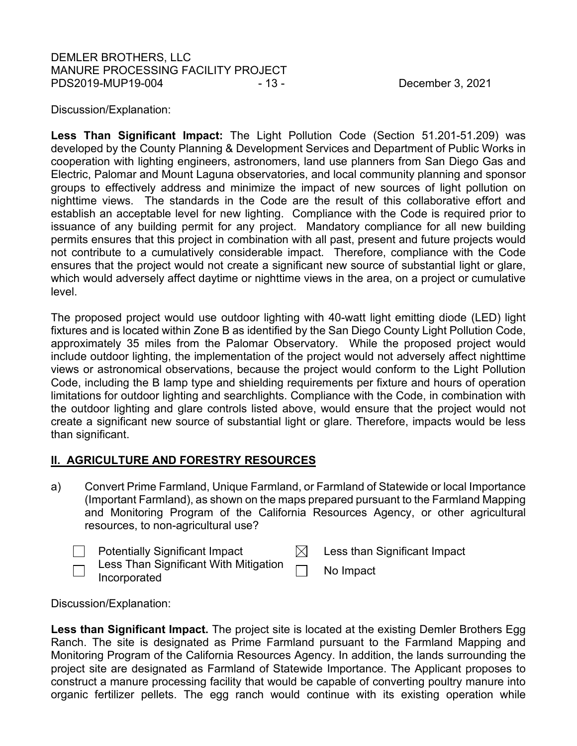Discussion/Explanation:

**Less Than Significant Impact:** The Light Pollution Code (Section 51.201-51.209) was developed by the County Planning & Development Services and Department of Public Works in cooperation with lighting engineers, astronomers, land use planners from San Diego Gas and Electric, Palomar and Mount Laguna observatories, and local community planning and sponsor groups to effectively address and minimize the impact of new sources of light pollution on nighttime views. The standards in the Code are the result of this collaborative effort and establish an acceptable level for new lighting. Compliance with the Code is required prior to issuance of any building permit for any project. Mandatory compliance for all new building permits ensures that this project in combination with all past, present and future projects would not contribute to a cumulatively considerable impact. Therefore, compliance with the Code ensures that the project would not create a significant new source of substantial light or glare, which would adversely affect daytime or nighttime views in the area, on a project or cumulative level.

The proposed project would use outdoor lighting with 40-watt light emitting diode (LED) light fixtures and is located within Zone B as identified by the San Diego County Light Pollution Code, approximately 35 miles from the Palomar Observatory. While the proposed project would include outdoor lighting, the implementation of the project would not adversely affect nighttime views or astronomical observations, because the project would conform to the Light Pollution Code, including the B lamp type and shielding requirements per fixture and hours of operation limitations for outdoor lighting and searchlights. Compliance with the Code, in combination with the outdoor lighting and glare controls listed above, would ensure that the project would not create a significant new source of substantial light or glare. Therefore, impacts would be less than significant.

## II. AGRICULTURE AND FORESTRY RESOURCES

a) Convert Prime Farmland, Unique Farmland, or Farmland of Statewide or local Importance (Important Farmland), as shown on the maps prepared pursuant to the Farmland Mapping and Monitoring Program of the California Resources Agency, or other agricultural resources, to non-agricultural use?

- [ ] Potentially Significant Impact
- [ ] Less Than Significant With Mitigation Incorporated
- [x] Less than Significant Impact
- [ ] No Impact

Discussion/Explanation:

**Less than Significant Impact.** The project site is located at the existing Demler Brothers Egg Ranch. The site is designated as Prime Farmland pursuant to the Farmland Mapping and Monitoring Program of the California Resources Agency. In addition, the lands surrounding the project site are designated as Farmland of Statewide Importance. The Applicant proposes to construct a manure processing facility that would be capable of converting poultry manure into organic fertilizer pellets. The egg ranch would continue with its existing operation while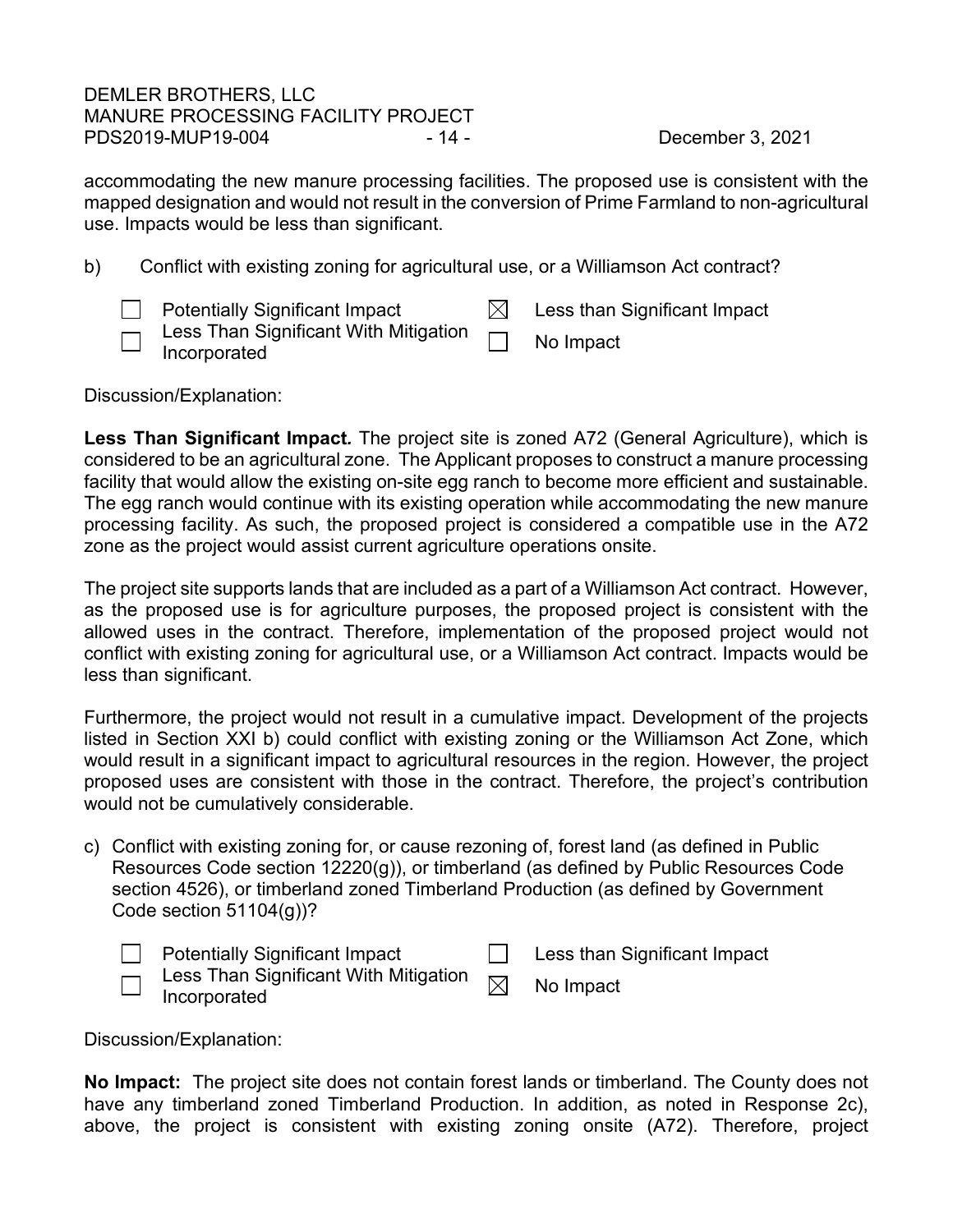accommodating the new manure processing facilities. The proposed use is consistent with the mapped designation and would not result in the conversion of Prime Farmland to non-agricultural use. Impacts would be less than significant.

b) Conflict with existing zoning for agricultural use, or a Williamson Act contract?

- ☐ Potentially Significant Impact
- ☐ Less Than Significant With Mitigation Incorporated
- ☒ Less than Significant Impact
- ☐ No Impact

Discussion/Explanation:

**Less Than Significant Impact.** The project site is zoned A72 (General Agriculture), which is considered to be an agricultural zone. The Applicant proposes to construct a manure processing facility that would allow the existing on-site egg ranch to become more efficient and sustainable. The egg ranch would continue with its existing operation while accommodating the new manure processing facility. As such, the proposed project is considered a compatible use in the A72 zone as the project would assist current agriculture operations onsite.

The project site supports lands that are included as a part of a Williamson Act contract. However, as the proposed use is for agriculture purposes, the proposed project is consistent with the allowed uses in the contract. Therefore, implementation of the proposed project would not conflict with existing zoning for agricultural use, or a Williamson Act contract. Impacts would be less than significant.

Furthermore, the project would not result in a cumulative impact. Development of the projects listed in Section XXI b) could conflict with existing zoning or the Williamson Act Zone, which would result in a significant impact to agricultural resources in the region. However, the project proposed uses are consistent with those in the contract. Therefore, the project's contribution would not be cumulatively considerable.

c) Conflict with existing zoning for, or cause rezoning of, forest land (as defined in Public Resources Code section 12220(g)), or timberland (as defined by Public Resources Code section 4526), or timberland zoned Timberland Production (as defined by Government Code section 51104(g))?

- ☐ Potentially Significant Impact
- ☐ Less Than Significant With Mitigation Incorporated
- ☐ Less than Significant Impact
- ☒ No Impact

Discussion/Explanation:

**No Impact:** The project site does not contain forest lands or timberland. The County does not have any timberland zoned Timberland Production. In addition, as noted in Response 2c), above, the project is consistent with existing zoning onsite (A72). Therefore, project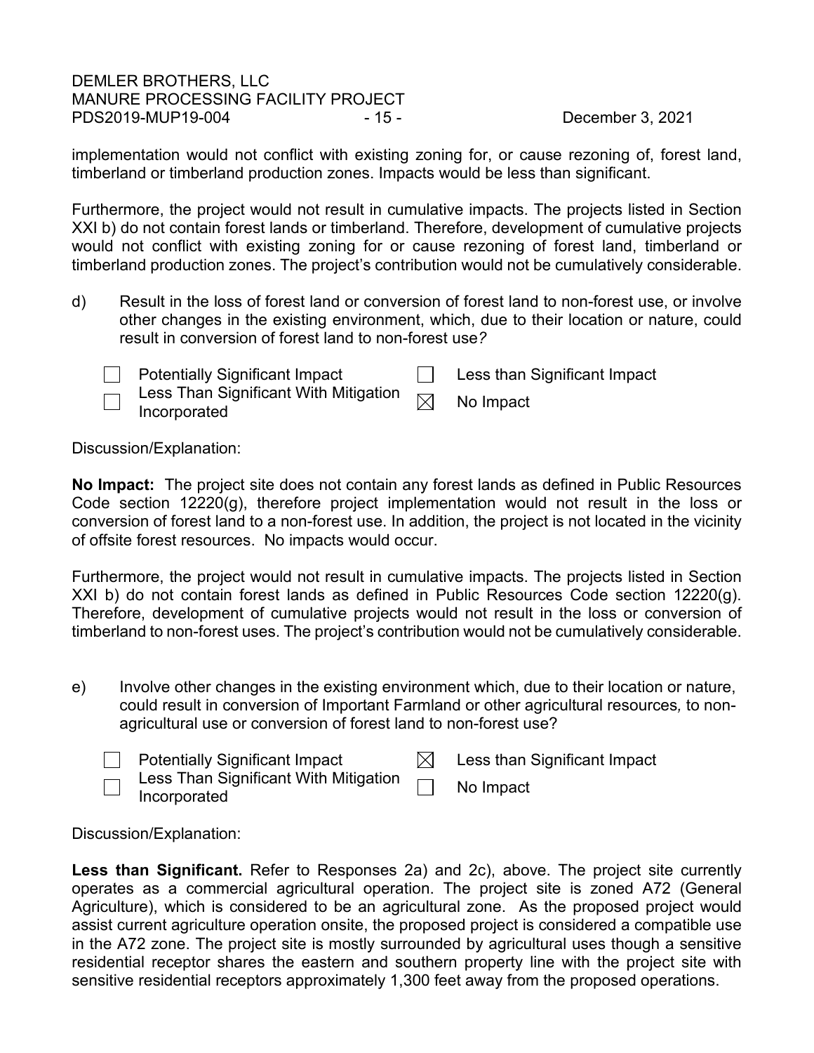implementation would not conflict with existing zoning for, or cause rezoning of, forest land, timberland or timberland production zones. Impacts would be less than significant.

Furthermore, the project would not result in cumulative impacts. The projects listed in Section XXI b) do not contain forest lands or timberland. Therefore, development of cumulative projects would not conflict with existing zoning for or cause rezoning of forest land, timberland or timberland production zones. The project's contribution would not be cumulatively considerable.

d) Result in the loss of forest land or conversion of forest land to non-forest use, or involve other changes in the existing environment, which, due to their location or nature, could result in conversion of forest land to non-forest use*?*

- ☐ Potentially Significant Impact
- ☐ Less Than Significant With Mitigation Incorporated
- ☐ Less than Significant Impact
- ☒ No Impact

Discussion/Explanation:

**No Impact:** The project site does not contain any forest lands as defined in Public Resources Code section 12220(g), therefore project implementation would not result in the loss or conversion of forest land to a non-forest use. In addition, the project is not located in the vicinity of offsite forest resources. No impacts would occur.

Furthermore, the project would not result in cumulative impacts. The projects listed in Section XXI b) do not contain forest lands as defined in Public Resources Code section 12220(g). Therefore, development of cumulative projects would not result in the loss or conversion of timberland to non-forest uses. The project's contribution would not be cumulatively considerable.

e) Involve other changes in the existing environment which, due to their location or nature, could result in conversion of Important Farmland or other agricultural resources*,* to non-agricultural use or conversion of forest land to non-forest use?

- ☐ Potentially Significant Impact
- ☐ Less Than Significant With Mitigation Incorporated
- ☒ Less than Significant Impact
- ☐ No Impact

Discussion/Explanation:

**Less than Significant.** Refer to Responses 2a) and 2c), above. The project site currently operates as a commercial agricultural operation. The project site is zoned A72 (General Agriculture), which is considered to be an agricultural zone. As the proposed project would assist current agriculture operation onsite, the proposed project is considered a compatible use in the A72 zone. The project site is mostly surrounded by agricultural uses though a sensitive residential receptor shares the eastern and southern property line with the project site with sensitive residential receptors approximately 1,300 feet away from the proposed operations.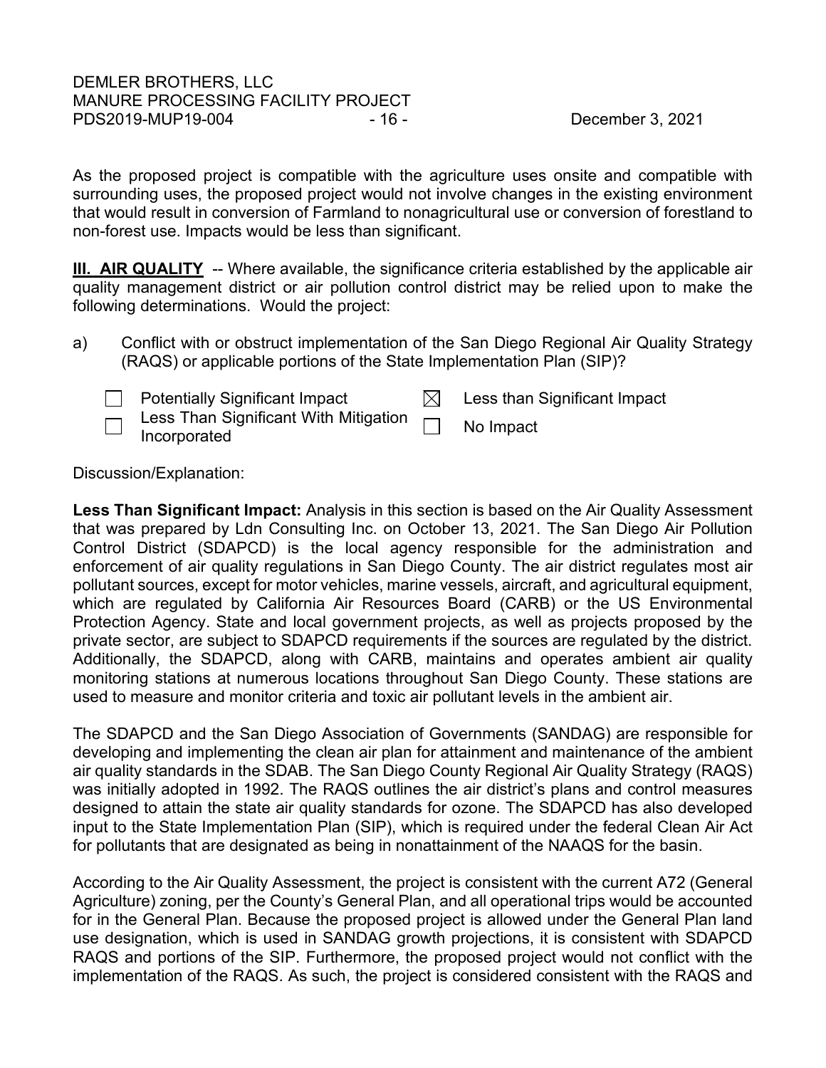As the proposed project is compatible with the agriculture uses onsite and compatible with surrounding uses, the proposed project would not involve changes in the existing environment that would result in conversion of Farmland to nonagricultural use or conversion of forestland to non-forest use. Impacts would be less than significant.

**III. AIR QUALITY** -- Where available, the significance criteria established by the applicable air quality management district or air pollution control district may be relied upon to make the following determinations. Would the project:

a) Conflict with or obstruct implementation of the San Diego Regional Air Quality Strategy (RAQS) or applicable portions of the State Implementation Plan (SIP)?

- ☐ Potentially Significant Impact
- ☐ Less Than Significant With Mitigation Incorporated
- ☒ Less than Significant Impact
- ☐ No Impact

Discussion/Explanation:

**Less Than Significant Impact:** Analysis in this section is based on the Air Quality Assessment that was prepared by Ldn Consulting Inc. on October 13, 2021. The San Diego Air Pollution Control District (SDAPCD) is the local agency responsible for the administration and enforcement of air quality regulations in San Diego County. The air district regulates most air pollutant sources, except for motor vehicles, marine vessels, aircraft, and agricultural equipment, which are regulated by California Air Resources Board (CARB) or the US Environmental Protection Agency. State and local government projects, as well as projects proposed by the private sector, are subject to SDAPCD requirements if the sources are regulated by the district. Additionally, the SDAPCD, along with CARB, maintains and operates ambient air quality monitoring stations at numerous locations throughout San Diego County. These stations are used to measure and monitor criteria and toxic air pollutant levels in the ambient air.

The SDAPCD and the San Diego Association of Governments (SANDAG) are responsible for developing and implementing the clean air plan for attainment and maintenance of the ambient air quality standards in the SDAB. The San Diego County Regional Air Quality Strategy (RAQS) was initially adopted in 1992. The RAQS outlines the air district's plans and control measures designed to attain the state air quality standards for ozone. The SDAPCD has also developed input to the State Implementation Plan (SIP), which is required under the federal Clean Air Act for pollutants that are designated as being in nonattainment of the NAAQS for the basin.

According to the Air Quality Assessment, the project is consistent with the current A72 (General Agriculture) zoning, per the County's General Plan, and all operational trips would be accounted for in the General Plan. Because the proposed project is allowed under the General Plan land use designation, which is used in SANDAG growth projections, it is consistent with SDAPCD RAQS and portions of the SIP. Furthermore, the proposed project would not conflict with the implementation of the RAQS. As such, the project is considered consistent with the RAQS and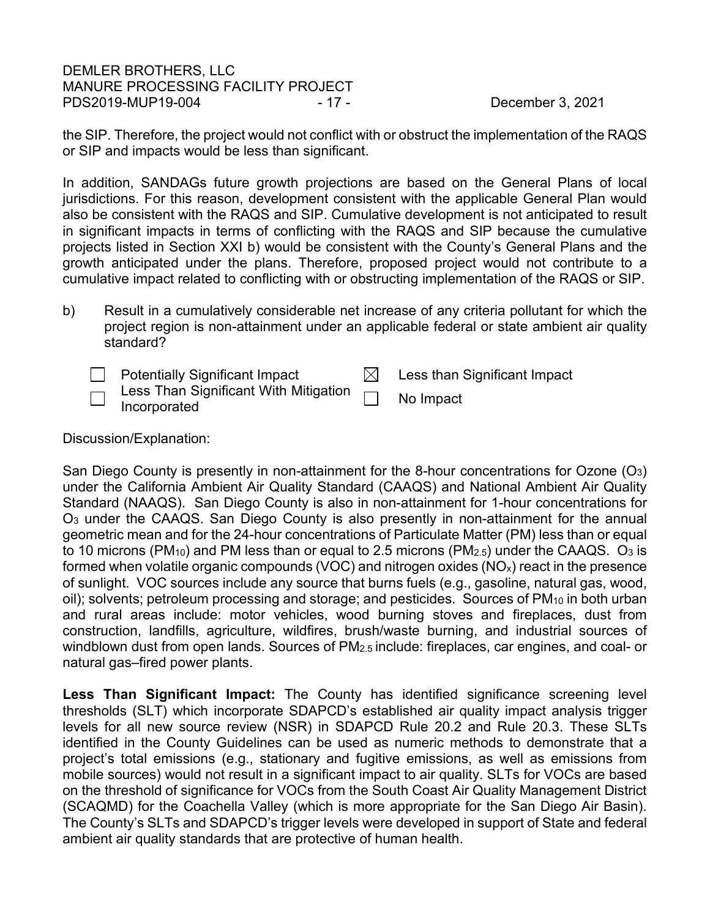the SIP. Therefore, the project would not conflict with or obstruct the implementation of the RAQS or SIP and impacts would be less than significant.

In addition, SANDAGs future growth projections are based on the General Plans of local jurisdictions. For this reason, development consistent with the applicable General Plan would also be consistent with the RAQS and SIP. Cumulative development is not anticipated to result in significant impacts in terms of conflicting with the RAQS and SIP because the cumulative projects listed in Section XXI b) would be consistent with the County's General Plans and the growth anticipated under the plans. Therefore, proposed project would not contribute to a cumulative impact related to conflicting with or obstructing implementation of the RAQS or SIP.

b) Result in a cumulatively considerable net increase of any criteria pollutant for which the project region is non-attainment under an applicable federal or state ambient air quality standard?

- ☐ Potentially Significant Impact
- ☒ Less than Significant Impact
- ☐ Less Than Significant With Mitigation Incorporated
- ☐ No Impact

Discussion/Explanation:

San Diego County is presently in non-attainment for the 8-hour concentrations for Ozone ($O_3$) under the California Ambient Air Quality Standard (CAAQS) and National Ambient Air Quality Standard (NAAQS). San Diego County is also in non-attainment for 1-hour concentrations for $O_3$ under the CAAQS. San Diego County is also presently in non-attainment for the annual geometric mean and for the 24-hour concentrations of Particulate Matter (PM) less than or equal to 10 microns ($PM_{10}$) and PM less than or equal to 2.5 microns ($PM_{2.5}$) under the CAAQS. $O_3$ is formed when volatile organic compounds (VOC) and nitrogen oxides ($NO_x$) react in the presence of sunlight. VOC sources include any source that burns fuels (e.g., gasoline, natural gas, wood, oil); solvents; petroleum processing and storage; and pesticides. Sources of $PM_{10}$ in both urban and rural areas include: motor vehicles, wood burning stoves and fireplaces, dust from construction, landfills, agriculture, wildfires, brush/waste burning, and industrial sources of windblown dust from open lands. Sources of $PM_{2.5}$ include: fireplaces, car engines, and coal- or natural gas–fired power plants.

**Less Than Significant Impact:** The County has identified significance screening level thresholds (SLT) which incorporate SDAPCD's established air quality impact analysis trigger levels for all new source review (NSR) in SDAPCD Rule 20.2 and Rule 20.3. These SLTs identified in the County Guidelines can be used as numeric methods to demonstrate that a project's total emissions (e.g., stationary and fugitive emissions, as well as emissions from mobile sources) would not result in a significant impact to air quality. SLTs for VOCs are based on the threshold of significance for VOCs from the South Coast Air Quality Management District (SCAQMD) for the Coachella Valley (which is more appropriate for the San Diego Air Basin). The County's SLTs and SDAPCD's trigger levels were developed in support of State and federal ambient air quality standards that are protective of human health.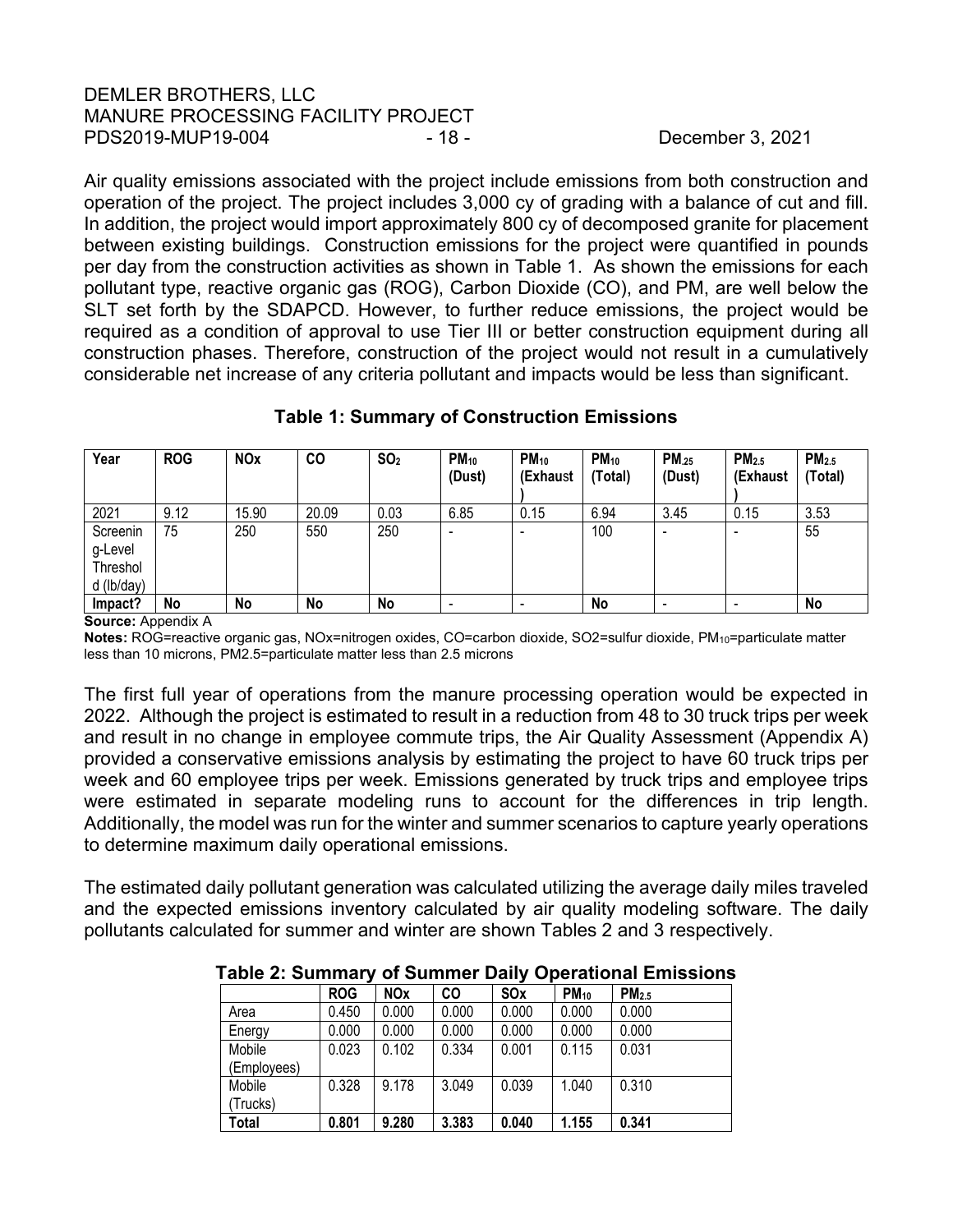Air quality emissions associated with the project include emissions from both construction and operation of the project. The project includes 3,000 cy of grading with a balance of cut and fill. In addition, the project would import approximately 800 cy of decomposed granite for placement between existing buildings. Construction emissions for the project were quantified in pounds per day from the construction activities as shown in Table 1. As shown the emissions for each pollutant type, reactive organic gas (ROG), Carbon Dioxide (CO), and PM, are well below the SLT set forth by the SDAPCD. However, to further reduce emissions, the project would be required as a condition of approval to use Tier III or better construction equipment during all construction phases. Therefore, construction of the project would not result in a cumulatively considerable net increase of any criteria pollutant and impacts would be less than significant.

**Table 1: Summary of Construction Emissions**

| Year | ROG | NOx | CO | $SO_2$ | $PM_{10}$ (Dust) | $PM_{10}$ (Exhaust) | $PM_{10}$ (Total) | $PM_{.25}$ (Dust) | $PM_{2.5}$ (Exhaust) | $PM_{2.5}$ (Total) |
|---|---|---|---|---|---|---|---|---|---|---|
| 2021 | 9.12 | 15.90 | 20.09 | 0.03 | 6.85 | 0.15 | 6.94 | 3.45 | 0.15 | 3.53 |
| Screening-Level Threshold (lb/day) | 75 | 250 | 550 | 250 | - | - | 100 | - | - | 55 |
| **Impact?** | **No** | **No** | **No** | **No** | - | - | **No** | - | - | **No** |

**Source:** Appendix A

**Notes:** ROG=reactive organic gas, NOx=nitrogen oxides, CO=carbon dioxide, SO2=sulfur dioxide, $PM_{10}$=particulate matter less than 10 microns, PM2.5=particulate matter less than 2.5 microns

The first full year of operations from the manure processing operation would be expected in 2022. Although the project is estimated to result in a reduction from 48 to 30 truck trips per week and result in no change in employee commute trips, the Air Quality Assessment (Appendix A) provided a conservative emissions analysis by estimating the project to have 60 truck trips per week and 60 employee trips per week. Emissions generated by truck trips and employee trips were estimated in separate modeling runs to account for the differences in trip length. Additionally, the model was run for the winter and summer scenarios to capture yearly operations to determine maximum daily operational emissions.

The estimated daily pollutant generation was calculated utilizing the average daily miles traveled and the expected emissions inventory calculated by air quality modeling software. The daily pollutants calculated for summer and winter are shown Tables 2 and 3 respectively.

**Table 2: Summary of Summer Daily Operational Emissions**

| | ROG | NOx | CO | SOx | $PM_{10}$ | $PM_{2.5}$ |
|---|---|---|---|---|---|---|
| Area | 0.450 | 0.000 | 0.000 | 0.000 | 0.000 | 0.000 |
| Energy | 0.000 | 0.000 | 0.000 | 0.000 | 0.000 | 0.000 |
| Mobile (Employees) | 0.023 | 0.102 | 0.334 | 0.001 | 0.115 | 0.031 |
| Mobile (Trucks) | 0.328 | 9.178 | 3.049 | 0.039 | 1.040 | 0.310 |
| **Total** | **0.801** | **9.280** | **3.383** | **0.040** | **1.155** | **0.341** |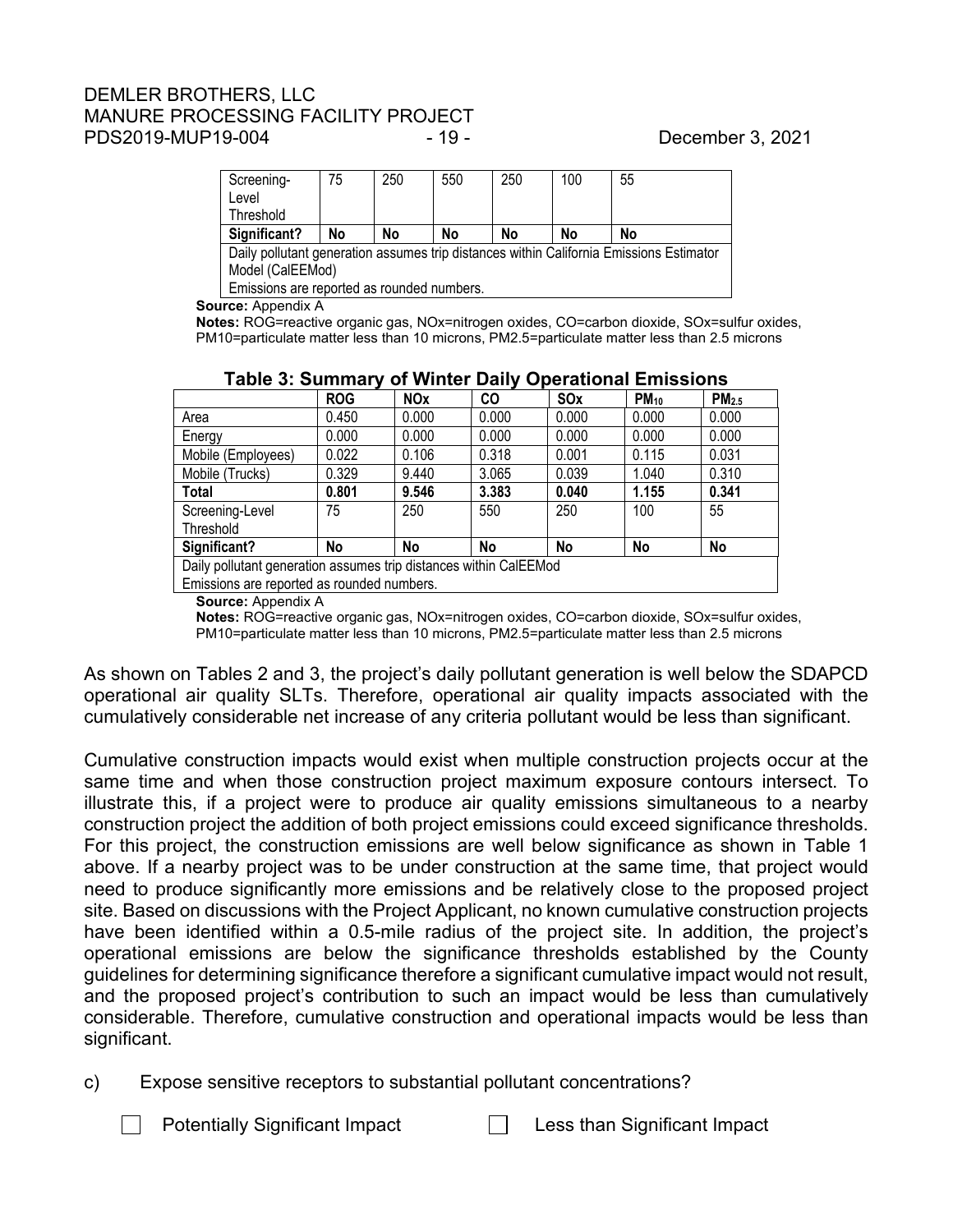| Screening-Level Threshold | 75 | 250 | 550 | 250 | 100 | 55 |
|---|---|---|---|---|---|---|
| **Significant?** | **No** | **No** | **No** | **No** | **No** | **No** |
| Daily pollutant generation assumes trip distances within California Emissions Estimator Model (CalEEMod) Emissions are reported as rounded numbers. | | | | | | |

**Source:** Appendix A

**Notes:** ROG=reactive organic gas, NOx=nitrogen oxides, CO=carbon dioxide, SOx=sulfur oxides, PM10=particulate matter less than 10 microns, PM2.5=particulate matter less than 2.5 microns

**Table 3: Summary of Winter Daily Operational Emissions**

| | ROG | NOx | CO | SOx | $PM_{10}$ | $PM_{2.5}$ |
|---|---|---|---|---|---|---|
| Area | 0.450 | 0.000 | 0.000 | 0.000 | 0.000 | 0.000 |
| Energy | 0.000 | 0.000 | 0.000 | 0.000 | 0.000 | 0.000 |
| Mobile (Employees) | 0.022 | 0.106 | 0.318 | 0.001 | 0.115 | 0.031 |
| Mobile (Trucks) | 0.329 | 9.440 | 3.065 | 0.039 | 1.040 | 0.310 |
| **Total** | **0.801** | **9.546** | **3.383** | **0.040** | **1.155** | **0.341** |
| Screening-Level Threshold | 75 | 250 | 550 | 250 | 100 | 55 |
| **Significant?** | **No** | **No** | **No** | **No** | **No** | **No** |
| Daily pollutant generation assumes trip distances within CalEEMod Emissions are reported as rounded numbers. | | | | | | |

**Source:** Appendix A

**Notes:** ROG=reactive organic gas, NOx=nitrogen oxides, CO=carbon dioxide, SOx=sulfur oxides, PM10=particulate matter less than 10 microns, PM2.5=particulate matter less than 2.5 microns

As shown on Tables 2 and 3, the project's daily pollutant generation is well below the SDAPCD operational air quality SLTs. Therefore, operational air quality impacts associated with the cumulatively considerable net increase of any criteria pollutant would be less than significant.

Cumulative construction impacts would exist when multiple construction projects occur at the same time and when those construction project maximum exposure contours intersect. To illustrate this, if a project were to produce air quality emissions simultaneous to a nearby construction project the addition of both project emissions could exceed significance thresholds. For this project, the construction emissions are well below significance as shown in Table 1 above. If a nearby project was to be under construction at the same time, that project would need to produce significantly more emissions and be relatively close to the proposed project site. Based on discussions with the Project Applicant, no known cumulative construction projects have been identified within a 0.5-mile radius of the project site. In addition, the project's operational emissions are below the significance thresholds established by the County guidelines for determining significance therefore a significant cumulative impact would not result, and the proposed project's contribution to such an impact would be less than cumulatively considerable. Therefore, cumulative construction and operational impacts would be less than significant.

c) Expose sensitive receptors to substantial pollutant concentrations?

☐ Potentially Significant Impact ☐ Less than Significant Impact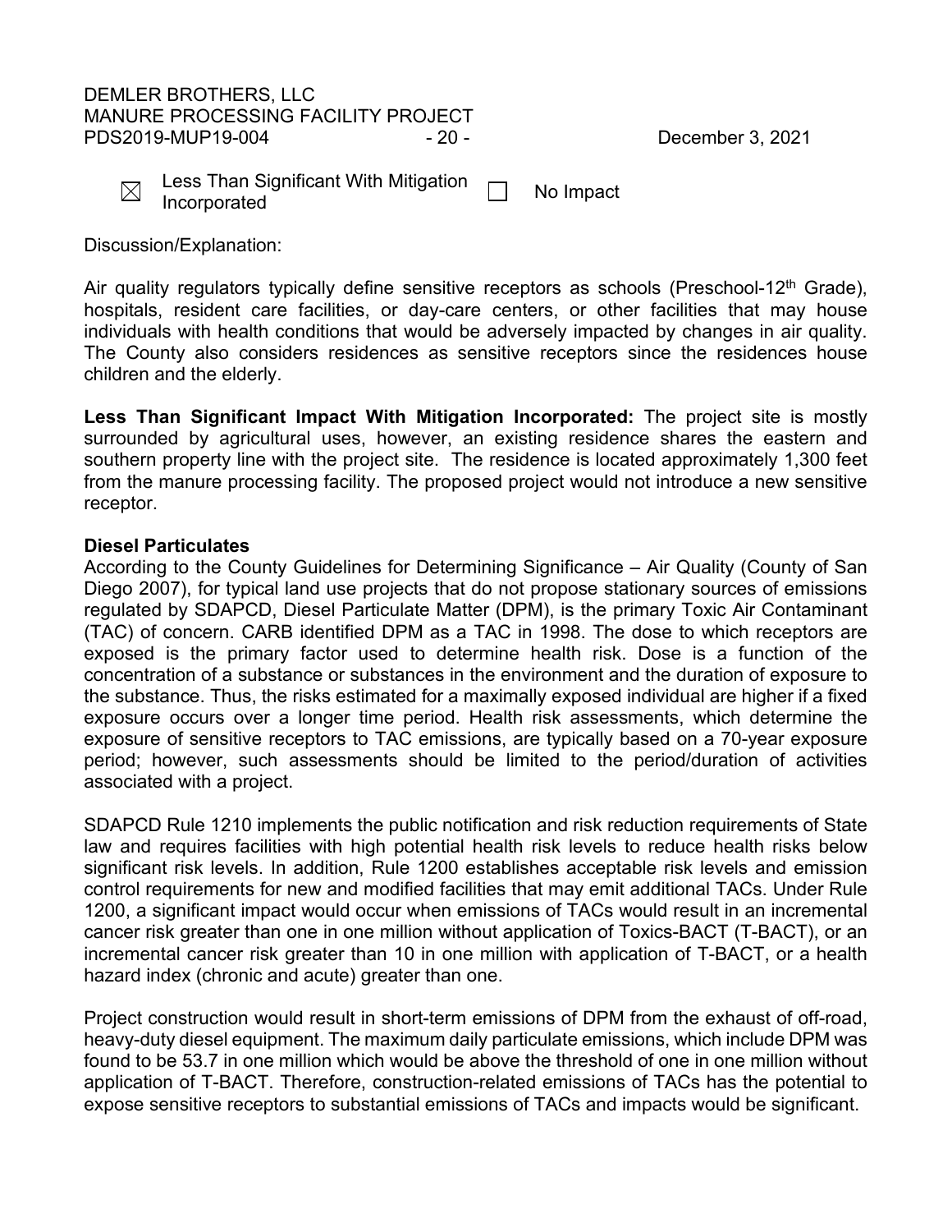☒ Less Than Significant With Mitigation Incorporated ☐ No Impact

Discussion/Explanation:

Air quality regulators typically define sensitive receptors as schools (Preschool-12th Grade), hospitals, resident care facilities, or day-care centers, or other facilities that may house individuals with health conditions that would be adversely impacted by changes in air quality. The County also considers residences as sensitive receptors since the residences house children and the elderly.

**Less Than Significant Impact With Mitigation Incorporated:** The project site is mostly surrounded by agricultural uses, however, an existing residence shares the eastern and southern property line with the project site. The residence is located approximately 1,300 feet from the manure processing facility. The proposed project would not introduce a new sensitive receptor.

**Diesel Particulates**

According to the County Guidelines for Determining Significance – Air Quality (County of San Diego 2007), for typical land use projects that do not propose stationary sources of emissions regulated by SDAPCD, Diesel Particulate Matter (DPM), is the primary Toxic Air Contaminant (TAC) of concern. CARB identified DPM as a TAC in 1998. The dose to which receptors are exposed is the primary factor used to determine health risk. Dose is a function of the concentration of a substance or substances in the environment and the duration of exposure to the substance. Thus, the risks estimated for a maximally exposed individual are higher if a fixed exposure occurs over a longer time period. Health risk assessments, which determine the exposure of sensitive receptors to TAC emissions, are typically based on a 70-year exposure period; however, such assessments should be limited to the period/duration of activities associated with a project.

SDAPCD Rule 1210 implements the public notification and risk reduction requirements of State law and requires facilities with high potential health risk levels to reduce health risks below significant risk levels. In addition, Rule 1200 establishes acceptable risk levels and emission control requirements for new and modified facilities that may emit additional TACs. Under Rule 1200, a significant impact would occur when emissions of TACs would result in an incremental cancer risk greater than one in one million without application of Toxics-BACT (T-BACT), or an incremental cancer risk greater than 10 in one million with application of T-BACT, or a health hazard index (chronic and acute) greater than one.

Project construction would result in short-term emissions of DPM from the exhaust of off-road, heavy-duty diesel equipment. The maximum daily particulate emissions, which include DPM was found to be 53.7 in one million which would be above the threshold of one in one million without application of T-BACT. Therefore, construction-related emissions of TACs has the potential to expose sensitive receptors to substantial emissions of TACs and impacts would be significant.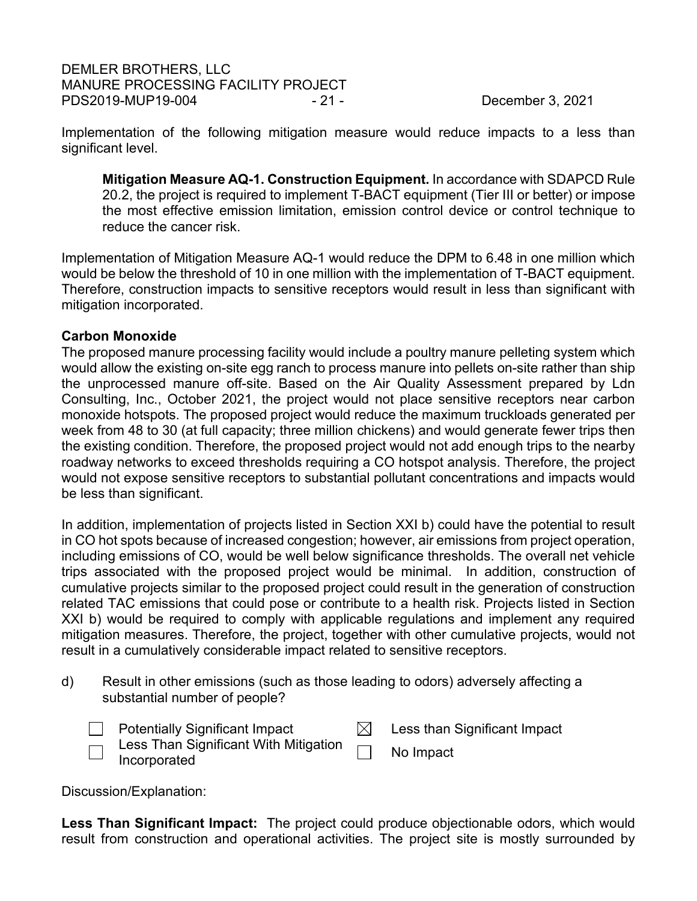Implementation of the following mitigation measure would reduce impacts to a less than significant level.

> **Mitigation Measure AQ-1. Construction Equipment.** In accordance with SDAPCD Rule 20.2, the project is required to implement T-BACT equipment (Tier III or better) or impose the most effective emission limitation, emission control device or control technique to reduce the cancer risk.

Implementation of Mitigation Measure AQ-1 would reduce the DPM to 6.48 in one million which would be below the threshold of 10 in one million with the implementation of T-BACT equipment. Therefore, construction impacts to sensitive receptors would result in less than significant with mitigation incorporated.

**Carbon Monoxide**

The proposed manure processing facility would include a poultry manure pelleting system which would allow the existing on-site egg ranch to process manure into pellets on-site rather than ship the unprocessed manure off-site. Based on the Air Quality Assessment prepared by Ldn Consulting, Inc., October 2021, the project would not place sensitive receptors near carbon monoxide hotspots. The proposed project would reduce the maximum truckloads generated per week from 48 to 30 (at full capacity; three million chickens) and would generate fewer trips then the existing condition. Therefore, the proposed project would not add enough trips to the nearby roadway networks to exceed thresholds requiring a CO hotspot analysis. Therefore, the project would not expose sensitive receptors to substantial pollutant concentrations and impacts would be less than significant.

In addition, implementation of projects listed in Section XXI b) could have the potential to result in CO hot spots because of increased congestion; however, air emissions from project operation, including emissions of CO, would be well below significance thresholds. The overall net vehicle trips associated with the proposed project would be minimal. In addition, construction of cumulative projects similar to the proposed project could result in the generation of construction related TAC emissions that could pose or contribute to a health risk. Projects listed in Section XXI b) would be required to comply with applicable regulations and implement any required mitigation measures. Therefore, the project, together with other cumulative projects, would not result in a cumulatively considerable impact related to sensitive receptors.

d) Result in other emissions (such as those leading to odors) adversely affecting a substantial number of people?

- ☐ Potentially Significant Impact
- ☐ Less Than Significant With Mitigation Incorporated
- ☒ Less than Significant Impact
- ☐ No Impact

Discussion/Explanation:

**Less Than Significant Impact:** The project could produce objectionable odors, which would result from construction and operational activities. The project site is mostly surrounded by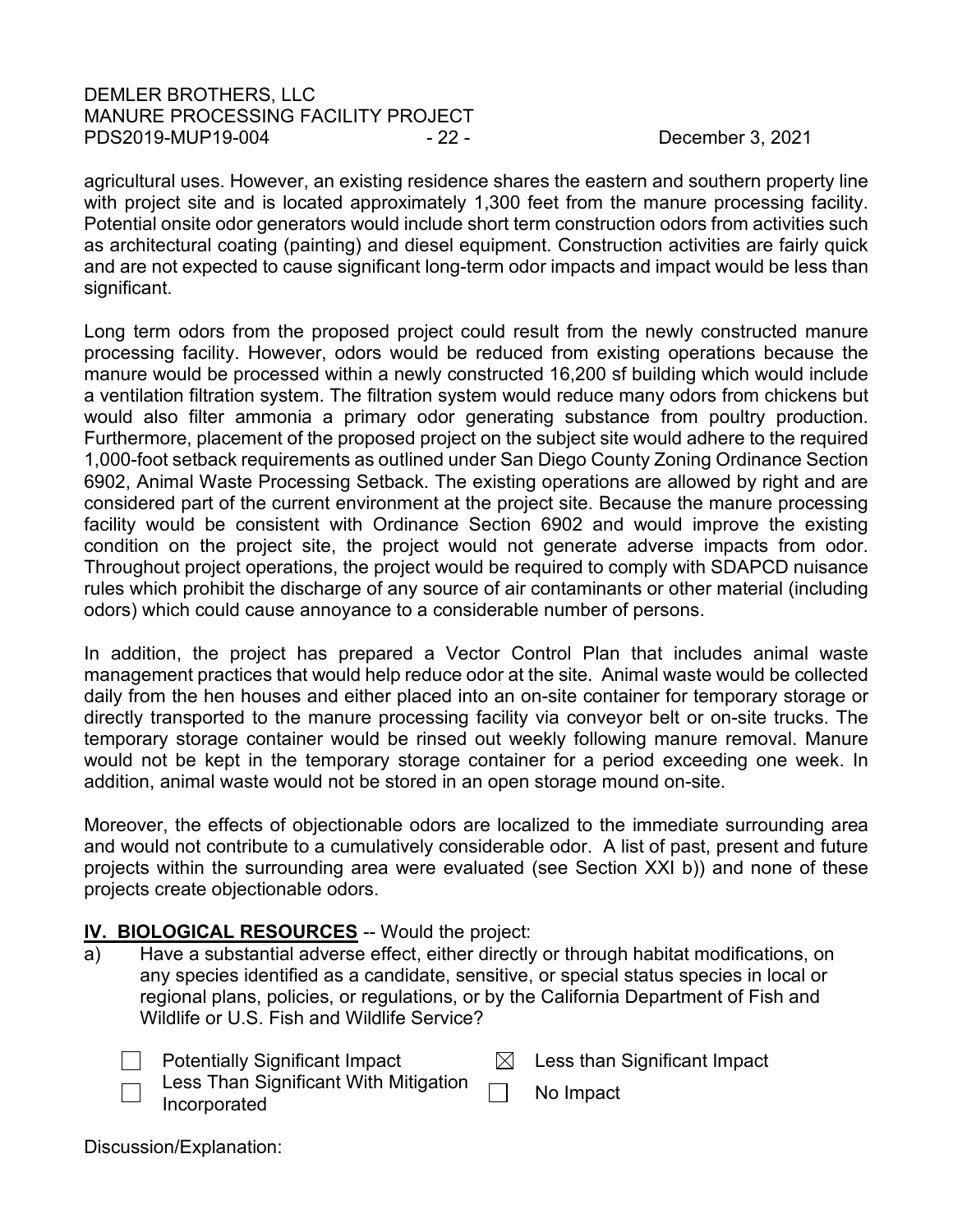agricultural uses. However, an existing residence shares the eastern and southern property line with project site and is located approximately 1,300 feet from the manure processing facility. Potential onsite odor generators would include short term construction odors from activities such as architectural coating (painting) and diesel equipment. Construction activities are fairly quick and are not expected to cause significant long-term odor impacts and impact would be less than significant.

Long term odors from the proposed project could result from the newly constructed manure processing facility. However, odors would be reduced from existing operations because the manure would be processed within a newly constructed 16,200 sf building which would include a ventilation filtration system. The filtration system would reduce many odors from chickens but would also filter ammonia a primary odor generating substance from poultry production. Furthermore, placement of the proposed project on the subject site would adhere to the required 1,000-foot setback requirements as outlined under San Diego County Zoning Ordinance Section 6902, Animal Waste Processing Setback. The existing operations are allowed by right and are considered part of the current environment at the project site. Because the manure processing facility would be consistent with Ordinance Section 6902 and would improve the existing condition on the project site, the project would not generate adverse impacts from odor. Throughout project operations, the project would be required to comply with SDAPCD nuisance rules which prohibit the discharge of any source of air contaminants or other material (including odors) which could cause annoyance to a considerable number of persons.

In addition, the project has prepared a Vector Control Plan that includes animal waste management practices that would help reduce odor at the site. Animal waste would be collected daily from the hen houses and either placed into an on-site container for temporary storage or directly transported to the manure processing facility via conveyor belt or on-site trucks. The temporary storage container would be rinsed out weekly following manure removal. Manure would not be kept in the temporary storage container for a period exceeding one week. In addition, animal waste would not be stored in an open storage mound on-site.

Moreover, the effects of objectionable odors are localized to the immediate surrounding area and would not contribute to a cumulatively considerable odor. A list of past, present and future projects within the surrounding area were evaluated (see Section XXI b)) and none of these projects create objectionable odors.

## IV. BIOLOGICAL RESOURCES -- Would the project:

a) Have a substantial adverse effect, either directly or through habitat modifications, on any species identified as a candidate, sensitive, or special status species in local or regional plans, policies, or regulations, or by the California Department of Fish and Wildlife or U.S. Fish and Wildlife Service?

- ☐ Potentially Significant Impact
- ☐ Less Than Significant With Mitigation Incorporated
- ☒ Less than Significant Impact
- ☐ No Impact

Discussion/Explanation: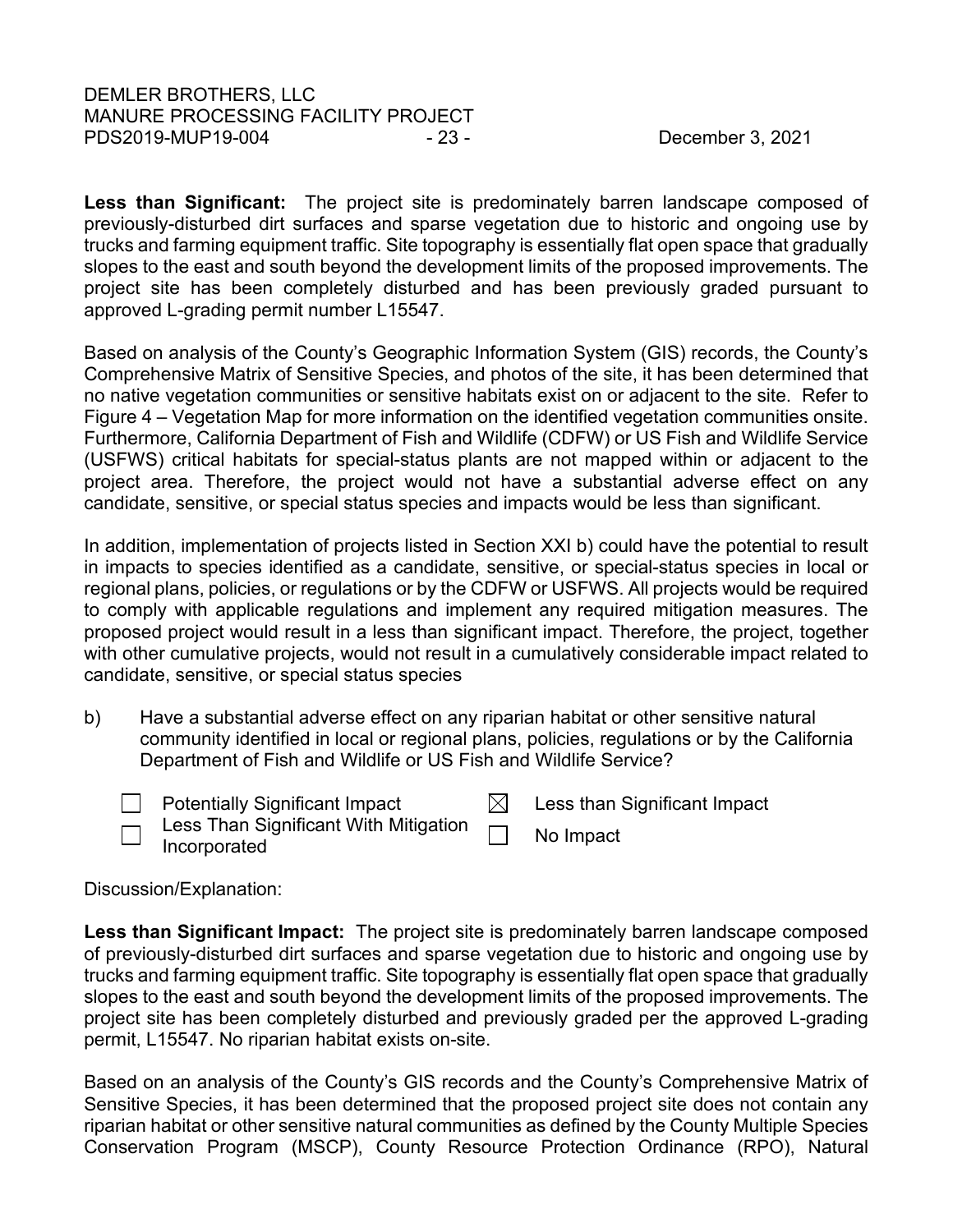**Less than Significant:** The project site is predominately barren landscape composed of previously-disturbed dirt surfaces and sparse vegetation due to historic and ongoing use by trucks and farming equipment traffic. Site topography is essentially flat open space that gradually slopes to the east and south beyond the development limits of the proposed improvements. The project site has been completely disturbed and has been previously graded pursuant to approved L-grading permit number L15547.

Based on analysis of the County's Geographic Information System (GIS) records, the County's Comprehensive Matrix of Sensitive Species, and photos of the site, it has been determined that no native vegetation communities or sensitive habitats exist on or adjacent to the site. Refer to Figure 4 – Vegetation Map for more information on the identified vegetation communities onsite. Furthermore, California Department of Fish and Wildlife (CDFW) or US Fish and Wildlife Service (USFWS) critical habitats for special-status plants are not mapped within or adjacent to the project area. Therefore, the project would not have a substantial adverse effect on any candidate, sensitive, or special status species and impacts would be less than significant.

In addition, implementation of projects listed in Section XXI b) could have the potential to result in impacts to species identified as a candidate, sensitive, or special-status species in local or regional plans, policies, or regulations or by the CDFW or USFWS. All projects would be required to comply with applicable regulations and implement any required mitigation measures. The proposed project would result in a less than significant impact. Therefore, the project, together with other cumulative projects, would not result in a cumulatively considerable impact related to candidate, sensitive, or special status species

b) Have a substantial adverse effect on any riparian habitat or other sensitive natural community identified in local or regional plans, policies, regulations or by the California Department of Fish and Wildlife or US Fish and Wildlife Service?

- ☐ Potentially Significant Impact
- ☐ Less Than Significant With Mitigation Incorporated
- ☒ Less than Significant Impact
- ☐ No Impact

Discussion/Explanation:

**Less than Significant Impact:** The project site is predominately barren landscape composed of previously-disturbed dirt surfaces and sparse vegetation due to historic and ongoing use by trucks and farming equipment traffic. Site topography is essentially flat open space that gradually slopes to the east and south beyond the development limits of the proposed improvements. The project site has been completely disturbed and previously graded per the approved L-grading permit, L15547. No riparian habitat exists on-site.

Based on an analysis of the County's GIS records and the County's Comprehensive Matrix of Sensitive Species, it has been determined that the proposed project site does not contain any riparian habitat or other sensitive natural communities as defined by the County Multiple Species Conservation Program (MSCP), County Resource Protection Ordinance (RPO), Natural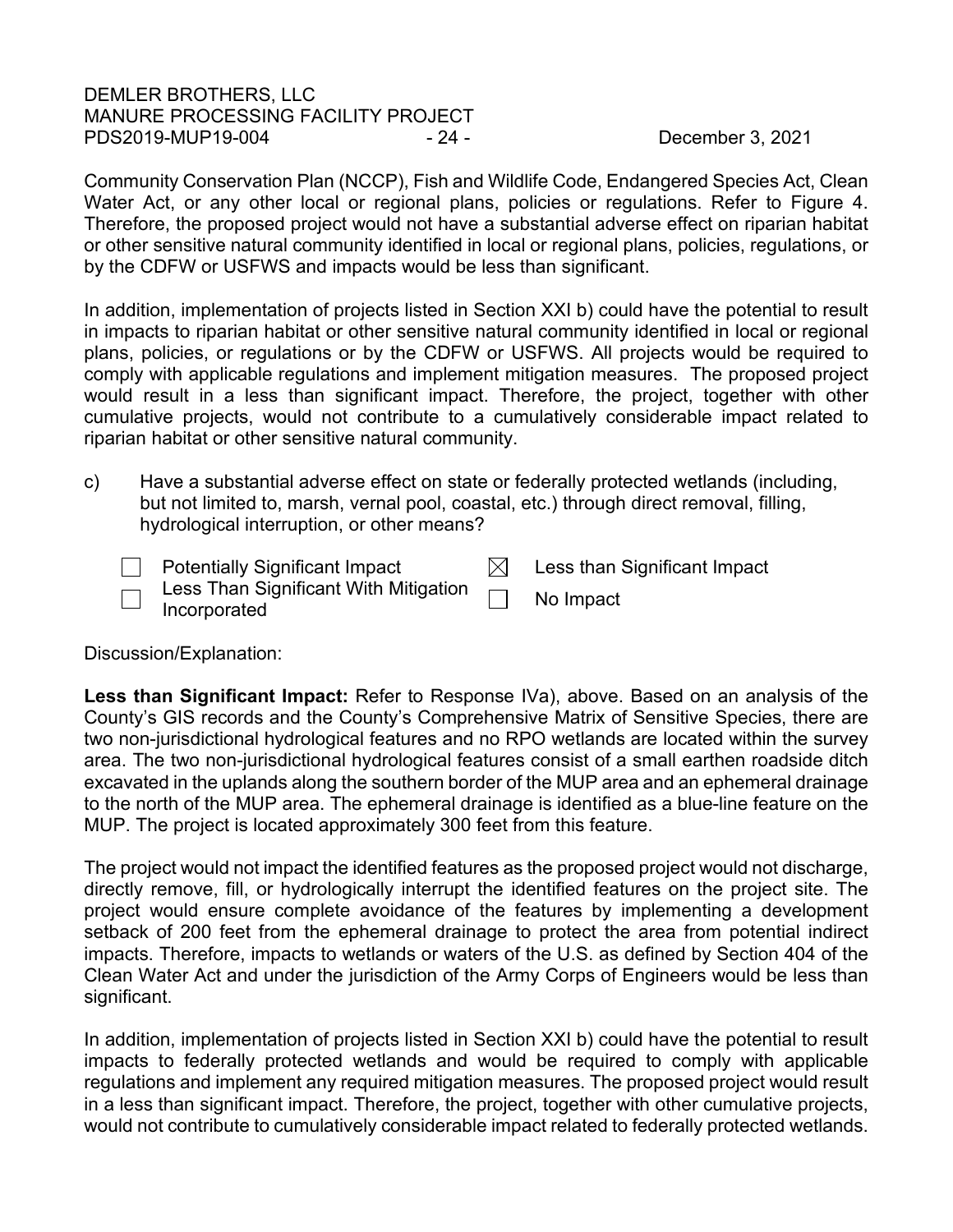Community Conservation Plan (NCCP), Fish and Wildlife Code, Endangered Species Act, Clean Water Act, or any other local or regional plans, policies or regulations. Refer to Figure 4. Therefore, the proposed project would not have a substantial adverse effect on riparian habitat or other sensitive natural community identified in local or regional plans, policies, regulations, or by the CDFW or USFWS and impacts would be less than significant.

In addition, implementation of projects listed in Section XXI b) could have the potential to result in impacts to riparian habitat or other sensitive natural community identified in local or regional plans, policies, or regulations or by the CDFW or USFWS. All projects would be required to comply with applicable regulations and implement mitigation measures. The proposed project would result in a less than significant impact. Therefore, the project, together with other cumulative projects, would not contribute to a cumulatively considerable impact related to riparian habitat or other sensitive natural community.

c) Have a substantial adverse effect on state or federally protected wetlands (including, but not limited to, marsh, vernal pool, coastal, etc.) through direct removal, filling, hydrological interruption, or other means?

- [ ] Potentially Significant Impact
- [x] Less than Significant Impact
- [ ] Less Than Significant With Mitigation Incorporated
- [ ] No Impact

Discussion/Explanation:

**Less than Significant Impact:** Refer to Response IVa), above. Based on an analysis of the County's GIS records and the County's Comprehensive Matrix of Sensitive Species, there are two non-jurisdictional hydrological features and no RPO wetlands are located within the survey area. The two non-jurisdictional hydrological features consist of a small earthen roadside ditch excavated in the uplands along the southern border of the MUP area and an ephemeral drainage to the north of the MUP area. The ephemeral drainage is identified as a blue-line feature on the MUP. The project is located approximately 300 feet from this feature.

The project would not impact the identified features as the proposed project would not discharge, directly remove, fill, or hydrologically interrupt the identified features on the project site. The project would ensure complete avoidance of the features by implementing a development setback of 200 feet from the ephemeral drainage to protect the area from potential indirect impacts. Therefore, impacts to wetlands or waters of the U.S. as defined by Section 404 of the Clean Water Act and under the jurisdiction of the Army Corps of Engineers would be less than significant.

In addition, implementation of projects listed in Section XXI b) could have the potential to result impacts to federally protected wetlands and would be required to comply with applicable regulations and implement any required mitigation measures. The proposed project would result in a less than significant impact. Therefore, the project, together with other cumulative projects, would not contribute to cumulatively considerable impact related to federally protected wetlands.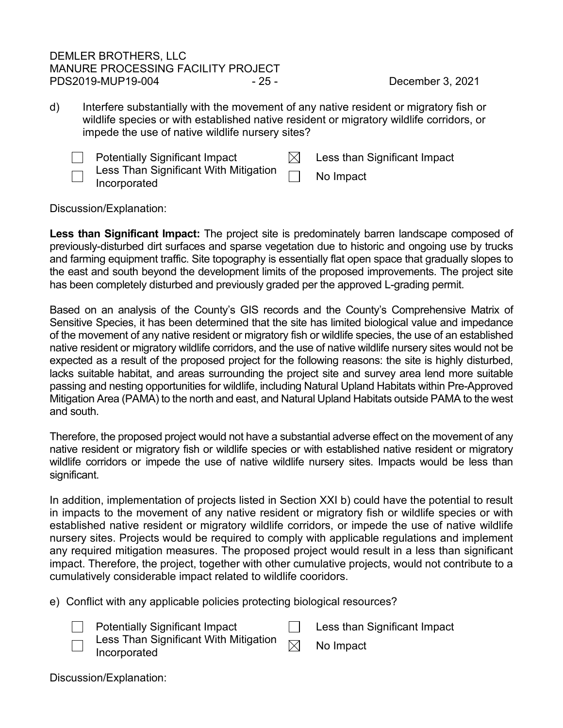d) Interfere substantially with the movement of any native resident or migratory fish or wildlife species or with established native resident or migratory wildlife corridors, or impede the use of native wildlife nursery sites?

☐ Potentially Significant Impact
☐ Less Than Significant With Mitigation Incorporated
☒ Less than Significant Impact
☐ No Impact

Discussion/Explanation:

**Less than Significant Impact:** The project site is predominately barren landscape composed of previously-disturbed dirt surfaces and sparse vegetation due to historic and ongoing use by trucks and farming equipment traffic. Site topography is essentially flat open space that gradually slopes to the east and south beyond the development limits of the proposed improvements. The project site has been completely disturbed and previously graded per the approved L-grading permit.

Based on an analysis of the County's GIS records and the County's Comprehensive Matrix of Sensitive Species, it has been determined that the site has limited biological value and impedance of the movement of any native resident or migratory fish or wildlife species, the use of an established native resident or migratory wildlife corridors, and the use of native wildlife nursery sites would not be expected as a result of the proposed project for the following reasons: the site is highly disturbed, lacks suitable habitat, and areas surrounding the project site and survey area lend more suitable passing and nesting opportunities for wildlife, including Natural Upland Habitats within Pre-Approved Mitigation Area (PAMA) to the north and east, and Natural Upland Habitats outside PAMA to the west and south.

Therefore, the proposed project would not have a substantial adverse effect on the movement of any native resident or migratory fish or wildlife species or with established native resident or migratory wildlife corridors or impede the use of native wildlife nursery sites. Impacts would be less than significant.

In addition, implementation of projects listed in Section XXI b) could have the potential to result in impacts to the movement of any native resident or migratory fish or wildlife species or with established native resident or migratory wildlife corridors, or impede the use of native wildlife nursery sites. Projects would be required to comply with applicable regulations and implement any required mitigation measures. The proposed project would result in a less than significant impact. Therefore, the project, together with other cumulative projects, would not contribute to a cumulatively considerable impact related to wildlife cooridors.

e) Conflict with any applicable policies protecting biological resources?

☐ Potentially Significant Impact
☐ Less Than Significant With Mitigation Incorporated
☐ Less than Significant Impact
☒ No Impact

Discussion/Explanation: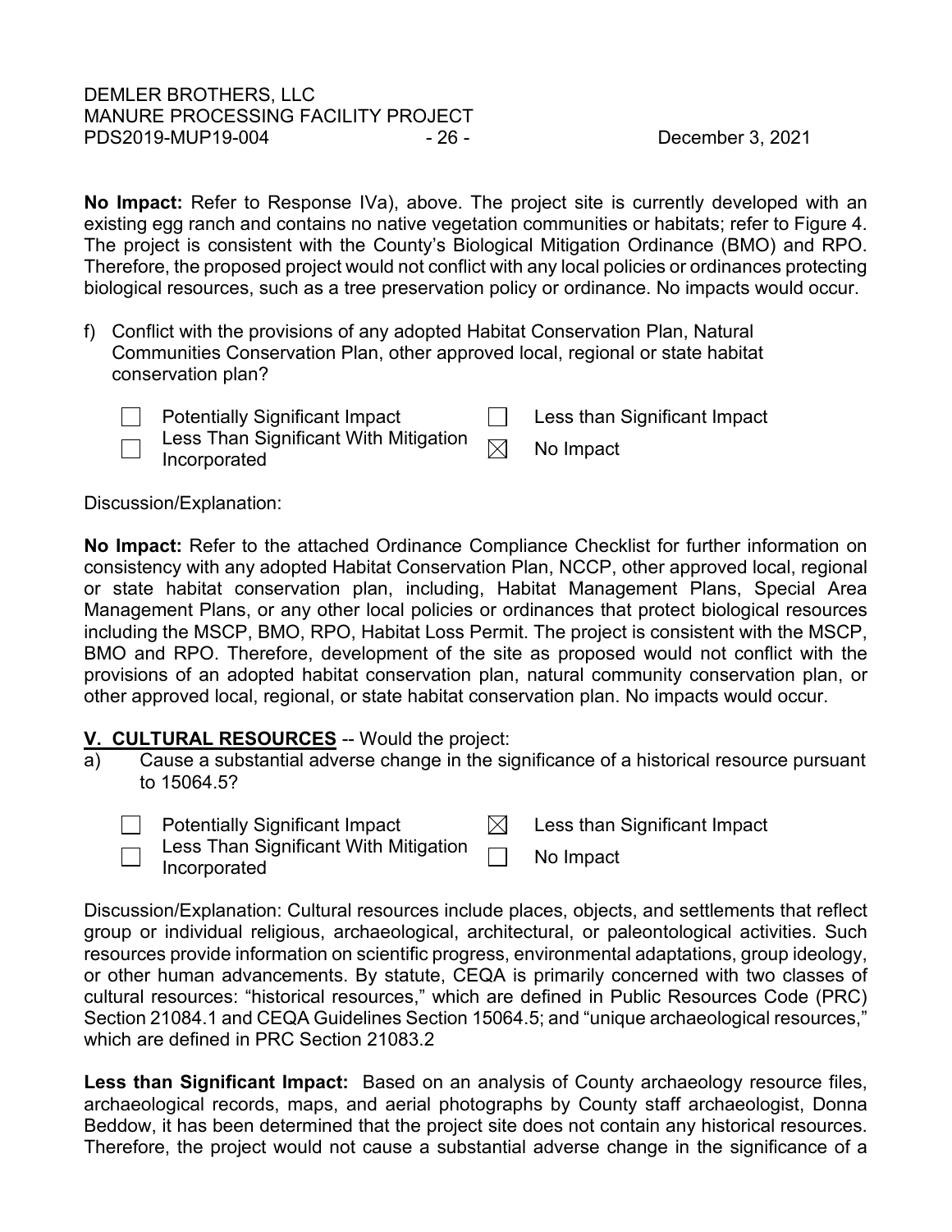**No Impact:** Refer to Response IVa), above. The project site is currently developed with an existing egg ranch and contains no native vegetation communities or habitats; refer to Figure 4. The project is consistent with the County's Biological Mitigation Ordinance (BMO) and RPO. Therefore, the proposed project would not conflict with any local policies or ordinances protecting biological resources, such as a tree preservation policy or ordinance. No impacts would occur.

f) Conflict with the provisions of any adopted Habitat Conservation Plan, Natural Communities Conservation Plan, other approved local, regional or state habitat conservation plan?

- [ ] Potentially Significant Impact
- [ ] Less Than Significant With Mitigation Incorporated
- [ ] Less than Significant Impact
- [x] No Impact

Discussion/Explanation:

**No Impact:** Refer to the attached Ordinance Compliance Checklist for further information on consistency with any adopted Habitat Conservation Plan, NCCP, other approved local, regional or state habitat conservation plan, including, Habitat Management Plans, Special Area Management Plans, or any other local policies or ordinances that protect biological resources including the MSCP, BMO, RPO, Habitat Loss Permit. The project is consistent with the MSCP, BMO and RPO. Therefore, development of the site as proposed would not conflict with the provisions of an adopted habitat conservation plan, natural community conservation plan, or other approved local, regional, or state habitat conservation plan. No impacts would occur.

**V. CULTURAL RESOURCES** -- Would the project:

a) Cause a substantial adverse change in the significance of a historical resource pursuant to 15064.5?

- [ ] Potentially Significant Impact
- [ ] Less Than Significant With Mitigation Incorporated
- [x] Less than Significant Impact
- [ ] No Impact

Discussion/Explanation: Cultural resources include places, objects, and settlements that reflect group or individual religious, archaeological, architectural, or paleontological activities. Such resources provide information on scientific progress, environmental adaptations, group ideology, or other human advancements. By statute, CEQA is primarily concerned with two classes of cultural resources: "historical resources," which are defined in Public Resources Code (PRC) Section 21084.1 and CEQA Guidelines Section 15064.5; and "unique archaeological resources," which are defined in PRC Section 21083.2

**Less than Significant Impact:** Based on an analysis of County archaeology resource files, archaeological records, maps, and aerial photographs by County staff archaeologist, Donna Beddow, it has been determined that the project site does not contain any historical resources. Therefore, the project would not cause a substantial adverse change in the significance of a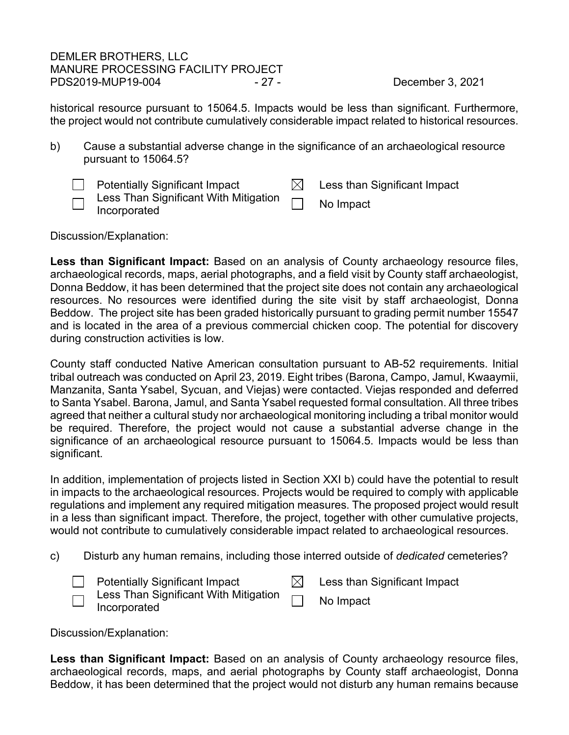historical resource pursuant to 15064.5. Impacts would be less than significant. Furthermore, the project would not contribute cumulatively considerable impact related to historical resources.

b) Cause a substantial adverse change in the significance of an archaeological resource pursuant to 15064.5?

☐ Potentially Significant Impact
☐ Less Than Significant With Mitigation Incorporated
☒ Less than Significant Impact
☐ No Impact

Discussion/Explanation:

**Less than Significant Impact:** Based on an analysis of County archaeology resource files, archaeological records, maps, aerial photographs, and a field visit by County staff archaeologist, Donna Beddow, it has been determined that the project site does not contain any archaeological resources. No resources were identified during the site visit by staff archaeologist, Donna Beddow. The project site has been graded historically pursuant to grading permit number 15547 and is located in the area of a previous commercial chicken coop. The potential for discovery during construction activities is low.

County staff conducted Native American consultation pursuant to AB-52 requirements. Initial tribal outreach was conducted on April 23, 2019. Eight tribes (Barona, Campo, Jamul, Kwaaymii, Manzanita, Santa Ysabel, Sycuan, and Viejas) were contacted. Viejas responded and deferred to Santa Ysabel. Barona, Jamul, and Santa Ysabel requested formal consultation. All three tribes agreed that neither a cultural study nor archaeological monitoring including a tribal monitor would be required. Therefore, the project would not cause a substantial adverse change in the significance of an archaeological resource pursuant to 15064.5. Impacts would be less than significant.

In addition, implementation of projects listed in Section XXI b) could have the potential to result in impacts to the archaeological resources. Projects would be required to comply with applicable regulations and implement any required mitigation measures. The proposed project would result in a less than significant impact. Therefore, the project, together with other cumulative projects, would not contribute to cumulatively considerable impact related to archaeological resources.

c) Disturb any human remains, including those interred outside of *dedicated* cemeteries?

☐ Potentially Significant Impact
☐ Less Than Significant With Mitigation Incorporated
☒ Less than Significant Impact
☐ No Impact

Discussion/Explanation:

**Less than Significant Impact:** Based on an analysis of County archaeology resource files, archaeological records, maps, and aerial photographs by County staff archaeologist, Donna Beddow, it has been determined that the project would not disturb any human remains because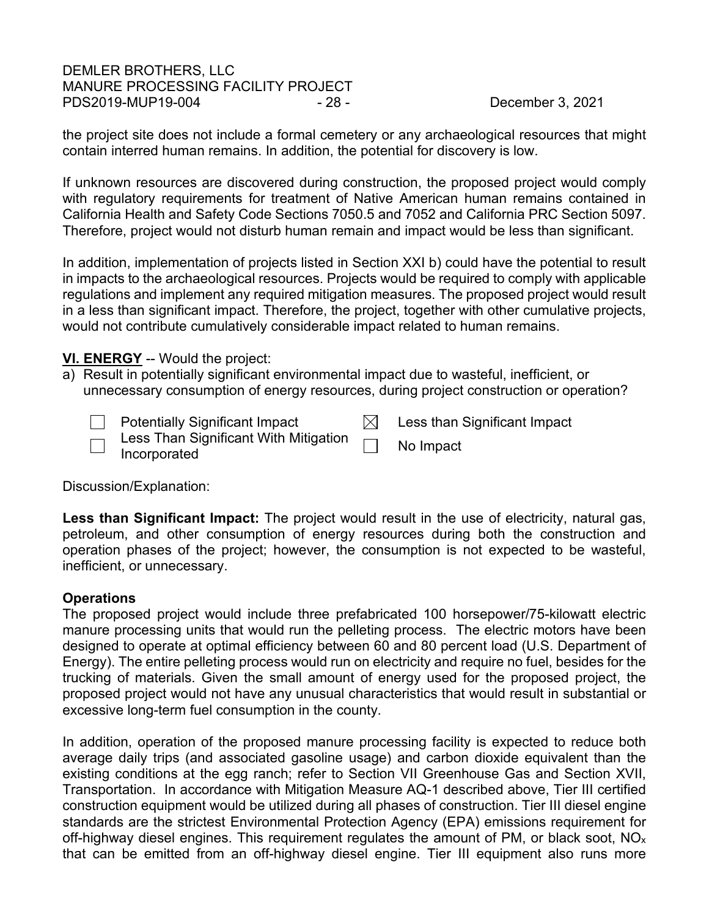the project site does not include a formal cemetery or any archaeological resources that might contain interred human remains. In addition, the potential for discovery is low.

If unknown resources are discovered during construction, the proposed project would comply with regulatory requirements for treatment of Native American human remains contained in California Health and Safety Code Sections 7050.5 and 7052 and California PRC Section 5097. Therefore, project would not disturb human remain and impact would be less than significant.

In addition, implementation of projects listed in Section XXI b) could have the potential to result in impacts to the archaeological resources. Projects would be required to comply with applicable regulations and implement any required mitigation measures. The proposed project would result in a less than significant impact. Therefore, the project, together with other cumulative projects, would not contribute cumulatively considerable impact related to human remains.

**VI. ENERGY** -- Would the project:

a) Result in potentially significant environmental impact due to wasteful, inefficient, or unnecessary consumption of energy resources, during project construction or operation?

- ☐ Potentially Significant Impact
- ☐ Less Than Significant With Mitigation Incorporated
- ☒ Less than Significant Impact
- ☐ No Impact

Discussion/Explanation:

**Less than Significant Impact:** The project would result in the use of electricity, natural gas, petroleum, and other consumption of energy resources during both the construction and operation phases of the project; however, the consumption is not expected to be wasteful, inefficient, or unnecessary.

**Operations**

The proposed project would include three prefabricated 100 horsepower/75-kilowatt electric manure processing units that would run the pelleting process. The electric motors have been designed to operate at optimal efficiency between 60 and 80 percent load (U.S. Department of Energy). The entire pelleting process would run on electricity and require no fuel, besides for the trucking of materials. Given the small amount of energy used for the proposed project, the proposed project would not have any unusual characteristics that would result in substantial or excessive long-term fuel consumption in the county.

In addition, operation of the proposed manure processing facility is expected to reduce both average daily trips (and associated gasoline usage) and carbon dioxide equivalent than the existing conditions at the egg ranch; refer to Section VII Greenhouse Gas and Section XVII, Transportation. In accordance with Mitigation Measure AQ-1 described above, Tier III certified construction equipment would be utilized during all phases of construction. Tier III diesel engine standards are the strictest Environmental Protection Agency (EPA) emissions requirement for off-highway diesel engines. This requirement regulates the amount of PM, or black soot, $NO_x$ that can be emitted from an off-highway diesel engine. Tier III equipment also runs more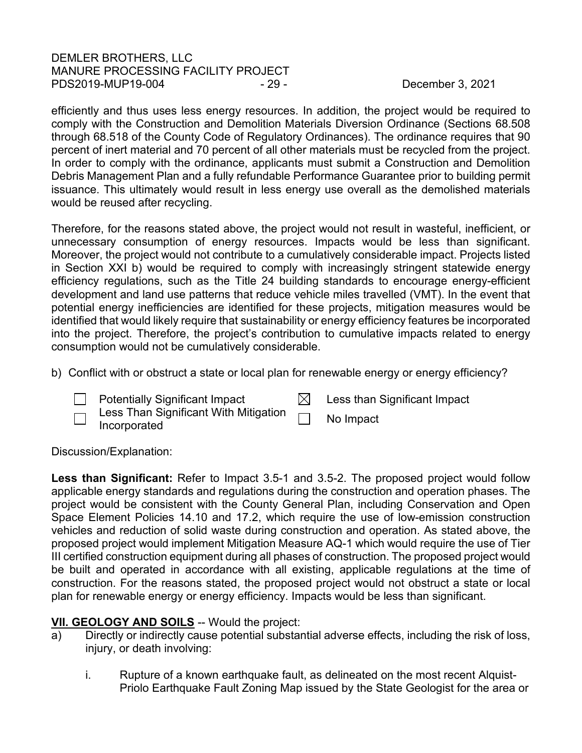efficiently and thus uses less energy resources. In addition, the project would be required to comply with the Construction and Demolition Materials Diversion Ordinance (Sections 68.508 through 68.518 of the County Code of Regulatory Ordinances). The ordinance requires that 90 percent of inert material and 70 percent of all other materials must be recycled from the project. In order to comply with the ordinance, applicants must submit a Construction and Demolition Debris Management Plan and a fully refundable Performance Guarantee prior to building permit issuance. This ultimately would result in less energy use overall as the demolished materials would be reused after recycling.

Therefore, for the reasons stated above, the project would not result in wasteful, inefficient, or unnecessary consumption of energy resources. Impacts would be less than significant. Moreover, the project would not contribute to a cumulatively considerable impact. Projects listed in Section XXI b) would be required to comply with increasingly stringent statewide energy efficiency regulations, such as the Title 24 building standards to encourage energy-efficient development and land use patterns that reduce vehicle miles travelled (VMT). In the event that potential energy inefficiencies are identified for these projects, mitigation measures would be identified that would likely require that sustainability or energy efficiency features be incorporated into the project. Therefore, the project's contribution to cumulative impacts related to energy consumption would not be cumulatively considerable.

b) Conflict with or obstruct a state or local plan for renewable energy or energy efficiency?

| | |
|---|---|
| ☐ Potentially Significant Impact | ☒ Less than Significant Impact |
| ☐ Less Than Significant With Mitigation Incorporated | ☐ No Impact |

Discussion/Explanation:

**Less than Significant:** Refer to Impact 3.5-1 and 3.5-2. The proposed project would follow applicable energy standards and regulations during the construction and operation phases. The project would be consistent with the County General Plan, including Conservation and Open Space Element Policies 14.10 and 17.2, which require the use of low-emission construction vehicles and reduction of solid waste during construction and operation. As stated above, the proposed project would implement Mitigation Measure AQ-1 which would require the use of Tier III certified construction equipment during all phases of construction. The proposed project would be built and operated in accordance with all existing, applicable regulations at the time of construction. For the reasons stated, the proposed project would not obstruct a state or local plan for renewable energy or energy efficiency. Impacts would be less than significant.

## VII. GEOLOGY AND SOILS -- Would the project:

a) Directly or indirectly cause potential substantial adverse effects, including the risk of loss, injury, or death involving:

i. Rupture of a known earthquake fault, as delineated on the most recent Alquist-Priolo Earthquake Fault Zoning Map issued by the State Geologist for the area or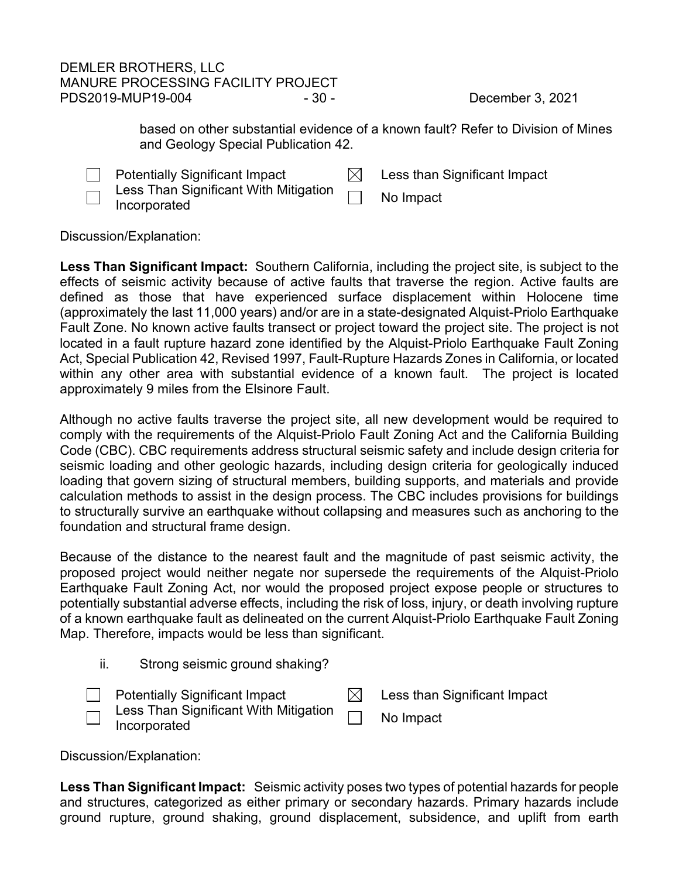based on other substantial evidence of a known fault? Refer to Division of Mines and Geology Special Publication 42.

☐ Potentially Significant Impact
☐ Less Than Significant With Mitigation Incorporated
☒ Less than Significant Impact
☐ No Impact

Discussion/Explanation:

**Less Than Significant Impact:** Southern California, including the project site, is subject to the effects of seismic activity because of active faults that traverse the region. Active faults are defined as those that have experienced surface displacement within Holocene time (approximately the last 11,000 years) and/or are in a state-designated Alquist-Priolo Earthquake Fault Zone. No known active faults transect or project toward the project site. The project is not located in a fault rupture hazard zone identified by the Alquist-Priolo Earthquake Fault Zoning Act, Special Publication 42, Revised 1997, Fault-Rupture Hazards Zones in California, or located within any other area with substantial evidence of a known fault. The project is located approximately 9 miles from the Elsinore Fault.

Although no active faults traverse the project site, all new development would be required to comply with the requirements of the Alquist-Priolo Fault Zoning Act and the California Building Code (CBC). CBC requirements address structural seismic safety and include design criteria for seismic loading and other geologic hazards, including design criteria for geologically induced loading that govern sizing of structural members, building supports, and materials and provide calculation methods to assist in the design process. The CBC includes provisions for buildings to structurally survive an earthquake without collapsing and measures such as anchoring to the foundation and structural frame design.

Because of the distance to the nearest fault and the magnitude of past seismic activity, the proposed project would neither negate nor supersede the requirements of the Alquist-Priolo Earthquake Fault Zoning Act, nor would the proposed project expose people or structures to potentially substantial adverse effects, including the risk of loss, injury, or death involving rupture of a known earthquake fault as delineated on the current Alquist-Priolo Earthquake Fault Zoning Map. Therefore, impacts would be less than significant.

ii. Strong seismic ground shaking?

☐ Potentially Significant Impact
☐ Less Than Significant With Mitigation Incorporated
☒ Less than Significant Impact
☐ No Impact

Discussion/Explanation:

**Less Than Significant Impact:** Seismic activity poses two types of potential hazards for people and structures, categorized as either primary or secondary hazards. Primary hazards include ground rupture, ground shaking, ground displacement, subsidence, and uplift from earth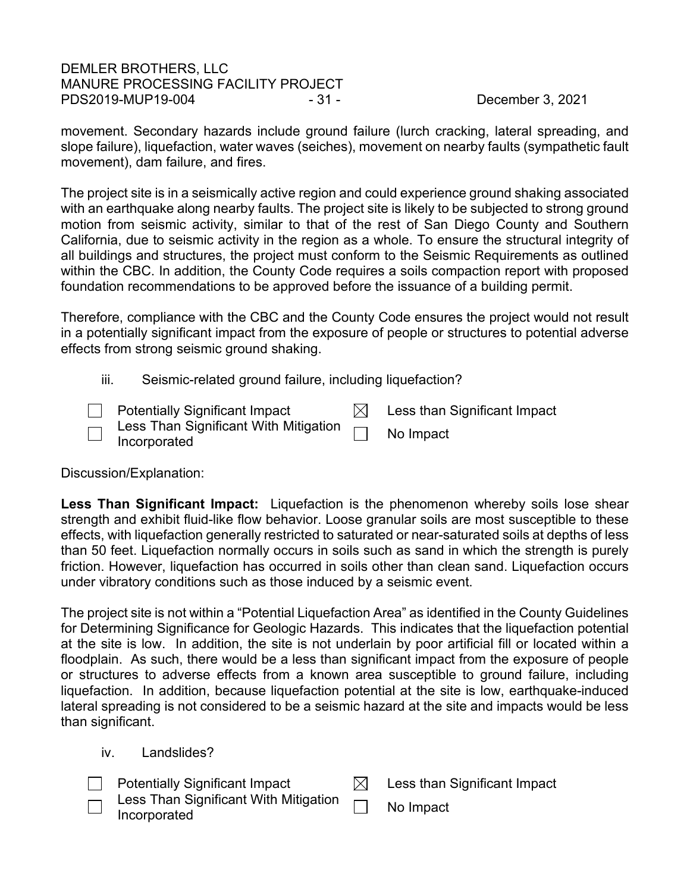movement. Secondary hazards include ground failure (lurch cracking, lateral spreading, and slope failure), liquefaction, water waves (seiches), movement on nearby faults (sympathetic fault movement), dam failure, and fires.

The project site is in a seismically active region and could experience ground shaking associated with an earthquake along nearby faults. The project site is likely to be subjected to strong ground motion from seismic activity, similar to that of the rest of San Diego County and Southern California, due to seismic activity in the region as a whole. To ensure the structural integrity of all buildings and structures, the project must conform to the Seismic Requirements as outlined within the CBC. In addition, the County Code requires a soils compaction report with proposed foundation recommendations to be approved before the issuance of a building permit.

Therefore, compliance with the CBC and the County Code ensures the project would not result in a potentially significant impact from the exposure of people or structures to potential adverse effects from strong seismic ground shaking.

iii. Seismic-related ground failure, including liquefaction?

- [ ] Potentially Significant Impact
- [ ] Less Than Significant With Mitigation Incorporated
- [x] Less than Significant Impact
- [ ] No Impact

Discussion/Explanation:

**Less Than Significant Impact:** Liquefaction is the phenomenon whereby soils lose shear strength and exhibit fluid-like flow behavior. Loose granular soils are most susceptible to these effects, with liquefaction generally restricted to saturated or near-saturated soils at depths of less than 50 feet. Liquefaction normally occurs in soils such as sand in which the strength is purely friction. However, liquefaction has occurred in soils other than clean sand. Liquefaction occurs under vibratory conditions such as those induced by a seismic event.

The project site is not within a "Potential Liquefaction Area" as identified in the County Guidelines for Determining Significance for Geologic Hazards. This indicates that the liquefaction potential at the site is low. In addition, the site is not underlain by poor artificial fill or located within a floodplain. As such, there would be a less than significant impact from the exposure of people or structures to adverse effects from a known area susceptible to ground failure, including liquefaction. In addition, because liquefaction potential at the site is low, earthquake-induced lateral spreading is not considered to be a seismic hazard at the site and impacts would be less than significant.

iv. Landslides?

- [ ] Potentially Significant Impact
- [ ] Less Than Significant With Mitigation Incorporated
- [x] Less than Significant Impact
- [ ] No Impact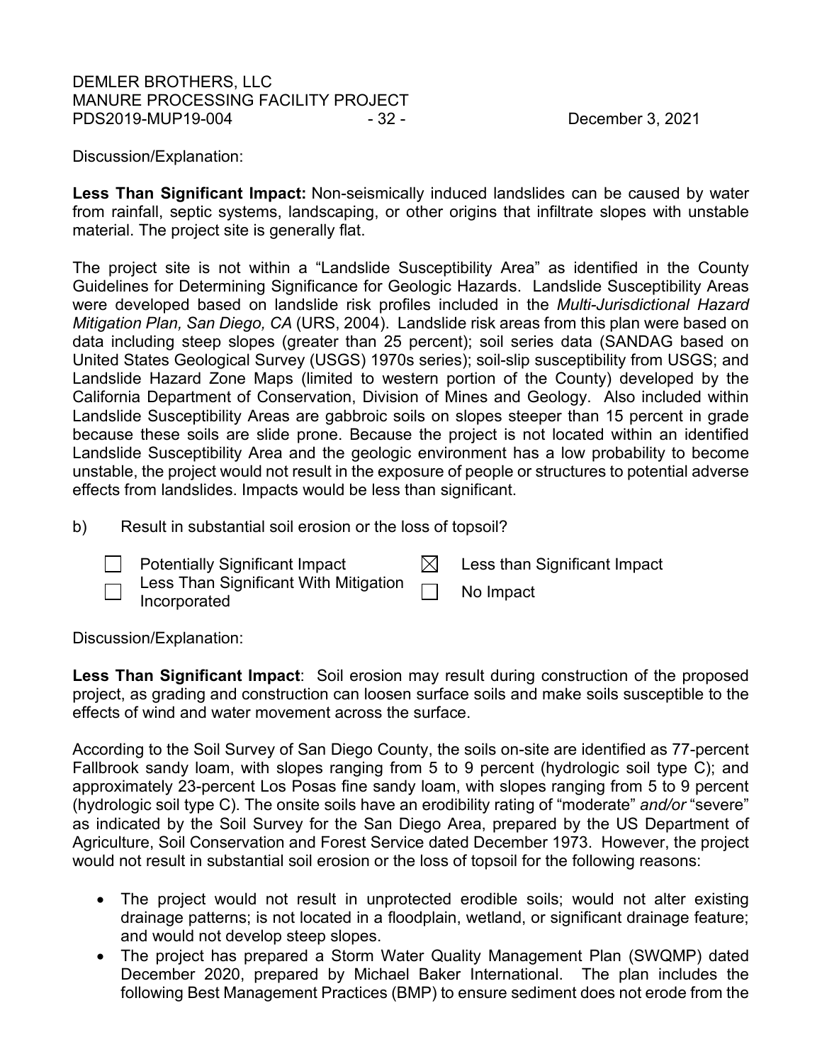Discussion/Explanation:

**Less Than Significant Impact:** Non-seismically induced landslides can be caused by water from rainfall, septic systems, landscaping, or other origins that infiltrate slopes with unstable material. The project site is generally flat.

The project site is not within a "Landslide Susceptibility Area" as identified in the County Guidelines for Determining Significance for Geologic Hazards. Landslide Susceptibility Areas were developed based on landslide risk profiles included in the *Multi-Jurisdictional Hazard Mitigation Plan, San Diego, CA* (URS, 2004). Landslide risk areas from this plan were based on data including steep slopes (greater than 25 percent); soil series data (SANDAG based on United States Geological Survey (USGS) 1970s series); soil-slip susceptibility from USGS; and Landslide Hazard Zone Maps (limited to western portion of the County) developed by the California Department of Conservation, Division of Mines and Geology. Also included within Landslide Susceptibility Areas are gabbroic soils on slopes steeper than 15 percent in grade because these soils are slide prone. Because the project is not located within an identified Landslide Susceptibility Area and the geologic environment has a low probability to become unstable, the project would not result in the exposure of people or structures to potential adverse effects from landslides. Impacts would be less than significant.

b) Result in substantial soil erosion or the loss of topsoil?

- ☐ Potentially Significant Impact
- ☐ Less Than Significant With Mitigation Incorporated
- ☒ Less than Significant Impact
- ☐ No Impact

Discussion/Explanation:

**Less Than Significant Impact**: Soil erosion may result during construction of the proposed project, as grading and construction can loosen surface soils and make soils susceptible to the effects of wind and water movement across the surface.

According to the Soil Survey of San Diego County, the soils on-site are identified as 77-percent Fallbrook sandy loam, with slopes ranging from 5 to 9 percent (hydrologic soil type C); and approximately 23-percent Los Posas fine sandy loam, with slopes ranging from 5 to 9 percent (hydrologic soil type C). The onsite soils have an erodibility rating of "moderate" *and/or* "severe" as indicated by the Soil Survey for the San Diego Area, prepared by the US Department of Agriculture, Soil Conservation and Forest Service dated December 1973. However, the project would not result in substantial soil erosion or the loss of topsoil for the following reasons:

- The project would not result in unprotected erodible soils; would not alter existing drainage patterns; is not located in a floodplain, wetland, or significant drainage feature; and would not develop steep slopes.
- The project has prepared a Storm Water Quality Management Plan (SWQMP) dated December 2020, prepared by Michael Baker International. The plan includes the following Best Management Practices (BMP) to ensure sediment does not erode from the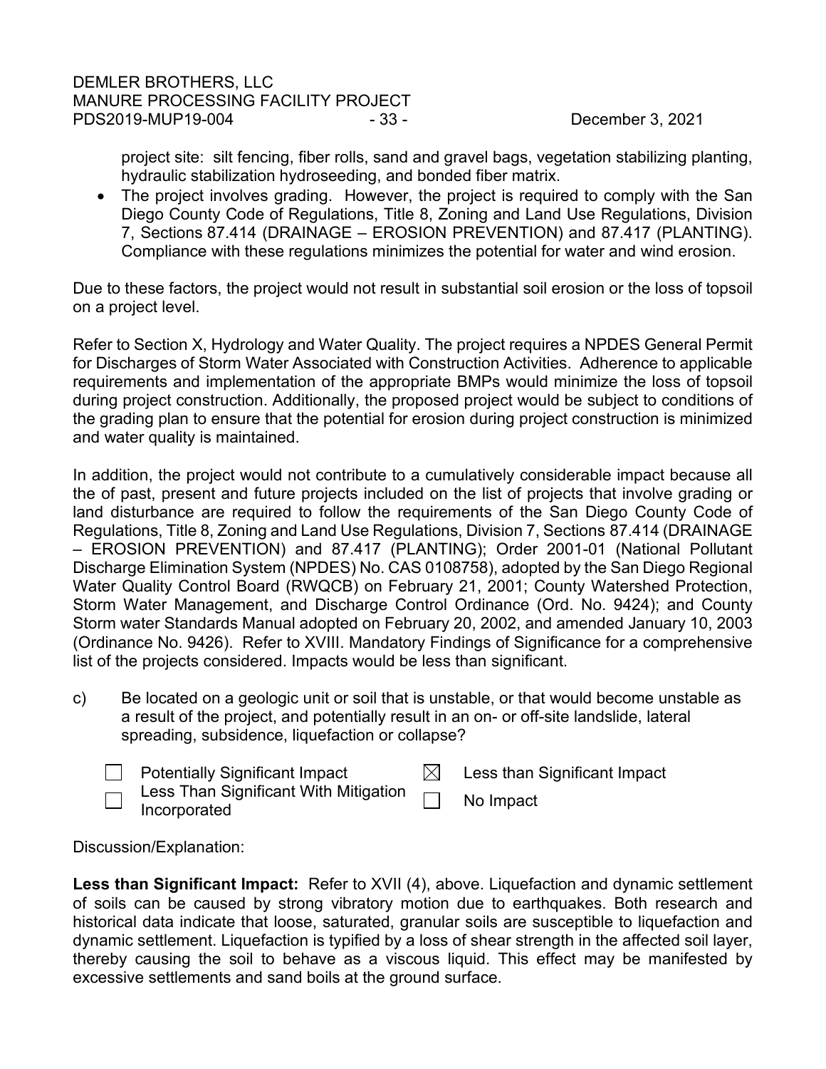project site: silt fencing, fiber rolls, sand and gravel bags, vegetation stabilizing planting, hydraulic stabilization hydroseeding, and bonded fiber matrix.

- The project involves grading. However, the project is required to comply with the San Diego County Code of Regulations, Title 8, Zoning and Land Use Regulations, Division 7, Sections 87.414 (DRAINAGE – EROSION PREVENTION) and 87.417 (PLANTING). Compliance with these regulations minimizes the potential for water and wind erosion.

Due to these factors, the project would not result in substantial soil erosion or the loss of topsoil on a project level.

Refer to Section X, Hydrology and Water Quality. The project requires a NPDES General Permit for Discharges of Storm Water Associated with Construction Activities. Adherence to applicable requirements and implementation of the appropriate BMPs would minimize the loss of topsoil during project construction. Additionally, the proposed project would be subject to conditions of the grading plan to ensure that the potential for erosion during project construction is minimized and water quality is maintained.

In addition, the project would not contribute to a cumulatively considerable impact because all the of past, present and future projects included on the list of projects that involve grading or land disturbance are required to follow the requirements of the San Diego County Code of Regulations, Title 8, Zoning and Land Use Regulations, Division 7, Sections 87.414 (DRAINAGE – EROSION PREVENTION) and 87.417 (PLANTING); Order 2001-01 (National Pollutant Discharge Elimination System (NPDES) No. CAS 0108758), adopted by the San Diego Regional Water Quality Control Board (RWQCB) on February 21, 2001; County Watershed Protection, Storm Water Management, and Discharge Control Ordinance (Ord. No. 9424); and County Storm water Standards Manual adopted on February 20, 2002, and amended January 10, 2003 (Ordinance No. 9426). Refer to XVIII. Mandatory Findings of Significance for a comprehensive list of the projects considered. Impacts would be less than significant.

c) Be located on a geologic unit or soil that is unstable, or that would become unstable as a result of the project, and potentially result in an on- or off-site landslide, lateral spreading, subsidence, liquefaction or collapse?

| | |
|---|---|
| ☐ Potentially Significant Impact | ☒ Less than Significant Impact |
| ☐ Less Than Significant With Mitigation Incorporated | ☐ No Impact |

Discussion/Explanation:

**Less than Significant Impact:** Refer to XVII (4), above. Liquefaction and dynamic settlement of soils can be caused by strong vibratory motion due to earthquakes. Both research and historical data indicate that loose, saturated, granular soils are susceptible to liquefaction and dynamic settlement. Liquefaction is typified by a loss of shear strength in the affected soil layer, thereby causing the soil to behave as a viscous liquid. This effect may be manifested by excessive settlements and sand boils at the ground surface.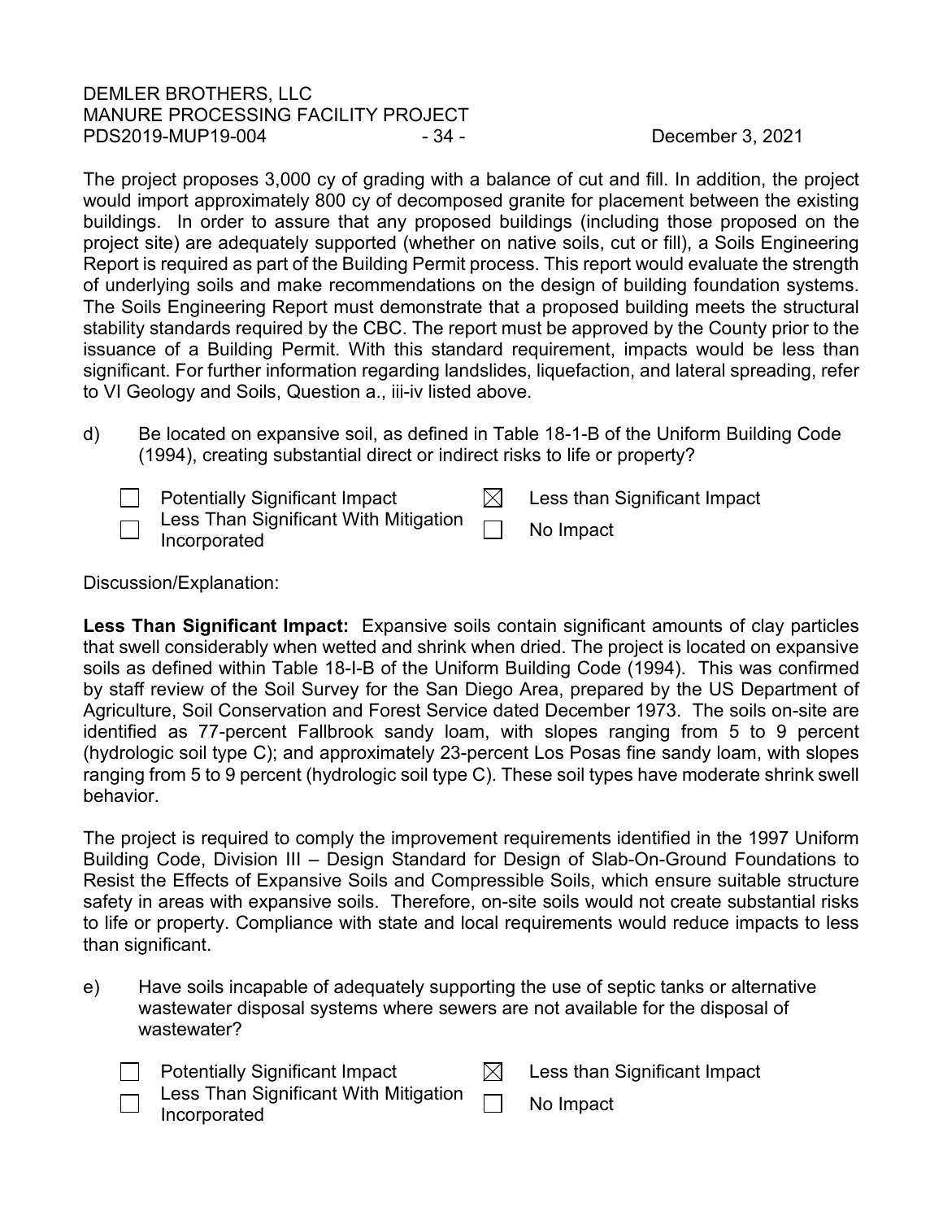The project proposes 3,000 cy of grading with a balance of cut and fill. In addition, the project would import approximately 800 cy of decomposed granite for placement between the existing buildings. In order to assure that any proposed buildings (including those proposed on the project site) are adequately supported (whether on native soils, cut or fill), a Soils Engineering Report is required as part of the Building Permit process. This report would evaluate the strength of underlying soils and make recommendations on the design of building foundation systems. The Soils Engineering Report must demonstrate that a proposed building meets the structural stability standards required by the CBC. The report must be approved by the County prior to the issuance of a Building Permit. With this standard requirement, impacts would be less than significant. For further information regarding landslides, liquefaction, and lateral spreading, refer to VI Geology and Soils, Question a., iii-iv listed above.

d) Be located on expansive soil, as defined in Table 18-1-B of the Uniform Building Code (1994), creating substantial direct or indirect risks to life or property?

- ☐ Potentially Significant Impact
- ☐ Less Than Significant With Mitigation Incorporated
- ☒ Less than Significant Impact
- ☐ No Impact

Discussion/Explanation:

**Less Than Significant Impact:** Expansive soils contain significant amounts of clay particles that swell considerably when wetted and shrink when dried. The project is located on expansive soils as defined within Table 18-I-B of the Uniform Building Code (1994). This was confirmed by staff review of the Soil Survey for the San Diego Area, prepared by the US Department of Agriculture, Soil Conservation and Forest Service dated December 1973. The soils on-site are identified as 77-percent Fallbrook sandy loam, with slopes ranging from 5 to 9 percent (hydrologic soil type C); and approximately 23-percent Los Posas fine sandy loam, with slopes ranging from 5 to 9 percent (hydrologic soil type C). These soil types have moderate shrink swell behavior.

The project is required to comply the improvement requirements identified in the 1997 Uniform Building Code, Division III – Design Standard for Design of Slab-On-Ground Foundations to Resist the Effects of Expansive Soils and Compressible Soils, which ensure suitable structure safety in areas with expansive soils. Therefore, on-site soils would not create substantial risks to life or property. Compliance with state and local requirements would reduce impacts to less than significant.

e) Have soils incapable of adequately supporting the use of septic tanks or alternative wastewater disposal systems where sewers are not available for the disposal of wastewater?

- ☐ Potentially Significant Impact
- ☐ Less Than Significant With Mitigation Incorporated
- ☒ Less than Significant Impact
- ☐ No Impact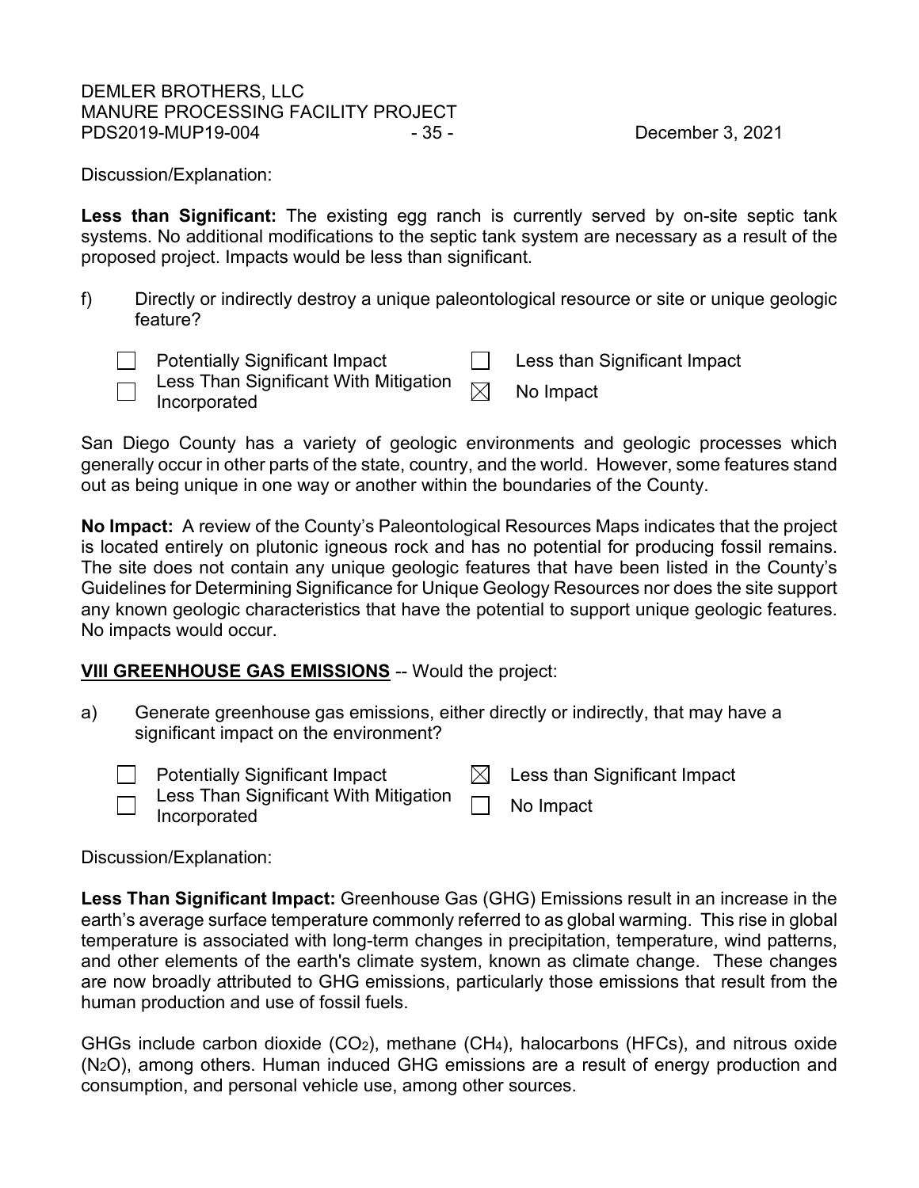Discussion/Explanation:

**Less than Significant:** The existing egg ranch is currently served by on-site septic tank systems. No additional modifications to the septic tank system are necessary as a result of the proposed project. Impacts would be less than significant.

f) Directly or indirectly destroy a unique paleontological resource or site or unique geologic feature?

- ☐ Potentially Significant Impact
- ☐ Less Than Significant With Mitigation Incorporated
- ☐ Less than Significant Impact
- ☒ No Impact

San Diego County has a variety of geologic environments and geologic processes which generally occur in other parts of the state, country, and the world. However, some features stand out as being unique in one way or another within the boundaries of the County.

**No Impact:** A review of the County's Paleontological Resources Maps indicates that the project is located entirely on plutonic igneous rock and has no potential for producing fossil remains. The site does not contain any unique geologic features that have been listed in the County's Guidelines for Determining Significance for Unique Geology Resources nor does the site support any known geologic characteristics that have the potential to support unique geologic features. No impacts would occur.

**<u>VIII GREENHOUSE GAS EMISSIONS</u>** -- Would the project:

a) Generate greenhouse gas emissions, either directly or indirectly, that may have a significant impact on the environment?

- ☐ Potentially Significant Impact
- ☐ Less Than Significant With Mitigation Incorporated
- ☒ Less than Significant Impact
- ☐ No Impact

Discussion/Explanation:

**Less Than Significant Impact:** Greenhouse Gas (GHG) Emissions result in an increase in the earth's average surface temperature commonly referred to as global warming. This rise in global temperature is associated with long-term changes in precipitation, temperature, wind patterns, and other elements of the earth's climate system, known as climate change. These changes are now broadly attributed to GHG emissions, particularly those emissions that result from the human production and use of fossil fuels.

GHGs include carbon dioxide ($CO_2$), methane ($CH_4$), halocarbons (HFCs), and nitrous oxide ($N_2O$), among others. Human induced GHG emissions are a result of energy production and consumption, and personal vehicle use, among other sources.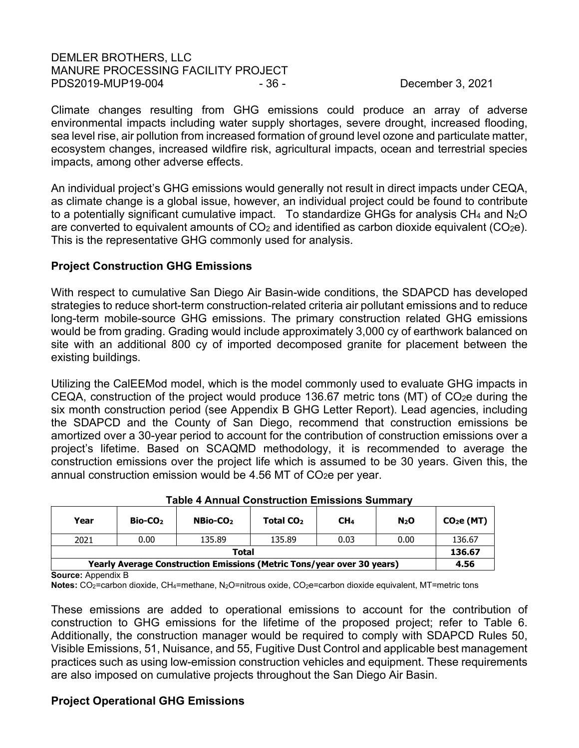Climate changes resulting from GHG emissions could produce an array of adverse environmental impacts including water supply shortages, severe drought, increased flooding, sea level rise, air pollution from increased formation of ground level ozone and particulate matter, ecosystem changes, increased wildfire risk, agricultural impacts, ocean and terrestrial species impacts, among other adverse effects.

An individual project's GHG emissions would generally not result in direct impacts under CEQA, as climate change is a global issue, however, an individual project could be found to contribute to a potentially significant cumulative impact. To standardize GHGs for analysis $CH_4$ and $N_2O$ are converted to equivalent amounts of $CO_2$ and identified as carbon dioxide equivalent ($CO_2e$). This is the representative GHG commonly used for analysis.

**Project Construction GHG Emissions**

With respect to cumulative San Diego Air Basin-wide conditions, the SDAPCD has developed strategies to reduce short-term construction-related criteria air pollutant emissions and to reduce long-term mobile-source GHG emissions. The primary construction related GHG emissions would be from grading. Grading would include approximately 3,000 cy of earthwork balanced on site with an additional 800 cy of imported decomposed granite for placement between the existing buildings.

Utilizing the CalEEMod model, which is the model commonly used to evaluate GHG impacts in CEQA, construction of the project would produce 136.67 metric tons (MT) of $CO_2e$ during the six month construction period (see Appendix B GHG Letter Report). Lead agencies, including the SDAPCD and the County of San Diego, recommend that construction emissions be amortized over a 30-year period to account for the contribution of construction emissions over a project's lifetime. Based on SCAQMD methodology, it is recommended to average the construction emissions over the project life which is assumed to be 30 years. Given this, the annual construction emission would be 4.56 MT of $CO_2e$ per year.

**Table 4 Annual Construction Emissions Summary**

| Year | Bio-$CO_2$ | NBio-$CO_2$ | Total $CO_2$ | $CH_4$ | $N_2O$ | $CO_2e$ (MT) |
|---|---|---|---|---|---|---|
| 2021 | 0.00 | 135.89 | 135.89 | 0.03 | 0.00 | 136.67 |
| **Total** | | | | | | **136.67** |
| **Yearly Average Construction Emissions (Metric Tons/year over 30 years)** | | | | | | **4.56** |

**Source:** Appendix B

**Notes:** $CO_2$=carbon dioxide, $CH_4$=methane, $N_2O$=nitrous oxide, $CO_2e$=carbon dioxide equivalent, MT=metric tons

These emissions are added to operational emissions to account for the contribution of construction to GHG emissions for the lifetime of the proposed project; refer to Table 6. Additionally, the construction manager would be required to comply with SDAPCD Rules 50, Visible Emissions, 51, Nuisance, and 55, Fugitive Dust Control and applicable best management practices such as using low-emission construction vehicles and equipment. These requirements are also imposed on cumulative projects throughout the San Diego Air Basin.

**Project Operational GHG Emissions**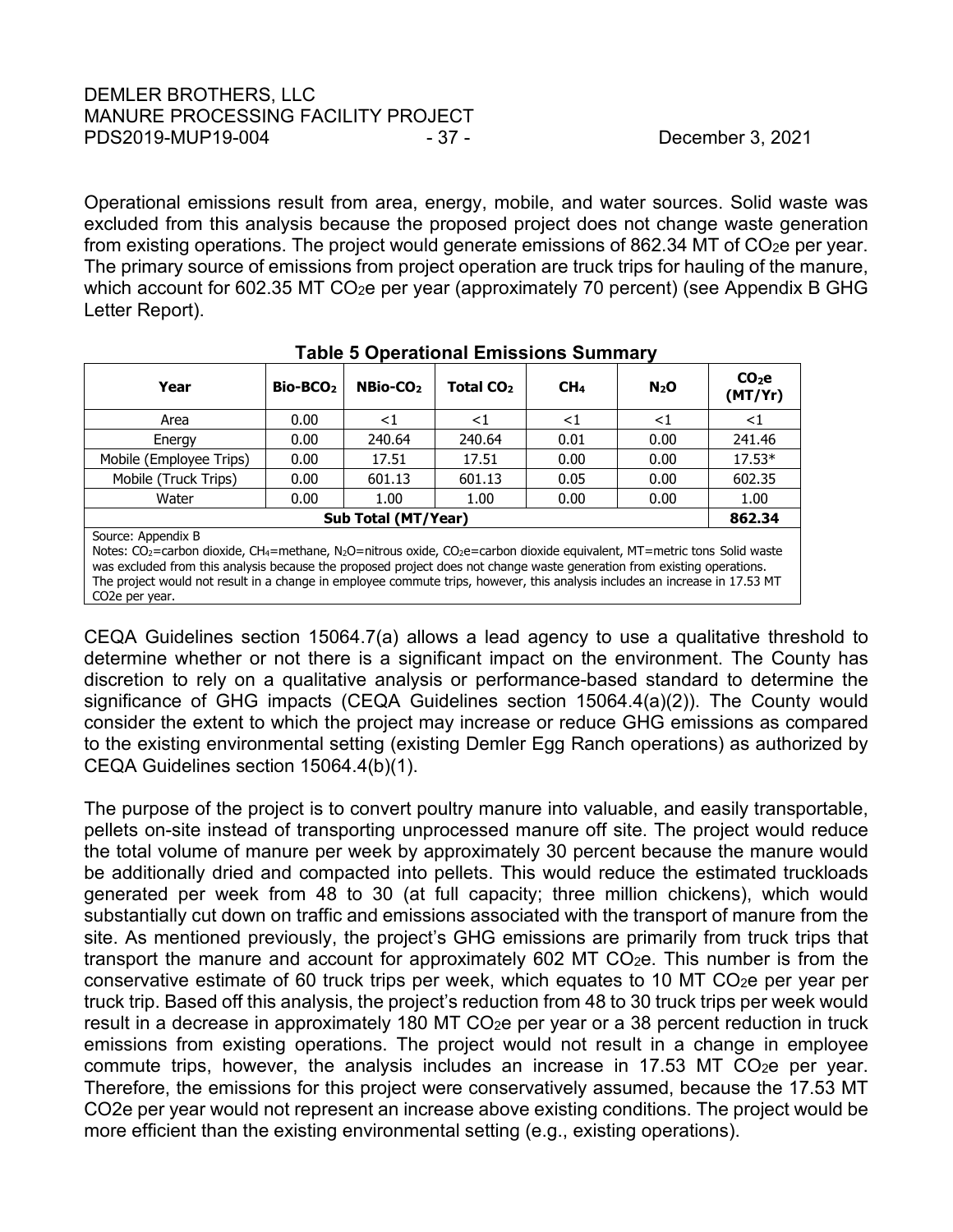Operational emissions result from area, energy, mobile, and water sources. Solid waste was excluded from this analysis because the proposed project does not change waste generation from existing operations. The project would generate emissions of 862.34 MT of $CO_2e$ per year. The primary source of emissions from project operation are truck trips for hauling of the manure, which account for 602.35 MT $CO_2e$ per year (approximately 70 percent) (see Appendix B GHG Letter Report).

**Table 5 Operational Emissions Summary**

| Year | Bio-$BCO_2$ | NBio-$CO_2$ | Total $CO_2$ | $CH_4$ | $N_2O$ | $CO_2e$ (MT/Yr) |
|---|---|---|---|---|---|---|
| Area | 0.00 | <1 | <1 | <1 | <1 | <1 |
| Energy | 0.00 | 240.64 | 240.64 | 0.01 | 0.00 | 241.46 |
| Mobile (Employee Trips) | 0.00 | 17.51 | 17.51 | 0.00 | 0.00 | 17.53* |
| Mobile (Truck Trips) | 0.00 | 601.13 | 601.13 | 0.05 | 0.00 | 602.35 |
| Water | 0.00 | 1.00 | 1.00 | 0.00 | 0.00 | 1.00 |
| **Sub Total (MT/Year)** | | | | | | **862.34** |

Source: Appendix B

Notes: $CO_2$=carbon dioxide, $CH_4$=methane, $N_2O$=nitrous oxide, $CO_2e$=carbon dioxide equivalent, MT=metric tons Solid waste was excluded from this analysis because the proposed project does not change waste generation from existing operations. The project would not result in a change in employee commute trips, however, this analysis includes an increase in 17.53 MT CO2e per year.

CEQA Guidelines section 15064.7(a) allows a lead agency to use a qualitative threshold to determine whether or not there is a significant impact on the environment. The County has discretion to rely on a qualitative analysis or performance-based standard to determine the significance of GHG impacts (CEQA Guidelines section 15064.4(a)(2)). The County would consider the extent to which the project may increase or reduce GHG emissions as compared to the existing environmental setting (existing Demler Egg Ranch operations) as authorized by CEQA Guidelines section 15064.4(b)(1).

The purpose of the project is to convert poultry manure into valuable, and easily transportable, pellets on-site instead of transporting unprocessed manure off site. The project would reduce the total volume of manure per week by approximately 30 percent because the manure would be additionally dried and compacted into pellets. This would reduce the estimated truckloads generated per week from 48 to 30 (at full capacity; three million chickens), which would substantially cut down on traffic and emissions associated with the transport of manure from the site. As mentioned previously, the project's GHG emissions are primarily from truck trips that transport the manure and account for approximately 602 MT $CO_2e$. This number is from the conservative estimate of 60 truck trips per week, which equates to 10 MT $CO_2e$ per year per truck trip. Based off this analysis, the project's reduction from 48 to 30 truck trips per week would result in a decrease in approximately 180 MT $CO_2e$ per year or a 38 percent reduction in truck emissions from existing operations. The project would not result in a change in employee commute trips, however, the analysis includes an increase in 17.53 MT $CO_2e$ per year. Therefore, the emissions for this project were conservatively assumed, because the 17.53 MT CO2e per year would not represent an increase above existing conditions. The project would be more efficient than the existing environmental setting (e.g., existing operations).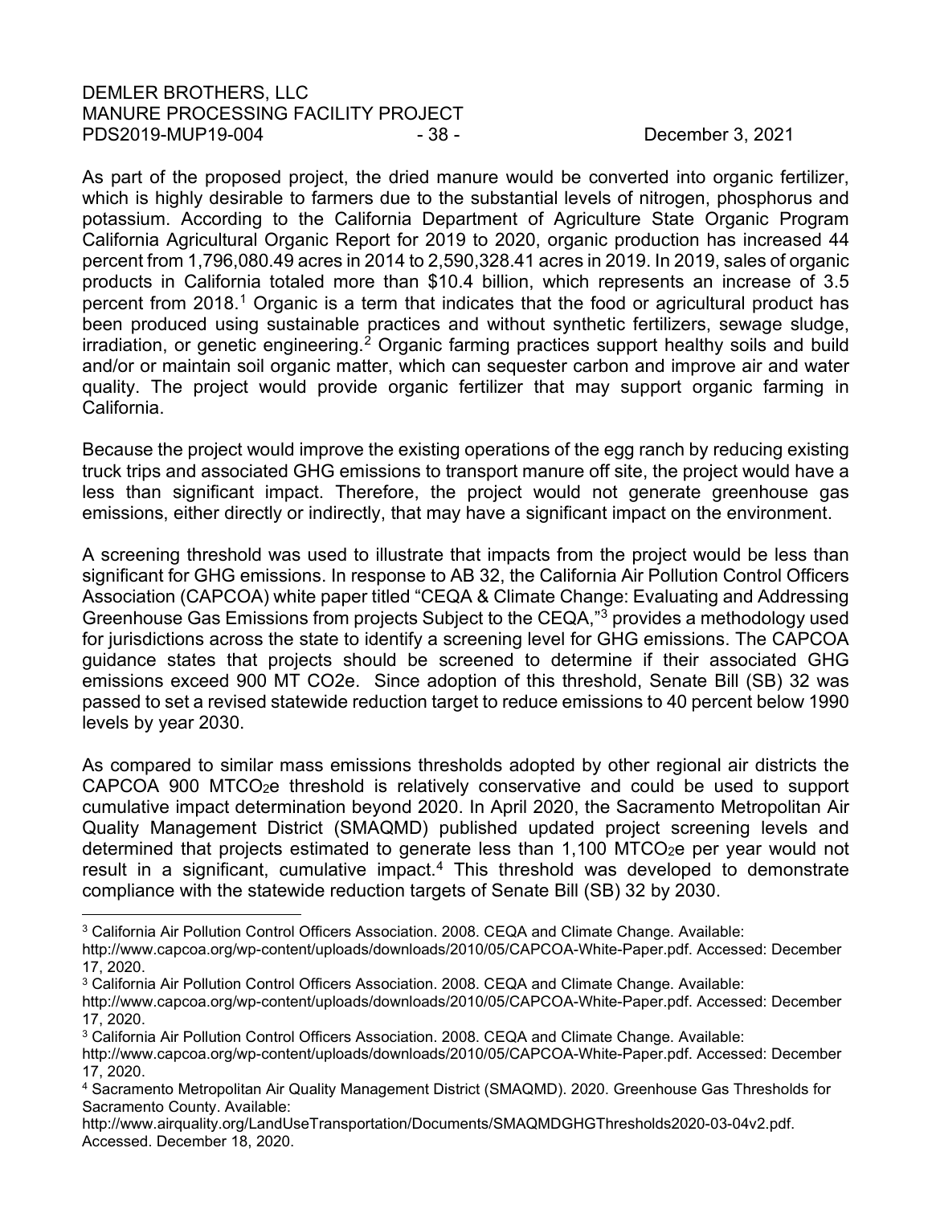As part of the proposed project, the dried manure would be converted into organic fertilizer, which is highly desirable to farmers due to the substantial levels of nitrogen, phosphorus and potassium. According to the California Department of Agriculture State Organic Program California Agricultural Organic Report for 2019 to 2020, organic production has increased 44 percent from 1,796,080.49 acres in 2014 to 2,590,328.41 acres in 2019. In 2019, sales of organic products in California totaled more than $10.4 billion, which represents an increase of 3.5 percent from 2018.[1] Organic is a term that indicates that the food or agricultural product has been produced using sustainable practices and without synthetic fertilizers, sewage sludge, irradiation, or genetic engineering.[2] Organic farming practices support healthy soils and build and/or or maintain soil organic matter, which can sequester carbon and improve air and water quality. The project would provide organic fertilizer that may support organic farming in California.

Because the project would improve the existing operations of the egg ranch by reducing existing truck trips and associated GHG emissions to transport manure off site, the project would have a less than significant impact. Therefore, the project would not generate greenhouse gas emissions, either directly or indirectly, that may have a significant impact on the environment.

A screening threshold was used to illustrate that impacts from the project would be less than significant for GHG emissions. In response to AB 32, the California Air Pollution Control Officers Association (CAPCOA) white paper titled "CEQA & Climate Change: Evaluating and Addressing Greenhouse Gas Emissions from projects Subject to the CEQA,"[3] provides a methodology used for jurisdictions across the state to identify a screening level for GHG emissions. The CAPCOA guidance states that projects should be screened to determine if their associated GHG emissions exceed 900 MT CO2e. Since adoption of this threshold, Senate Bill (SB) 32 was passed to set a revised statewide reduction target to reduce emissions to 40 percent below 1990 levels by year 2030.

As compared to similar mass emissions thresholds adopted by other regional air districts the CAPCOA 900 $MTCO_2e$ threshold is relatively conservative and could be used to support cumulative impact determination beyond 2020. In April 2020, the Sacramento Metropolitan Air Quality Management District (SMAQMD) published updated project screening levels and determined that projects estimated to generate less than 1,100 $MTCO_2e$ per year would not result in a significant, cumulative impact.[4] This threshold was developed to demonstrate compliance with the statewide reduction targets of Senate Bill (SB) 32 by 2030.

---

[3] California Air Pollution Control Officers Association. 2008. CEQA and Climate Change. Available: http://www.capcoa.org/wp-content/uploads/downloads/2010/05/CAPCOA-White-Paper.pdf. Accessed: December 17, 2020.

[3] California Air Pollution Control Officers Association. 2008. CEQA and Climate Change. Available: http://www.capcoa.org/wp-content/uploads/downloads/2010/05/CAPCOA-White-Paper.pdf. Accessed: December 17, 2020.

[3] California Air Pollution Control Officers Association. 2008. CEQA and Climate Change. Available: http://www.capcoa.org/wp-content/uploads/downloads/2010/05/CAPCOA-White-Paper.pdf. Accessed: December 17, 2020.

[4] Sacramento Metropolitan Air Quality Management District (SMAQMD). 2020. Greenhouse Gas Thresholds for Sacramento County. Available: http://www.airquality.org/LandUseTransportation/Documents/SMAQMDGHGThresholds2020-03-04v2.pdf. Accessed. December 18, 2020.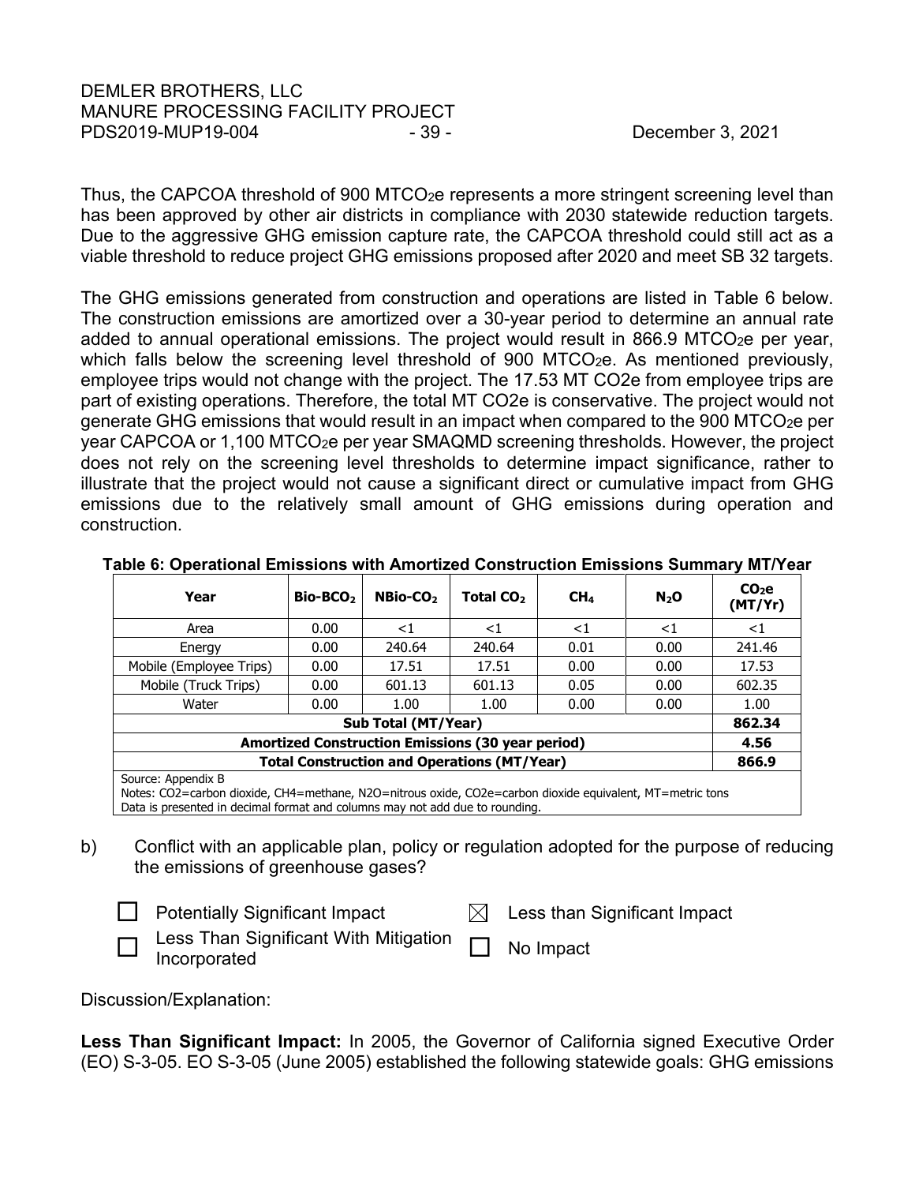Thus, the CAPCOA threshold of 900 $MTCO_2e$ represents a more stringent screening level than has been approved by other air districts in compliance with 2030 statewide reduction targets. Due to the aggressive GHG emission capture rate, the CAPCOA threshold could still act as a viable threshold to reduce project GHG emissions proposed after 2020 and meet SB 32 targets.

The GHG emissions generated from construction and operations are listed in Table 6 below. The construction emissions are amortized over a 30-year period to determine an annual rate added to annual operational emissions. The project would result in 866.9 $MTCO_2e$ per year, which falls below the screening level threshold of 900 $MTCO_2e$. As mentioned previously, employee trips would not change with the project. The 17.53 MT CO2e from employee trips are part of existing operations. Therefore, the total MT CO2e is conservative. The project would not generate GHG emissions that would result in an impact when compared to the 900 $MTCO_2e$ per year CAPCOA or 1,100 $MTCO_2e$ per year SMAQMD screening thresholds. However, the project does not rely on the screening level thresholds to determine impact significance, rather to illustrate that the project would not cause a significant direct or cumulative impact from GHG emissions due to the relatively small amount of GHG emissions during operation and construction.

**Table 6: Operational Emissions with Amortized Construction Emissions Summary MT/Year**

| Year | Bio-$BCO_2$ | NBio-$CO_2$ | Total $CO_2$ | $CH_4$ | $N_2O$ | $CO_2e$ (MT/Yr) |
|---|---|---|---|---|---|---|
| Area | 0.00 | <1 | <1 | <1 | <1 | <1 |
| Energy | 0.00 | 240.64 | 240.64 | 0.01 | 0.00 | 241.46 |
| Mobile (Employee Trips) | 0.00 | 17.51 | 17.51 | 0.00 | 0.00 | 17.53 |
| Mobile (Truck Trips) | 0.00 | 601.13 | 601.13 | 0.05 | 0.00 | 602.35 |
| Water | 0.00 | 1.00 | 1.00 | 0.00 | 0.00 | 1.00 |
| **Sub Total (MT/Year)** | | | | | | **862.34** |
| **Amortized Construction Emissions (30 year period)** | | | | | | **4.56** |
| **Total Construction and Operations (MT/Year)** | | | | | | **866.9** |

Source: Appendix B
Notes: CO2=carbon dioxide, CH4=methane, N2O=nitrous oxide, CO2e=carbon dioxide equivalent, MT=metric tons
Data is presented in decimal format and columns may not add due to rounding.

b) Conflict with an applicable plan, policy or regulation adopted for the purpose of reducing the emissions of greenhouse gases?

☐ Potentially Significant Impact ☒ Less than Significant Impact

☐ Less Than Significant With Mitigation Incorporated ☐ No Impact

Discussion/Explanation:

**Less Than Significant Impact:** In 2005, the Governor of California signed Executive Order (EO) S-3-05. EO S-3-05 (June 2005) established the following statewide goals: GHG emissions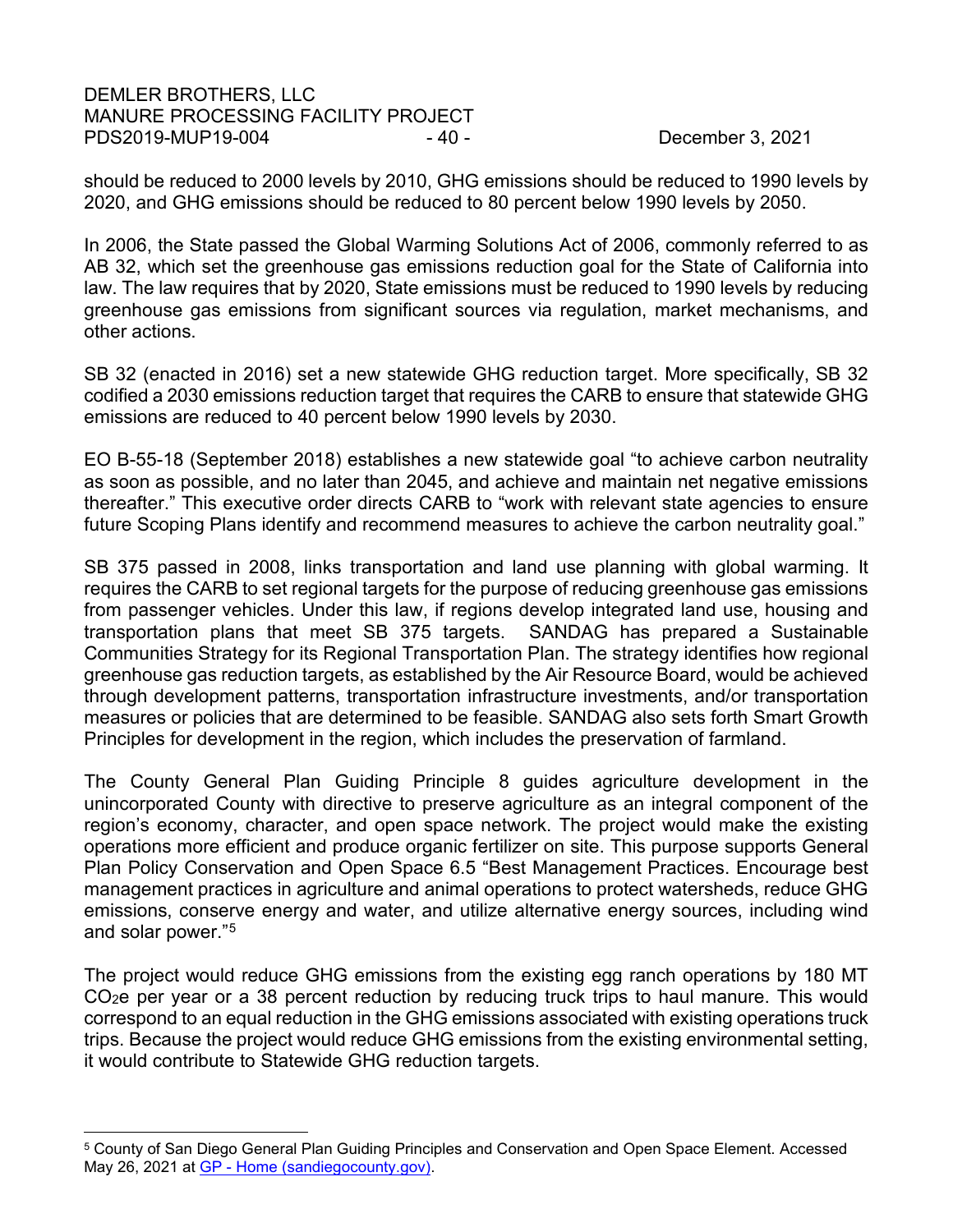should be reduced to 2000 levels by 2010, GHG emissions should be reduced to 1990 levels by 2020, and GHG emissions should be reduced to 80 percent below 1990 levels by 2050.

In 2006, the State passed the Global Warming Solutions Act of 2006, commonly referred to as AB 32, which set the greenhouse gas emissions reduction goal for the State of California into law. The law requires that by 2020, State emissions must be reduced to 1990 levels by reducing greenhouse gas emissions from significant sources via regulation, market mechanisms, and other actions.

SB 32 (enacted in 2016) set a new statewide GHG reduction target. More specifically, SB 32 codified a 2030 emissions reduction target that requires the CARB to ensure that statewide GHG emissions are reduced to 40 percent below 1990 levels by 2030.

EO B-55-18 (September 2018) establishes a new statewide goal "to achieve carbon neutrality as soon as possible, and no later than 2045, and achieve and maintain net negative emissions thereafter." This executive order directs CARB to "work with relevant state agencies to ensure future Scoping Plans identify and recommend measures to achieve the carbon neutrality goal."

SB 375 passed in 2008, links transportation and land use planning with global warming. It requires the CARB to set regional targets for the purpose of reducing greenhouse gas emissions from passenger vehicles. Under this law, if regions develop integrated land use, housing and transportation plans that meet SB 375 targets. SANDAG has prepared a Sustainable Communities Strategy for its Regional Transportation Plan. The strategy identifies how regional greenhouse gas reduction targets, as established by the Air Resource Board, would be achieved through development patterns, transportation infrastructure investments, and/or transportation measures or policies that are determined to be feasible. SANDAG also sets forth Smart Growth Principles for development in the region, which includes the preservation of farmland.

The County General Plan Guiding Principle 8 guides agriculture development in the unincorporated County with directive to preserve agriculture as an integral component of the region's economy, character, and open space network. The project would make the existing operations more efficient and produce organic fertilizer on site. This purpose supports General Plan Policy Conservation and Open Space 6.5 "Best Management Practices. Encourage best management practices in agriculture and animal operations to protect watersheds, reduce GHG emissions, conserve energy and water, and utilize alternative energy sources, including wind and solar power."[5]

The project would reduce GHG emissions from the existing egg ranch operations by 180 MT $CO_2e$ per year or a 38 percent reduction by reducing truck trips to haul manure. This would correspond to an equal reduction in the GHG emissions associated with existing operations truck trips. Because the project would reduce GHG emissions from the existing environmental setting, it would contribute to Statewide GHG reduction targets.

---

[5] County of San Diego General Plan Guiding Principles and Conservation and Open Space Element. Accessed May 26, 2021 at GP - Home (sandiegocounty.gov).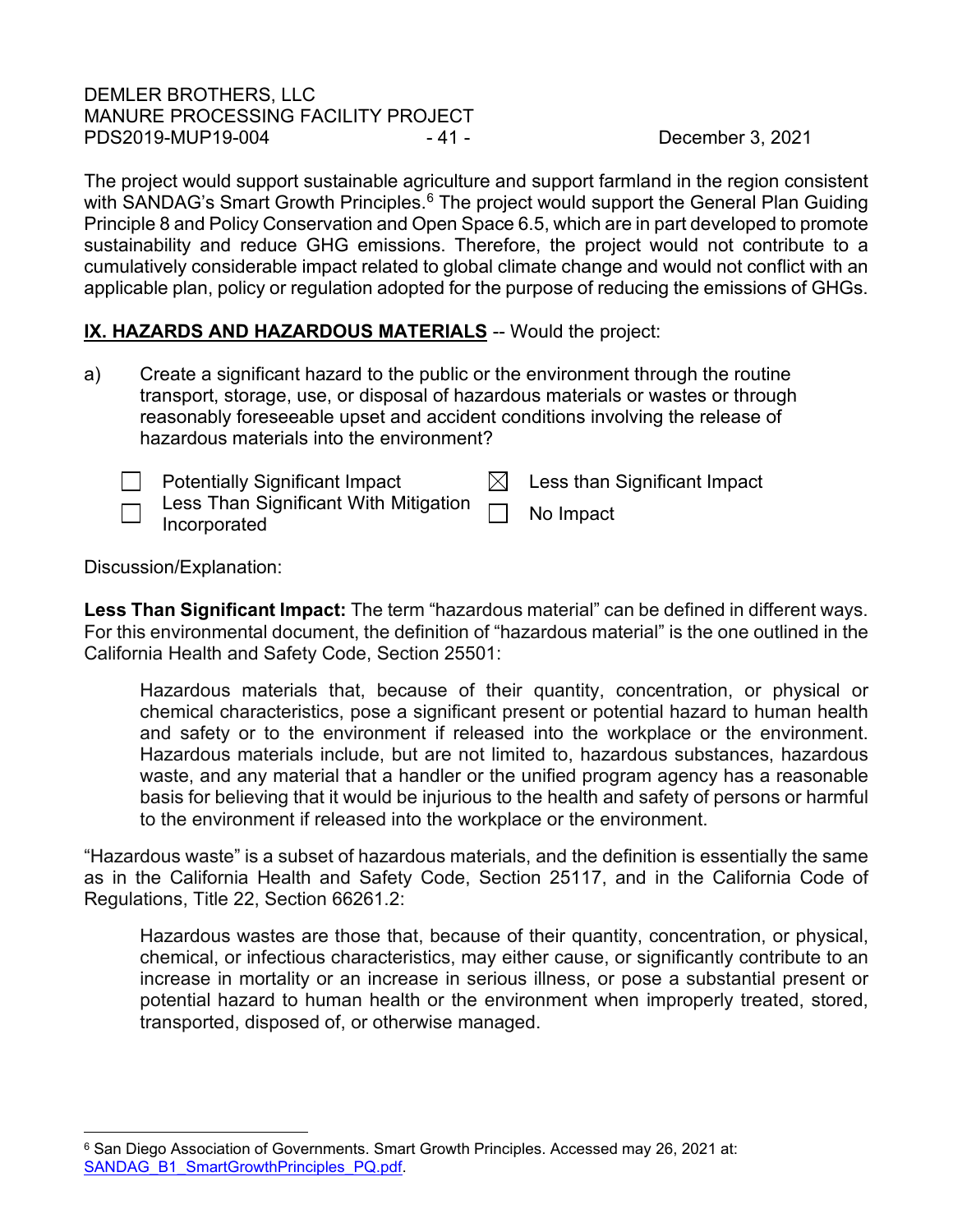The project would support sustainable agriculture and support farmland in the region consistent with SANDAG's Smart Growth Principles.[6] The project would support the General Plan Guiding Principle 8 and Policy Conservation and Open Space 6.5, which are in part developed to promote sustainability and reduce GHG emissions. Therefore, the project would not contribute to a cumulatively considerable impact related to global climate change and would not conflict with an applicable plan, policy or regulation adopted for the purpose of reducing the emissions of GHGs.

**IX. HAZARDS AND HAZARDOUS MATERIALS** -- Would the project:

a) Create a significant hazard to the public or the environment through the routine transport, storage, use, or disposal of hazardous materials or wastes or through reasonably foreseeable upset and accident conditions involving the release of hazardous materials into the environment?

- [ ] Potentially Significant Impact
- [ ] Less Than Significant With Mitigation Incorporated
- [x] Less than Significant Impact
- [ ] No Impact

Discussion/Explanation:

**Less Than Significant Impact:** The term "hazardous material" can be defined in different ways. For this environmental document, the definition of "hazardous material" is the one outlined in the California Health and Safety Code, Section 25501:

> Hazardous materials that, because of their quantity, concentration, or physical or chemical characteristics, pose a significant present or potential hazard to human health and safety or to the environment if released into the workplace or the environment. Hazardous materials include, but are not limited to, hazardous substances, hazardous waste, and any material that a handler or the unified program agency has a reasonable basis for believing that it would be injurious to the health and safety of persons or harmful to the environment if released into the workplace or the environment.

"Hazardous waste" is a subset of hazardous materials, and the definition is essentially the same as in the California Health and Safety Code, Section 25117, and in the California Code of Regulations, Title 22, Section 66261.2:

> Hazardous wastes are those that, because of their quantity, concentration, or physical, chemical, or infectious characteristics, may either cause, or significantly contribute to an increase in mortality or an increase in serious illness, or pose a substantial present or potential hazard to human health or the environment when improperly treated, stored, transported, disposed of, or otherwise managed.

[6] San Diego Association of Governments. Smart Growth Principles. Accessed may 26, 2021 at: SANDAG_B1_SmartGrowthPrinciples_PQ.pdf.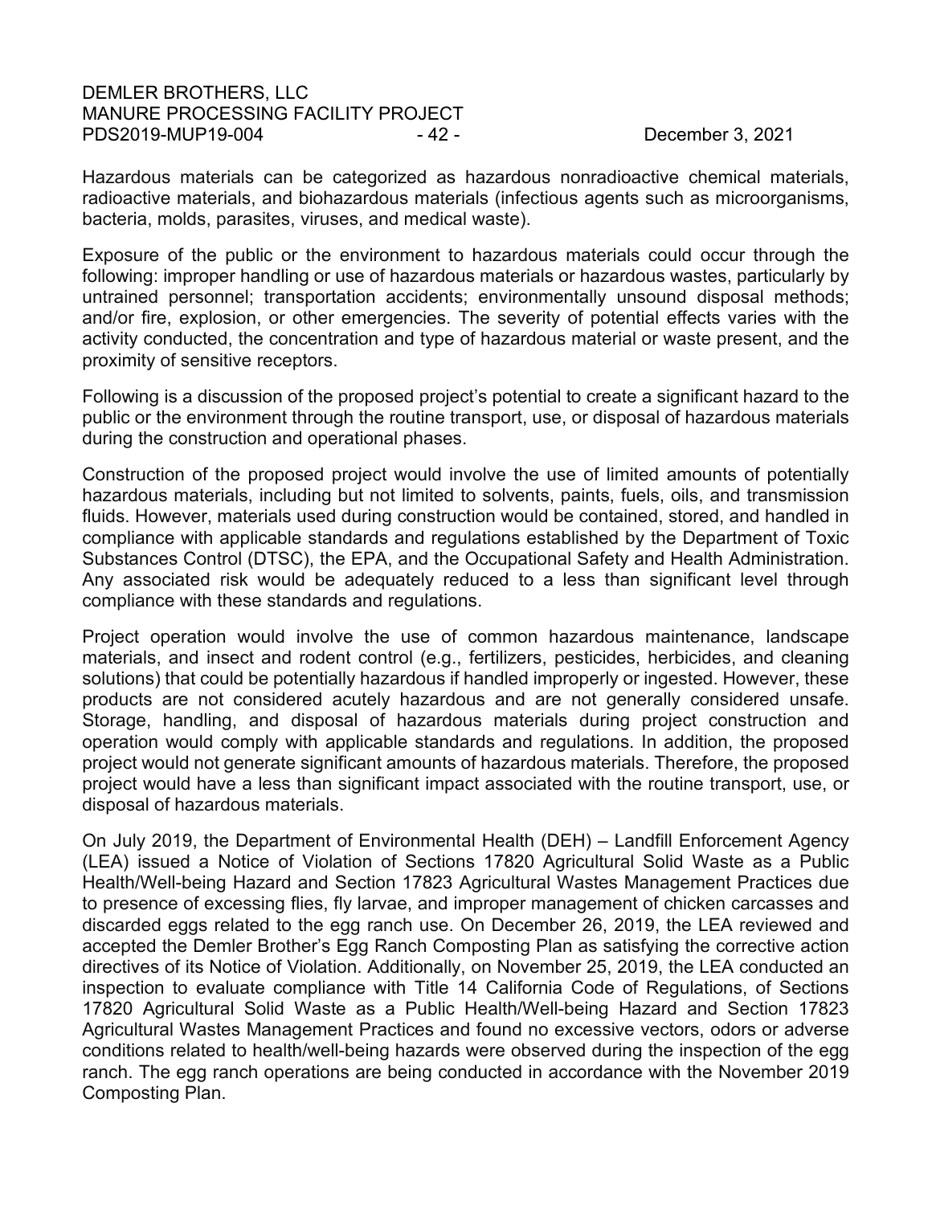Hazardous materials can be categorized as hazardous nonradioactive chemical materials, radioactive materials, and biohazardous materials (infectious agents such as microorganisms, bacteria, molds, parasites, viruses, and medical waste).

Exposure of the public or the environment to hazardous materials could occur through the following: improper handling or use of hazardous materials or hazardous wastes, particularly by untrained personnel; transportation accidents; environmentally unsound disposal methods; and/or fire, explosion, or other emergencies. The severity of potential effects varies with the activity conducted, the concentration and type of hazardous material or waste present, and the proximity of sensitive receptors.

Following is a discussion of the proposed project's potential to create a significant hazard to the public or the environment through the routine transport, use, or disposal of hazardous materials during the construction and operational phases.

Construction of the proposed project would involve the use of limited amounts of potentially hazardous materials, including but not limited to solvents, paints, fuels, oils, and transmission fluids. However, materials used during construction would be contained, stored, and handled in compliance with applicable standards and regulations established by the Department of Toxic Substances Control (DTSC), the EPA, and the Occupational Safety and Health Administration. Any associated risk would be adequately reduced to a less than significant level through compliance with these standards and regulations.

Project operation would involve the use of common hazardous maintenance, landscape materials, and insect and rodent control (e.g., fertilizers, pesticides, herbicides, and cleaning solutions) that could be potentially hazardous if handled improperly or ingested. However, these products are not considered acutely hazardous and are not generally considered unsafe. Storage, handling, and disposal of hazardous materials during project construction and operation would comply with applicable standards and regulations. In addition, the proposed project would not generate significant amounts of hazardous materials. Therefore, the proposed project would have a less than significant impact associated with the routine transport, use, or disposal of hazardous materials.

On July 2019, the Department of Environmental Health (DEH) – Landfill Enforcement Agency (LEA) issued a Notice of Violation of Sections 17820 Agricultural Solid Waste as a Public Health/Well-being Hazard and Section 17823 Agricultural Wastes Management Practices due to presence of excessing flies, fly larvae, and improper management of chicken carcasses and discarded eggs related to the egg ranch use. On December 26, 2019, the LEA reviewed and accepted the Demler Brother's Egg Ranch Composting Plan as satisfying the corrective action directives of its Notice of Violation. Additionally, on November 25, 2019, the LEA conducted an inspection to evaluate compliance with Title 14 California Code of Regulations, of Sections 17820 Agricultural Solid Waste as a Public Health/Well-being Hazard and Section 17823 Agricultural Wastes Management Practices and found no excessive vectors, odors or adverse conditions related to health/well-being hazards were observed during the inspection of the egg ranch. The egg ranch operations are being conducted in accordance with the November 2019 Composting Plan.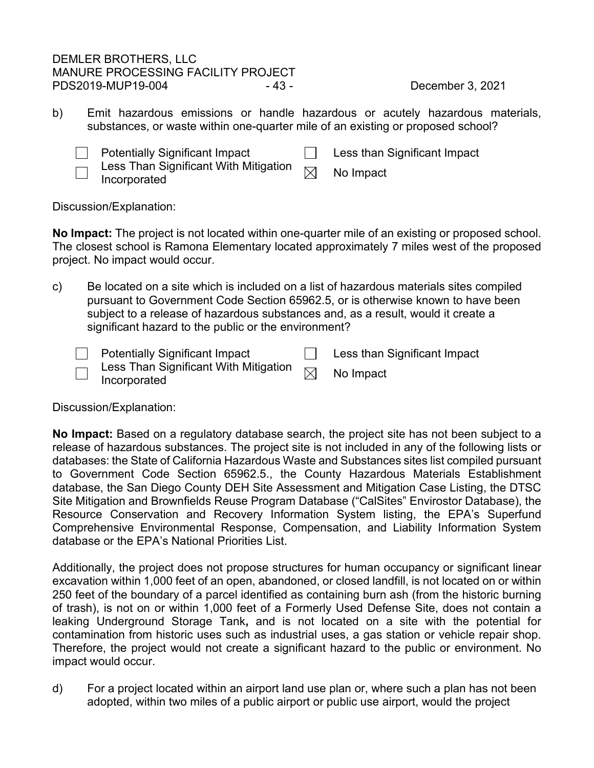b) Emit hazardous emissions or handle hazardous or acutely hazardous materials, substances, or waste within one-quarter mile of an existing or proposed school?

- [ ] Potentially Significant Impact
- [ ] Less Than Significant With Mitigation Incorporated
- [ ] Less than Significant Impact
- [x] No Impact

Discussion/Explanation:

**No Impact:** The project is not located within one-quarter mile of an existing or proposed school. The closest school is Ramona Elementary located approximately 7 miles west of the proposed project. No impact would occur.

c) Be located on a site which is included on a list of hazardous materials sites compiled pursuant to Government Code Section 65962.5, or is otherwise known to have been subject to a release of hazardous substances and, as a result, would it create a significant hazard to the public or the environment?

- [ ] Potentially Significant Impact
- [ ] Less Than Significant With Mitigation Incorporated
- [ ] Less than Significant Impact
- [x] No Impact

Discussion/Explanation:

**No Impact:** Based on a regulatory database search, the project site has not been subject to a release of hazardous substances. The project site is not included in any of the following lists or databases: the State of California Hazardous Waste and Substances sites list compiled pursuant to Government Code Section 65962.5., the County Hazardous Materials Establishment database, the San Diego County DEH Site Assessment and Mitigation Case Listing, the DTSC Site Mitigation and Brownfields Reuse Program Database ("CalSites" Envirostor Database), the Resource Conservation and Recovery Information System listing, the EPA's Superfund Comprehensive Environmental Response, Compensation, and Liability Information System database or the EPA's National Priorities List.

Additionally, the project does not propose structures for human occupancy or significant linear excavation within 1,000 feet of an open, abandoned, or closed landfill, is not located on or within 250 feet of the boundary of a parcel identified as containing burn ash (from the historic burning of trash), is not on or within 1,000 feet of a Formerly Used Defense Site, does not contain a leaking Underground Storage Tank**,** and is not located on a site with the potential for contamination from historic uses such as industrial uses, a gas station or vehicle repair shop. Therefore, the project would not create a significant hazard to the public or environment. No impact would occur.

d) For a project located within an airport land use plan or, where such a plan has not been adopted, within two miles of a public airport or public use airport, would the project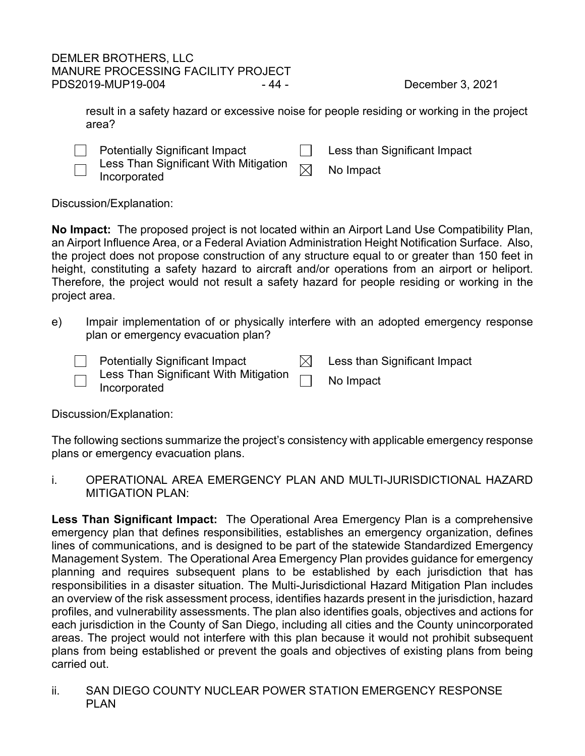result in a safety hazard or excessive noise for people residing or working in the project area?

- [ ] Potentially Significant Impact
- [ ] Less Than Significant With Mitigation Incorporated
- [ ] Less than Significant Impact
- [x] No Impact

Discussion/Explanation:

**No Impact:** The proposed project is not located within an Airport Land Use Compatibility Plan, an Airport Influence Area, or a Federal Aviation Administration Height Notification Surface. Also, the project does not propose construction of any structure equal to or greater than 150 feet in height, constituting a safety hazard to aircraft and/or operations from an airport or heliport. Therefore, the project would not result a safety hazard for people residing or working in the project area.

e) Impair implementation of or physically interfere with an adopted emergency response plan or emergency evacuation plan?

- [ ] Potentially Significant Impact
- [ ] Less Than Significant With Mitigation Incorporated
- [x] Less than Significant Impact
- [ ] No Impact

Discussion/Explanation:

The following sections summarize the project's consistency with applicable emergency response plans or emergency evacuation plans.

i. OPERATIONAL AREA EMERGENCY PLAN AND MULTI-JURISDICTIONAL HAZARD MITIGATION PLAN:

**Less Than Significant Impact:** The Operational Area Emergency Plan is a comprehensive emergency plan that defines responsibilities, establishes an emergency organization, defines lines of communications, and is designed to be part of the statewide Standardized Emergency Management System. The Operational Area Emergency Plan provides guidance for emergency planning and requires subsequent plans to be established by each jurisdiction that has responsibilities in a disaster situation. The Multi-Jurisdictional Hazard Mitigation Plan includes an overview of the risk assessment process, identifies hazards present in the jurisdiction, hazard profiles, and vulnerability assessments. The plan also identifies goals, objectives and actions for each jurisdiction in the County of San Diego, including all cities and the County unincorporated areas. The project would not interfere with this plan because it would not prohibit subsequent plans from being established or prevent the goals and objectives of existing plans from being carried out.

ii. SAN DIEGO COUNTY NUCLEAR POWER STATION EMERGENCY RESPONSE PLAN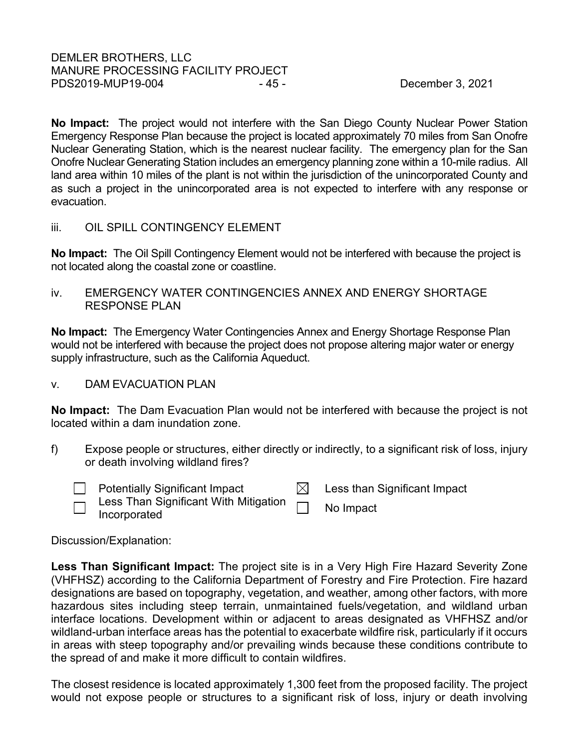**No Impact:** The project would not interfere with the San Diego County Nuclear Power Station Emergency Response Plan because the project is located approximately 70 miles from San Onofre Nuclear Generating Station, which is the nearest nuclear facility. The emergency plan for the San Onofre Nuclear Generating Station includes an emergency planning zone within a 10-mile radius. All land area within 10 miles of the plant is not within the jurisdiction of the unincorporated County and as such a project in the unincorporated area is not expected to interfere with any response or evacuation.

iii. OIL SPILL CONTINGENCY ELEMENT

**No Impact:** The Oil Spill Contingency Element would not be interfered with because the project is not located along the coastal zone or coastline.

iv. EMERGENCY WATER CONTINGENCIES ANNEX AND ENERGY SHORTAGE RESPONSE PLAN

**No Impact:** The Emergency Water Contingencies Annex and Energy Shortage Response Plan would not be interfered with because the project does not propose altering major water or energy supply infrastructure, such as the California Aqueduct.

v. DAM EVACUATION PLAN

**No Impact:** The Dam Evacuation Plan would not be interfered with because the project is not located within a dam inundation zone.

f) Expose people or structures, either directly or indirectly, to a significant risk of loss, injury or death involving wildland fires?

- ☐ Potentially Significant Impact
- ☐ Less Than Significant With Mitigation Incorporated
- ☒ Less than Significant Impact
- ☐ No Impact

Discussion/Explanation:

**Less Than Significant Impact:** The project site is in a Very High Fire Hazard Severity Zone (VHFHSZ) according to the California Department of Forestry and Fire Protection. Fire hazard designations are based on topography, vegetation, and weather, among other factors, with more hazardous sites including steep terrain, unmaintained fuels/vegetation, and wildland urban interface locations. Development within or adjacent to areas designated as VHFHSZ and/or wildland-urban interface areas has the potential to exacerbate wildfire risk, particularly if it occurs in areas with steep topography and/or prevailing winds because these conditions contribute to the spread of and make it more difficult to contain wildfires.

The closest residence is located approximately 1,300 feet from the proposed facility. The project would not expose people or structures to a significant risk of loss, injury or death involving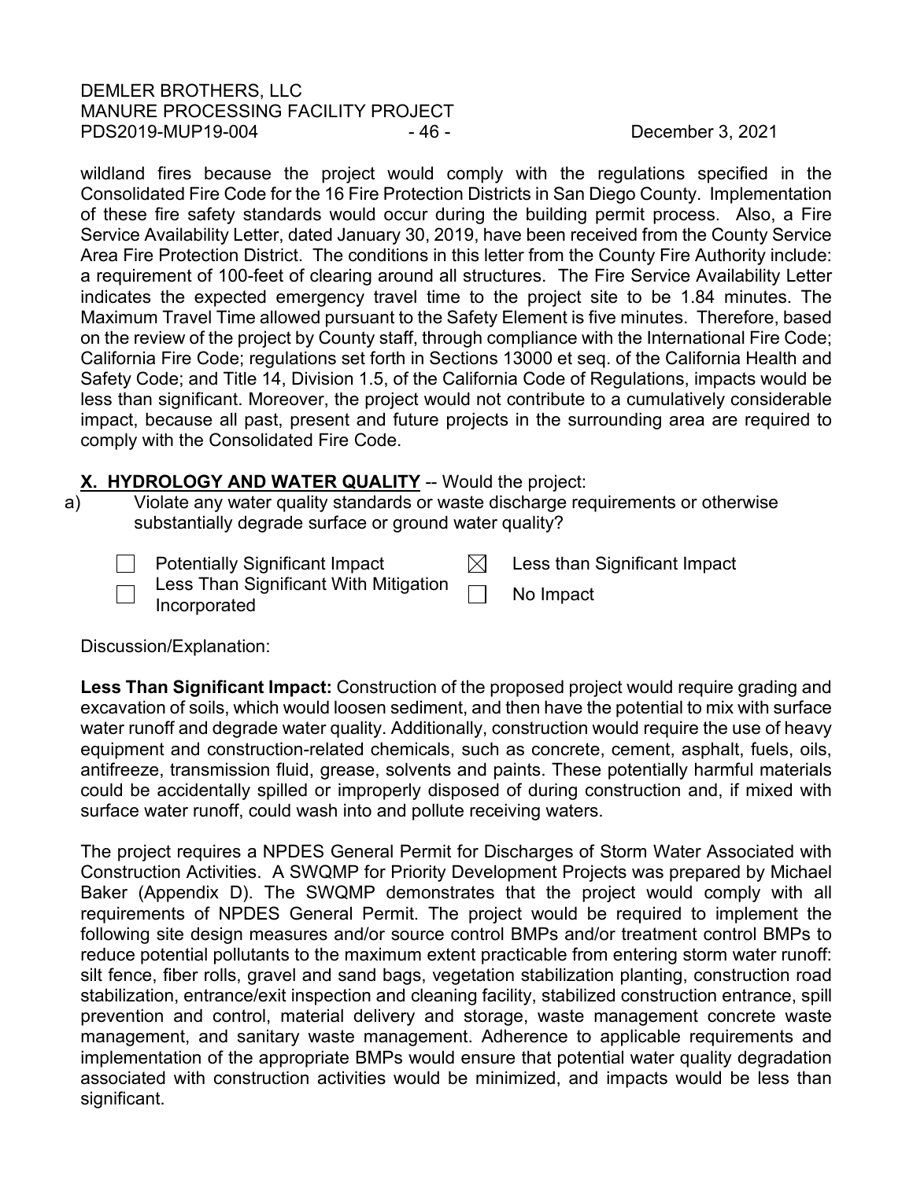wildland fires because the project would comply with the regulations specified in the Consolidated Fire Code for the 16 Fire Protection Districts in San Diego County. Implementation of these fire safety standards would occur during the building permit process. Also, a Fire Service Availability Letter, dated January 30, 2019, have been received from the County Service Area Fire Protection District. The conditions in this letter from the County Fire Authority include: a requirement of 100-feet of clearing around all structures. The Fire Service Availability Letter indicates the expected emergency travel time to the project site to be 1.84 minutes. The Maximum Travel Time allowed pursuant to the Safety Element is five minutes. Therefore, based on the review of the project by County staff, through compliance with the International Fire Code; California Fire Code; regulations set forth in Sections 13000 et seq. of the California Health and Safety Code; and Title 14, Division 1.5, of the California Code of Regulations, impacts would be less than significant. Moreover, the project would not contribute to a cumulatively considerable impact, because all past, present and future projects in the surrounding area are required to comply with the Consolidated Fire Code.

## X. HYDROLOGY AND WATER QUALITY -- Would the project:

a) Violate any water quality standards or waste discharge requirements or otherwise substantially degrade surface or ground water quality?

- ☐ Potentially Significant Impact
- ☐ Less Than Significant With Mitigation Incorporated
- ☒ Less than Significant Impact
- ☐ No Impact

Discussion/Explanation:

**Less Than Significant Impact:** Construction of the proposed project would require grading and excavation of soils, which would loosen sediment, and then have the potential to mix with surface water runoff and degrade water quality. Additionally, construction would require the use of heavy equipment and construction-related chemicals, such as concrete, cement, asphalt, fuels, oils, antifreeze, transmission fluid, grease, solvents and paints. These potentially harmful materials could be accidentally spilled or improperly disposed of during construction and, if mixed with surface water runoff, could wash into and pollute receiving waters.

The project requires a NPDES General Permit for Discharges of Storm Water Associated with Construction Activities. A SWQMP for Priority Development Projects was prepared by Michael Baker (Appendix D). The SWQMP demonstrates that the project would comply with all requirements of NPDES General Permit. The project would be required to implement the following site design measures and/or source control BMPs and/or treatment control BMPs to reduce potential pollutants to the maximum extent practicable from entering storm water runoff: silt fence, fiber rolls, gravel and sand bags, vegetation stabilization planting, construction road stabilization, entrance/exit inspection and cleaning facility, stabilized construction entrance, spill prevention and control, material delivery and storage, waste management concrete waste management, and sanitary waste management. Adherence to applicable requirements and implementation of the appropriate BMPs would ensure that potential water quality degradation associated with construction activities would be minimized, and impacts would be less than significant.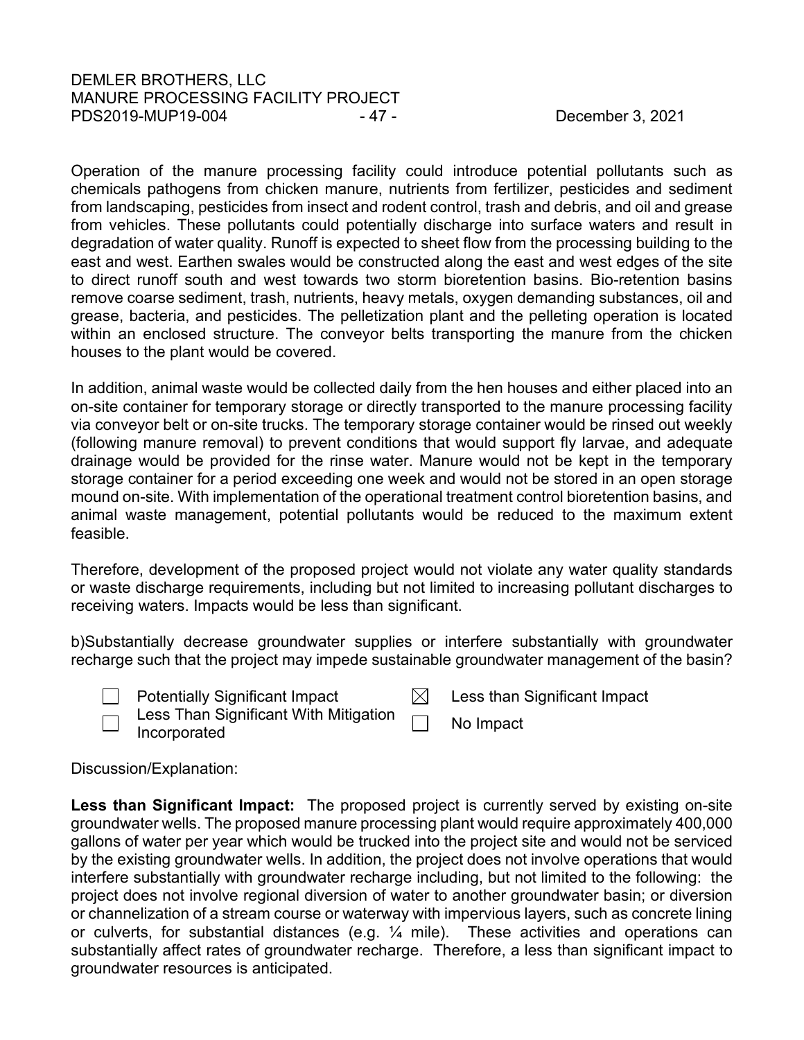Operation of the manure processing facility could introduce potential pollutants such as chemicals pathogens from chicken manure, nutrients from fertilizer, pesticides and sediment from landscaping, pesticides from insect and rodent control, trash and debris, and oil and grease from vehicles. These pollutants could potentially discharge into surface waters and result in degradation of water quality. Runoff is expected to sheet flow from the processing building to the east and west. Earthen swales would be constructed along the east and west edges of the site to direct runoff south and west towards two storm bioretention basins. Bio-retention basins remove coarse sediment, trash, nutrients, heavy metals, oxygen demanding substances, oil and grease, bacteria, and pesticides. The pelletization plant and the pelleting operation is located within an enclosed structure. The conveyor belts transporting the manure from the chicken houses to the plant would be covered.

In addition, animal waste would be collected daily from the hen houses and either placed into an on-site container for temporary storage or directly transported to the manure processing facility via conveyor belt or on-site trucks. The temporary storage container would be rinsed out weekly (following manure removal) to prevent conditions that would support fly larvae, and adequate drainage would be provided for the rinse water. Manure would not be kept in the temporary storage container for a period exceeding one week and would not be stored in an open storage mound on-site. With implementation of the operational treatment control bioretention basins, and animal waste management, potential pollutants would be reduced to the maximum extent feasible.

Therefore, development of the proposed project would not violate any water quality standards or waste discharge requirements, including but not limited to increasing pollutant discharges to receiving waters. Impacts would be less than significant.

b)Substantially decrease groundwater supplies or interfere substantially with groundwater recharge such that the project may impede sustainable groundwater management of the basin?

| | |
|---|---|
| ☐ Potentially Significant Impact | ☒ Less than Significant Impact |
| ☐ Less Than Significant With Mitigation Incorporated | ☐ No Impact |

Discussion/Explanation:

**Less than Significant Impact:** The proposed project is currently served by existing on-site groundwater wells. The proposed manure processing plant would require approximately 400,000 gallons of water per year which would be trucked into the project site and would not be serviced by the existing groundwater wells. In addition, the project does not involve operations that would interfere substantially with groundwater recharge including, but not limited to the following: the project does not involve regional diversion of water to another groundwater basin; or diversion or channelization of a stream course or waterway with impervious layers, such as concrete lining or culverts, for substantial distances (e.g. ¼ mile). These activities and operations can substantially affect rates of groundwater recharge. Therefore, a less than significant impact to groundwater resources is anticipated.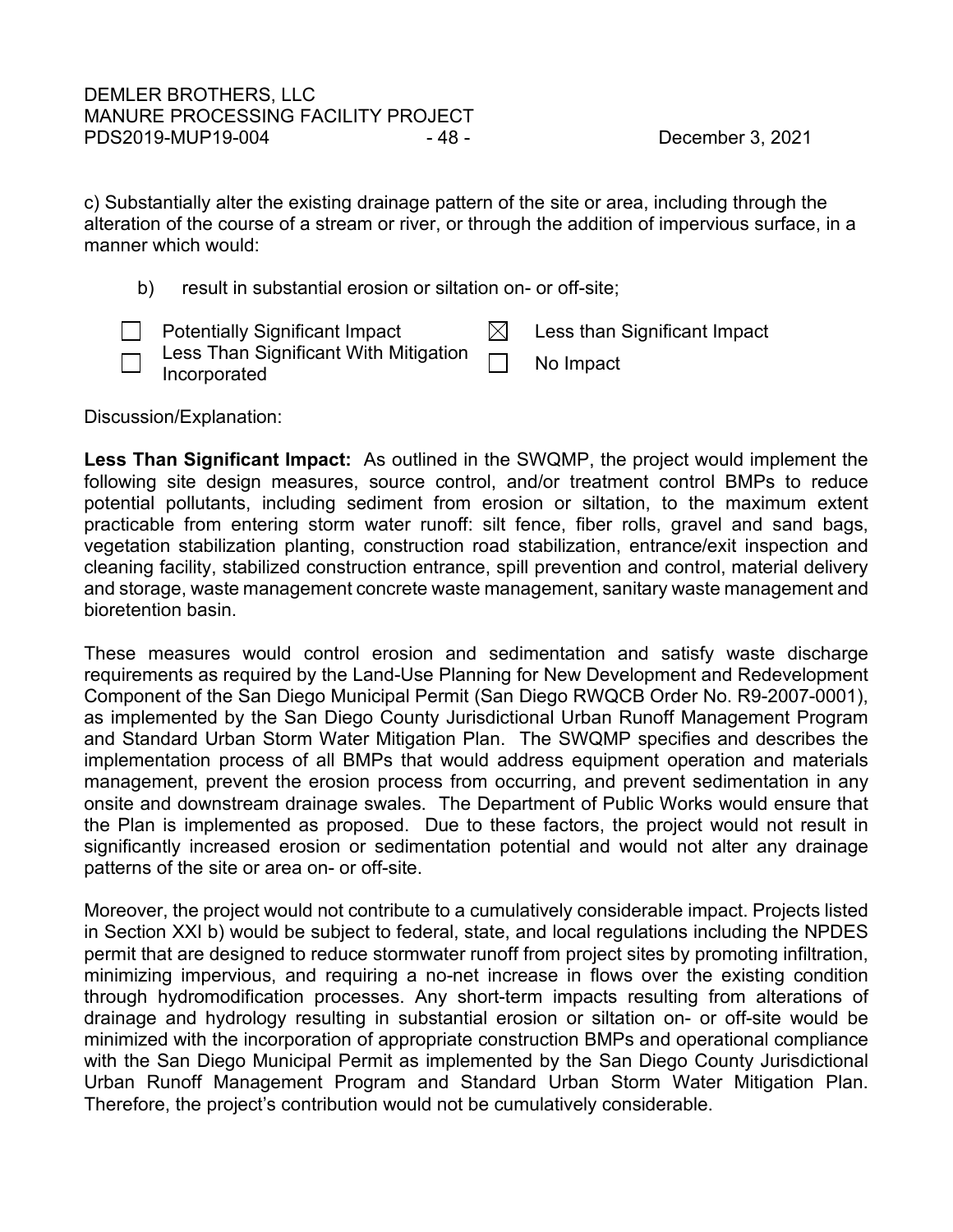c) Substantially alter the existing drainage pattern of the site or area, including through the alteration of the course of a stream or river, or through the addition of impervious surface, in a manner which would:

b) result in substantial erosion or siltation on- or off-site;

- ☐ Potentially Significant Impact
- ☒ Less than Significant Impact
- ☐ Less Than Significant With Mitigation Incorporated
- ☐ No Impact

Discussion/Explanation:

**Less Than Significant Impact:** As outlined in the SWQMP, the project would implement the following site design measures, source control, and/or treatment control BMPs to reduce potential pollutants, including sediment from erosion or siltation, to the maximum extent practicable from entering storm water runoff: silt fence, fiber rolls, gravel and sand bags, vegetation stabilization planting, construction road stabilization, entrance/exit inspection and cleaning facility, stabilized construction entrance, spill prevention and control, material delivery and storage, waste management concrete waste management, sanitary waste management and bioretention basin.

These measures would control erosion and sedimentation and satisfy waste discharge requirements as required by the Land-Use Planning for New Development and Redevelopment Component of the San Diego Municipal Permit (San Diego RWQCB Order No. R9-2007-0001), as implemented by the San Diego County Jurisdictional Urban Runoff Management Program and Standard Urban Storm Water Mitigation Plan. The SWQMP specifies and describes the implementation process of all BMPs that would address equipment operation and materials management, prevent the erosion process from occurring, and prevent sedimentation in any onsite and downstream drainage swales. The Department of Public Works would ensure that the Plan is implemented as proposed. Due to these factors, the project would not result in significantly increased erosion or sedimentation potential and would not alter any drainage patterns of the site or area on- or off-site.

Moreover, the project would not contribute to a cumulatively considerable impact. Projects listed in Section XXI b) would be subject to federal, state, and local regulations including the NPDES permit that are designed to reduce stormwater runoff from project sites by promoting infiltration, minimizing impervious, and requiring a no-net increase in flows over the existing condition through hydromodification processes. Any short-term impacts resulting from alterations of drainage and hydrology resulting in substantial erosion or siltation on- or off-site would be minimized with the incorporation of appropriate construction BMPs and operational compliance with the San Diego Municipal Permit as implemented by the San Diego County Jurisdictional Urban Runoff Management Program and Standard Urban Storm Water Mitigation Plan. Therefore, the project's contribution would not be cumulatively considerable.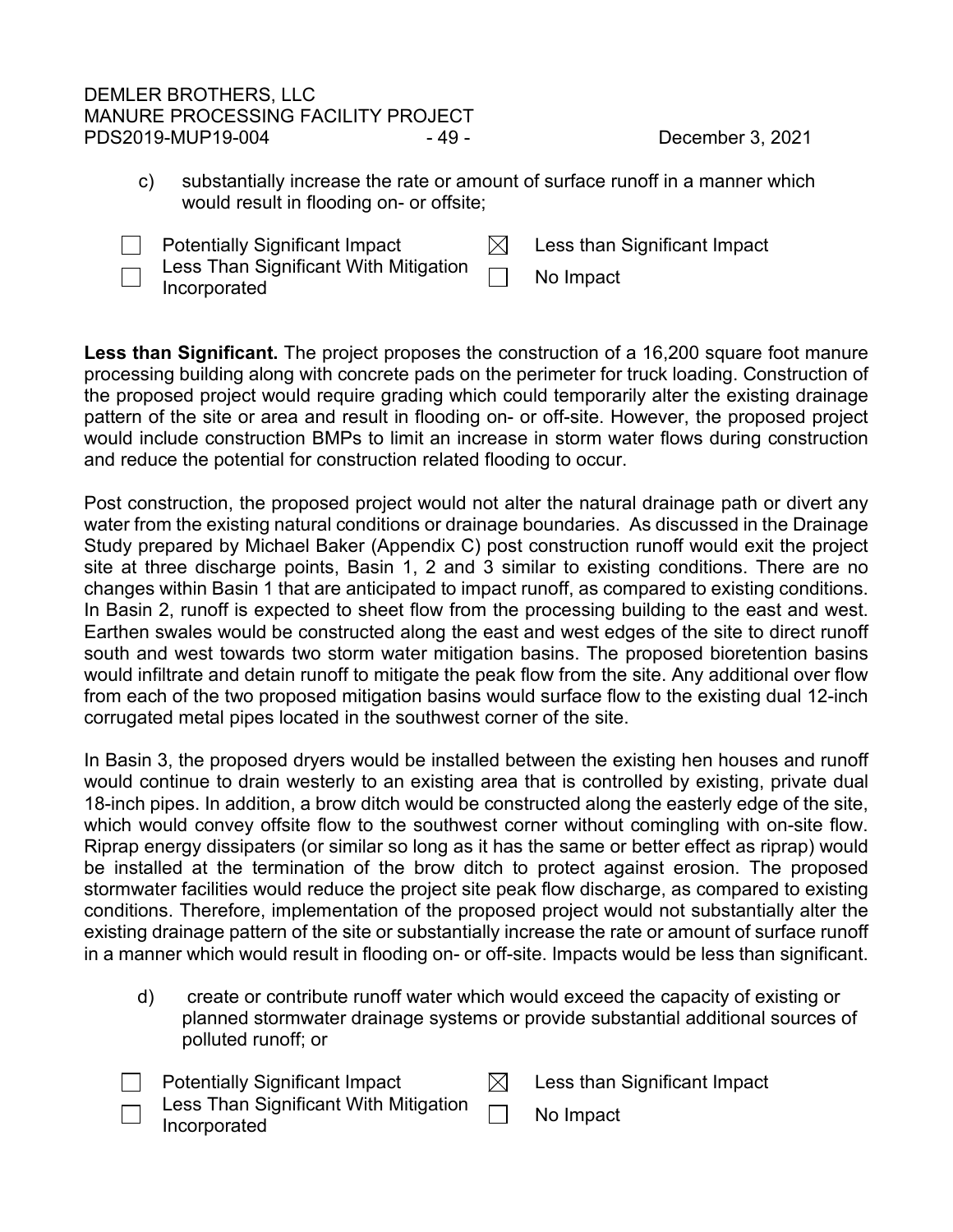c) substantially increase the rate or amount of surface runoff in a manner which would result in flooding on- or offsite;

- [ ] Potentially Significant Impact
- [ ] Less Than Significant With Mitigation Incorporated
- [x] Less than Significant Impact
- [ ] No Impact

**Less than Significant.** The project proposes the construction of a 16,200 square foot manure processing building along with concrete pads on the perimeter for truck loading. Construction of the proposed project would require grading which could temporarily alter the existing drainage pattern of the site or area and result in flooding on- or off-site. However, the proposed project would include construction BMPs to limit an increase in storm water flows during construction and reduce the potential for construction related flooding to occur.

Post construction, the proposed project would not alter the natural drainage path or divert any water from the existing natural conditions or drainage boundaries. As discussed in the Drainage Study prepared by Michael Baker (Appendix C) post construction runoff would exit the project site at three discharge points, Basin 1, 2 and 3 similar to existing conditions. There are no changes within Basin 1 that are anticipated to impact runoff, as compared to existing conditions. In Basin 2, runoff is expected to sheet flow from the processing building to the east and west. Earthen swales would be constructed along the east and west edges of the site to direct runoff south and west towards two storm water mitigation basins. The proposed bioretention basins would infiltrate and detain runoff to mitigate the peak flow from the site. Any additional over flow from each of the two proposed mitigation basins would surface flow to the existing dual 12-inch corrugated metal pipes located in the southwest corner of the site.

In Basin 3, the proposed dryers would be installed between the existing hen houses and runoff would continue to drain westerly to an existing area that is controlled by existing, private dual 18-inch pipes. In addition, a brow ditch would be constructed along the easterly edge of the site, which would convey offsite flow to the southwest corner without comingling with on-site flow. Riprap energy dissipaters (or similar so long as it has the same or better effect as riprap) would be installed at the termination of the brow ditch to protect against erosion. The proposed stormwater facilities would reduce the project site peak flow discharge, as compared to existing conditions. Therefore, implementation of the proposed project would not substantially alter the existing drainage pattern of the site or substantially increase the rate or amount of surface runoff in a manner which would result in flooding on- or off-site. Impacts would be less than significant.

d) create or contribute runoff water which would exceed the capacity of existing or planned stormwater drainage systems or provide substantial additional sources of polluted runoff; or

- [ ] Potentially Significant Impact
- [ ] Less Than Significant With Mitigation Incorporated
- [x] Less than Significant Impact
- [ ] No Impact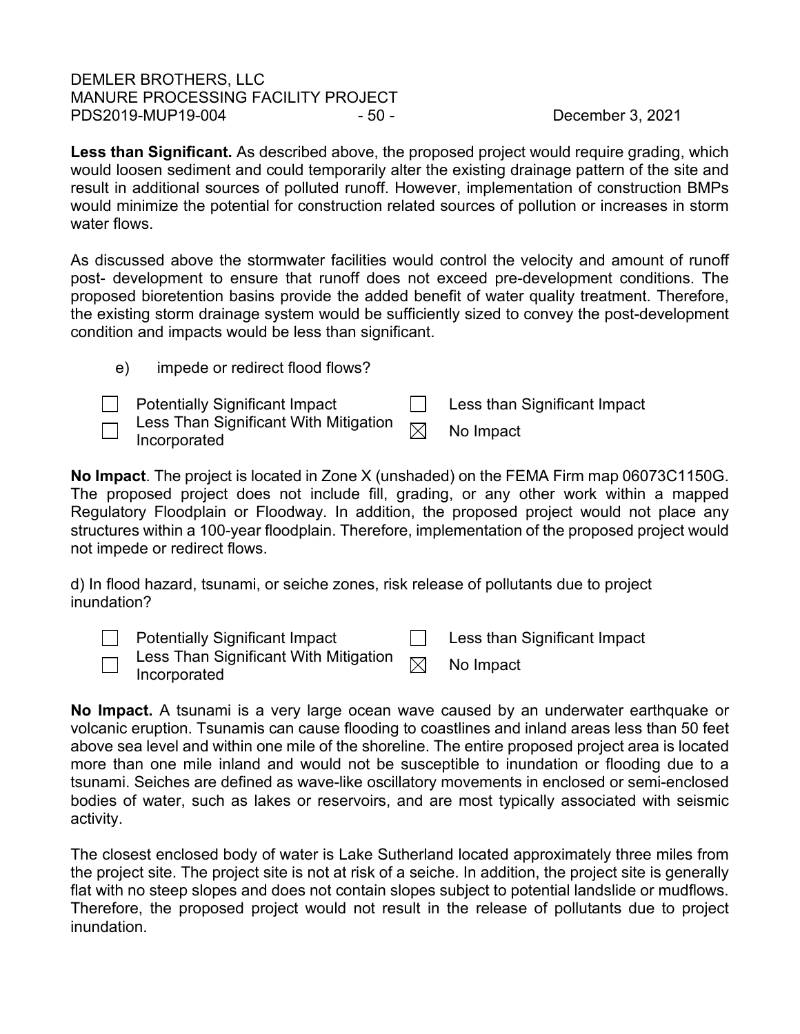**Less than Significant.** As described above, the proposed project would require grading, which would loosen sediment and could temporarily alter the existing drainage pattern of the site and result in additional sources of polluted runoff. However, implementation of construction BMPs would minimize the potential for construction related sources of pollution or increases in storm water flows.

As discussed above the stormwater facilities would control the velocity and amount of runoff post- development to ensure that runoff does not exceed pre-development conditions. The proposed bioretention basins provide the added benefit of water quality treatment. Therefore, the existing storm drainage system would be sufficiently sized to convey the post-development condition and impacts would be less than significant.

e) impede or redirect flood flows?

- ☐ Potentially Significant Impact
- ☐ Less Than Significant With Mitigation Incorporated
- ☐ Less than Significant Impact
- ☒ No Impact

**No Impact**. The project is located in Zone X (unshaded) on the FEMA Firm map 06073C1150G. The proposed project does not include fill, grading, or any other work within a mapped Regulatory Floodplain or Floodway. In addition, the proposed project would not place any structures within a 100-year floodplain. Therefore, implementation of the proposed project would not impede or redirect flows.

d) In flood hazard, tsunami, or seiche zones, risk release of pollutants due to project inundation?

- ☐ Potentially Significant Impact
- ☐ Less Than Significant With Mitigation Incorporated
- ☐ Less than Significant Impact
- ☒ No Impact

**No Impact.** A tsunami is a very large ocean wave caused by an underwater earthquake or volcanic eruption. Tsunamis can cause flooding to coastlines and inland areas less than 50 feet above sea level and within one mile of the shoreline. The entire proposed project area is located more than one mile inland and would not be susceptible to inundation or flooding due to a tsunami. Seiches are defined as wave-like oscillatory movements in enclosed or semi-enclosed bodies of water, such as lakes or reservoirs, and are most typically associated with seismic activity.

The closest enclosed body of water is Lake Sutherland located approximately three miles from the project site. The project site is not at risk of a seiche. In addition, the project site is generally flat with no steep slopes and does not contain slopes subject to potential landslide or mudflows. Therefore, the proposed project would not result in the release of pollutants due to project inundation.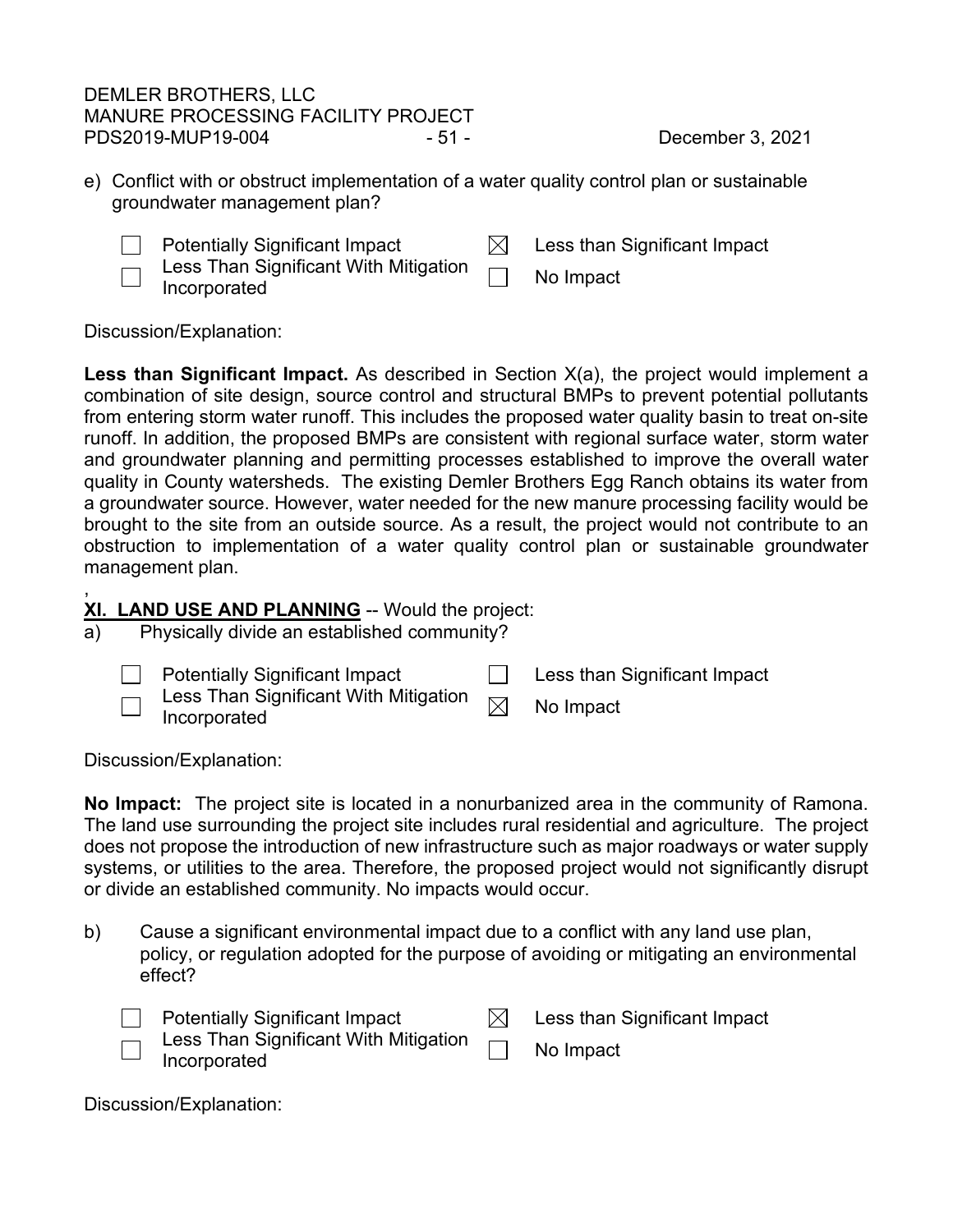e) Conflict with or obstruct implementation of a water quality control plan or sustainable groundwater management plan?

- [ ] Potentially Significant Impact
- [ ] Less Than Significant With Mitigation Incorporated
- [x] Less than Significant Impact
- [ ] No Impact

Discussion/Explanation:

**Less than Significant Impact.** As described in Section X(a), the project would implement a combination of site design, source control and structural BMPs to prevent potential pollutants from entering storm water runoff. This includes the proposed water quality basin to treat on-site runoff. In addition, the proposed BMPs are consistent with regional surface water, storm water and groundwater planning and permitting processes established to improve the overall water quality in County watersheds. The existing Demler Brothers Egg Ranch obtains its water from a groundwater source. However, water needed for the new manure processing facility would be brought to the site from an outside source. As a result, the project would not contribute to an obstruction to implementation of a water quality control plan or sustainable groundwater management plan.

,

**XI. LAND USE AND PLANNING** -- Would the project:

a) Physically divide an established community?

- [ ] Potentially Significant Impact
- [ ] Less Than Significant With Mitigation Incorporated
- [ ] Less than Significant Impact
- [x] No Impact

Discussion/Explanation:

**No Impact:** The project site is located in a nonurbanized area in the community of Ramona. The land use surrounding the project site includes rural residential and agriculture. The project does not propose the introduction of new infrastructure such as major roadways or water supply systems, or utilities to the area. Therefore, the proposed project would not significantly disrupt or divide an established community. No impacts would occur.

b) Cause a significant environmental impact due to a conflict with any land use plan, policy, or regulation adopted for the purpose of avoiding or mitigating an environmental effect?

- [ ] Potentially Significant Impact
- [ ] Less Than Significant With Mitigation Incorporated
- [x] Less than Significant Impact
- [ ] No Impact

Discussion/Explanation: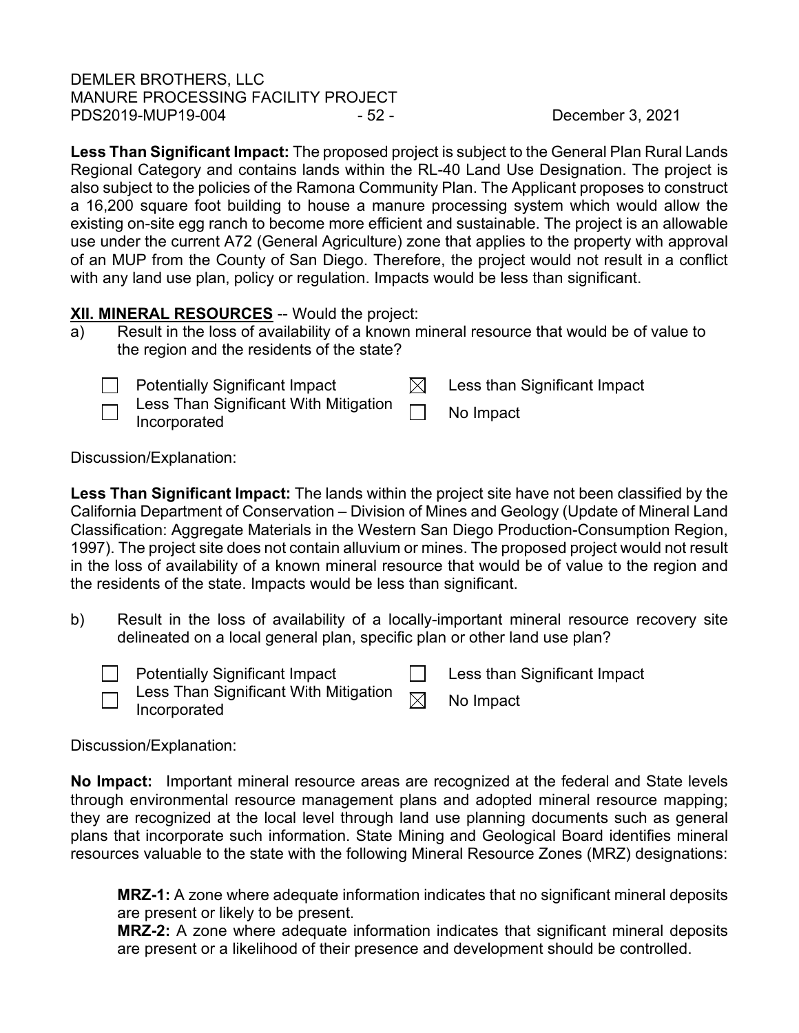**Less Than Significant Impact:** The proposed project is subject to the General Plan Rural Lands Regional Category and contains lands within the RL-40 Land Use Designation. The project is also subject to the policies of the Ramona Community Plan. The Applicant proposes to construct a 16,200 square foot building to house a manure processing system which would allow the existing on-site egg ranch to become more efficient and sustainable. The project is an allowable use under the current A72 (General Agriculture) zone that applies to the property with approval of an MUP from the County of San Diego. Therefore, the project would not result in a conflict with any land use plan, policy or regulation. Impacts would be less than significant.

**XII. MINERAL RESOURCES** -- Would the project:

a) Result in the loss of availability of a known mineral resource that would be of value to the region and the residents of the state?

- [ ] Potentially Significant Impact
- [ ] Less Than Significant With Mitigation Incorporated
- [x] Less than Significant Impact
- [ ] No Impact

Discussion/Explanation:

**Less Than Significant Impact:** The lands within the project site have not been classified by the California Department of Conservation – Division of Mines and Geology (Update of Mineral Land Classification: Aggregate Materials in the Western San Diego Production-Consumption Region, 1997). The project site does not contain alluvium or mines. The proposed project would not result in the loss of availability of a known mineral resource that would be of value to the region and the residents of the state. Impacts would be less than significant.

b) Result in the loss of availability of a locally-important mineral resource recovery site delineated on a local general plan, specific plan or other land use plan?

- [ ] Potentially Significant Impact
- [ ] Less Than Significant With Mitigation Incorporated
- [ ] Less than Significant Impact
- [x] No Impact

Discussion/Explanation:

**No Impact:** Important mineral resource areas are recognized at the federal and State levels through environmental resource management plans and adopted mineral resource mapping; they are recognized at the local level through land use planning documents such as general plans that incorporate such information. State Mining and Geological Board identifies mineral resources valuable to the state with the following Mineral Resource Zones (MRZ) designations:

**MRZ-1:** A zone where adequate information indicates that no significant mineral deposits are present or likely to be present.

**MRZ-2:** A zone where adequate information indicates that significant mineral deposits are present or a likelihood of their presence and development should be controlled.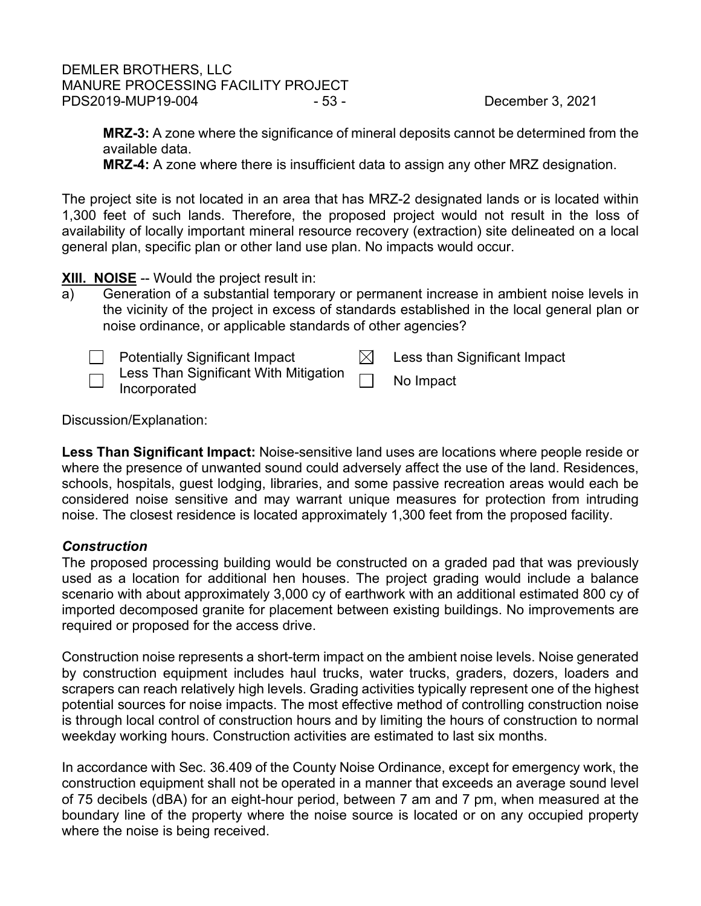**MRZ-3:** A zone where the significance of mineral deposits cannot be determined from the available data.
**MRZ-4:** A zone where there is insufficient data to assign any other MRZ designation.

The project site is not located in an area that has MRZ-2 designated lands or is located within 1,300 feet of such lands. Therefore, the proposed project would not result in the loss of availability of locally important mineral resource recovery (extraction) site delineated on a local general plan, specific plan or other land use plan. No impacts would occur.

**XIII. NOISE** -- Would the project result in:

a) Generation of a substantial temporary or permanent increase in ambient noise levels in the vicinity of the project in excess of standards established in the local general plan or noise ordinance, or applicable standards of other agencies?

| | | | |
|---|---|---|---|
| ☐ | Potentially Significant Impact | ☒ | Less than Significant Impact |
| ☐ | Less Than Significant With Mitigation Incorporated | ☐ | No Impact |

Discussion/Explanation:

**Less Than Significant Impact:** Noise-sensitive land uses are locations where people reside or where the presence of unwanted sound could adversely affect the use of the land. Residences, schools, hospitals, guest lodging, libraries, and some passive recreation areas would each be considered noise sensitive and may warrant unique measures for protection from intruding noise. The closest residence is located approximately 1,300 feet from the proposed facility.

***Construction***

The proposed processing building would be constructed on a graded pad that was previously used as a location for additional hen houses. The project grading would include a balance scenario with about approximately 3,000 cy of earthwork with an additional estimated 800 cy of imported decomposed granite for placement between existing buildings. No improvements are required or proposed for the access drive.

Construction noise represents a short-term impact on the ambient noise levels. Noise generated by construction equipment includes haul trucks, water trucks, graders, dozers, loaders and scrapers can reach relatively high levels. Grading activities typically represent one of the highest potential sources for noise impacts. The most effective method of controlling construction noise is through local control of construction hours and by limiting the hours of construction to normal weekday working hours. Construction activities are estimated to last six months.

In accordance with Sec. 36.409 of the County Noise Ordinance, except for emergency work, the construction equipment shall not be operated in a manner that exceeds an average sound level of 75 decibels (dBA) for an eight-hour period, between 7 am and 7 pm, when measured at the boundary line of the property where the noise source is located or on any occupied property where the noise is being received.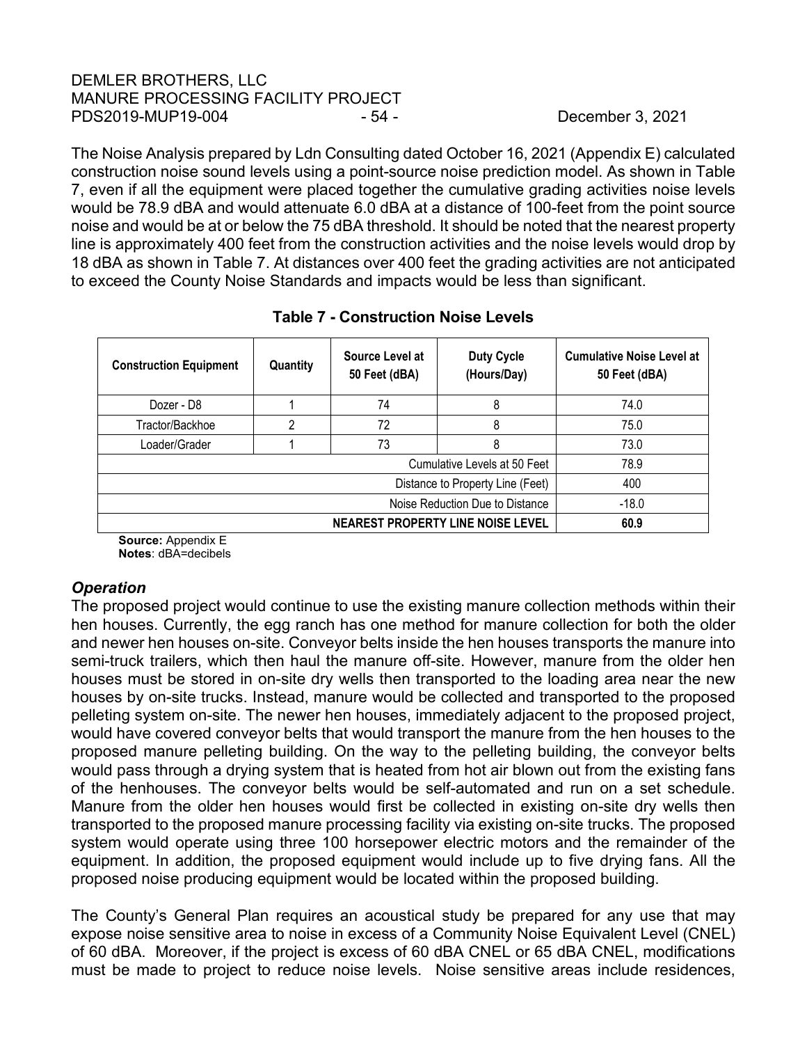The Noise Analysis prepared by Ldn Consulting dated October 16, 2021 (Appendix E) calculated construction noise sound levels using a point-source noise prediction model. As shown in Table 7, even if all the equipment were placed together the cumulative grading activities noise levels would be 78.9 dBA and would attenuate 6.0 dBA at a distance of 100-feet from the point source noise and would be at or below the 75 dBA threshold. It should be noted that the nearest property line is approximately 400 feet from the construction activities and the noise levels would drop by 18 dBA as shown in Table 7. At distances over 400 feet the grading activities are not anticipated to exceed the County Noise Standards and impacts would be less than significant.

**Table 7 - Construction Noise Levels**

| Construction Equipment | Quantity | Source Level at 50 Feet (dBA) | Duty Cycle (Hours/Day) | Cumulative Noise Level at 50 Feet (dBA) |
|---|---|---|---|---|
| Dozer - D8 | 1 | 74 | 8 | 74.0 |
| Tractor/Backhoe | 2 | 72 | 8 | 75.0 |
| Loader/Grader | 1 | 73 | 8 | 73.0 |
| Cumulative Levels at 50 Feet | | | | 78.9 |
| Distance to Property Line (Feet) | | | | 400 |
| Noise Reduction Due to Distance | | | | -18.0 |
| **NEAREST PROPERTY LINE NOISE LEVEL** | | | | **60.9** |

**Source:** Appendix E
**Notes**: dBA=decibels

### *Operation*

The proposed project would continue to use the existing manure collection methods within their hen houses. Currently, the egg ranch has one method for manure collection for both the older and newer hen houses on-site. Conveyor belts inside the hen houses transports the manure into semi-truck trailers, which then haul the manure off-site. However, manure from the older hen houses must be stored in on-site dry wells then transported to the loading area near the new houses by on-site trucks. Instead, manure would be collected and transported to the proposed pelleting system on-site. The newer hen houses, immediately adjacent to the proposed project, would have covered conveyor belts that would transport the manure from the hen houses to the proposed manure pelleting building. On the way to the pelleting building, the conveyor belts would pass through a drying system that is heated from hot air blown out from the existing fans of the henhouses. The conveyor belts would be self-automated and run on a set schedule. Manure from the older hen houses would first be collected in existing on-site dry wells then transported to the proposed manure processing facility via existing on-site trucks. The proposed system would operate using three 100 horsepower electric motors and the remainder of the equipment. In addition, the proposed equipment would include up to five drying fans. All the proposed noise producing equipment would be located within the proposed building.

The County's General Plan requires an acoustical study be prepared for any use that may expose noise sensitive area to noise in excess of a Community Noise Equivalent Level (CNEL) of 60 dBA. Moreover, if the project is excess of 60 dBA CNEL or 65 dBA CNEL, modifications must be made to project to reduce noise levels. Noise sensitive areas include residences,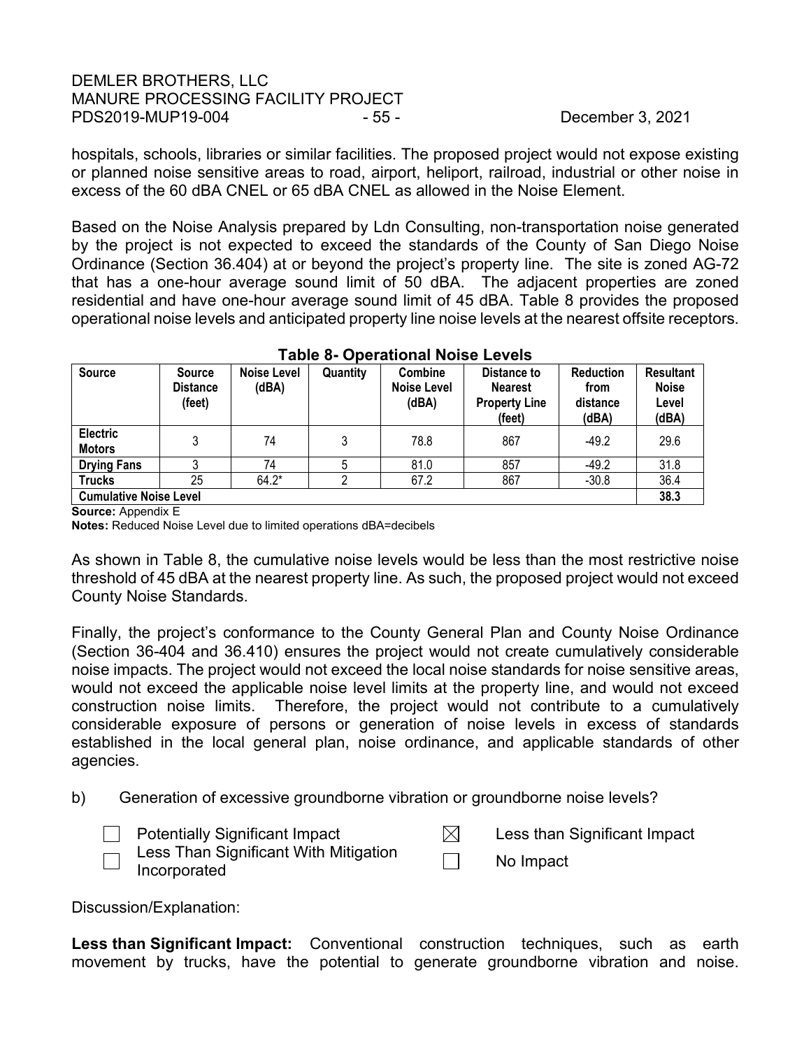hospitals, schools, libraries or similar facilities. The proposed project would not expose existing or planned noise sensitive areas to road, airport, heliport, railroad, industrial or other noise in excess of the 60 dBA CNEL or 65 dBA CNEL as allowed in the Noise Element.

Based on the Noise Analysis prepared by Ldn Consulting, non-transportation noise generated by the project is not expected to exceed the standards of the County of San Diego Noise Ordinance (Section 36.404) at or beyond the project's property line. The site is zoned AG-72 that has a one-hour average sound limit of 50 dBA. The adjacent properties are zoned residential and have one-hour average sound limit of 45 dBA. Table 8 provides the proposed operational noise levels and anticipated property line noise levels at the nearest offsite receptors.

**Table 8- Operational Noise Levels**

| Source | Source Distance (feet) | Noise Level (dBA) | Quantity | Combine Noise Level (dBA) | Distance to Nearest Property Line (feet) | Reduction from distance (dBA) | Resultant Noise Level (dBA) |
|---|---|---|---|---|---|---|---|
| Electric Motors | 3 | 74 | 3 | 78.8 | 867 | -49.2 | 29.6 |
| Drying Fans | 3 | 74 | 5 | 81.0 | 857 | -49.2 | 31.8 |
| Trucks | 25 | 64.2* | 2 | 67.2 | 867 | -30.8 | 36.4 |
| Cumulative Noise Level | | | | | | | 38.3 |

**Source:** Appendix E

**Notes:** Reduced Noise Level due to limited operations dBA=decibels

As shown in Table 8, the cumulative noise levels would be less than the most restrictive noise threshold of 45 dBA at the nearest property line. As such, the proposed project would not exceed County Noise Standards.

Finally, the project's conformance to the County General Plan and County Noise Ordinance (Section 36-404 and 36.410) ensures the project would not create cumulatively considerable noise impacts. The project would not exceed the local noise standards for noise sensitive areas, would not exceed the applicable noise level limits at the property line, and would not exceed construction noise limits. Therefore, the project would not contribute to a cumulatively considerable exposure of persons or generation of noise levels in excess of standards established in the local general plan, noise ordinance, and applicable standards of other agencies.

b) Generation of excessive groundborne vibration or groundborne noise levels?

- ☐ Potentially Significant Impact
- ☐ Less Than Significant With Mitigation Incorporated
- ☒ Less than Significant Impact
- ☐ No Impact

Discussion/Explanation:

**Less than Significant Impact:** Conventional construction techniques, such as earth movement by trucks, have the potential to generate groundborne vibration and noise.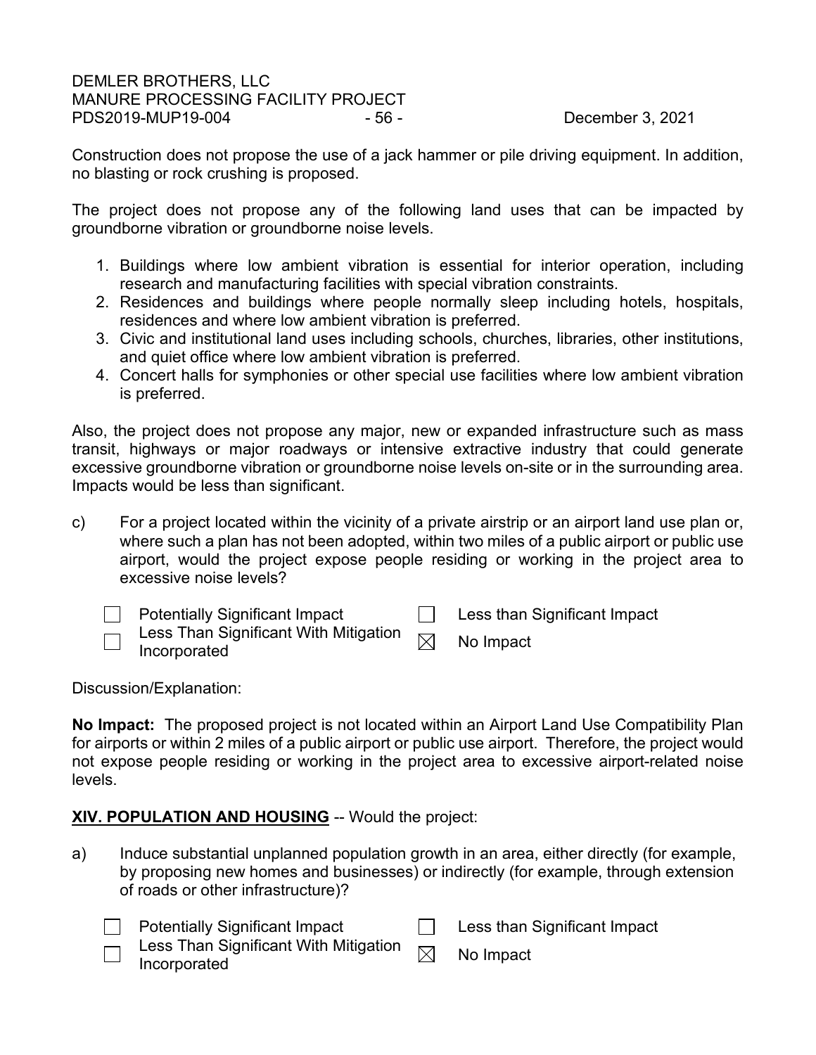Construction does not propose the use of a jack hammer or pile driving equipment. In addition, no blasting or rock crushing is proposed.

The project does not propose any of the following land uses that can be impacted by groundborne vibration or groundborne noise levels.

1. Buildings where low ambient vibration is essential for interior operation, including research and manufacturing facilities with special vibration constraints.
2. Residences and buildings where people normally sleep including hotels, hospitals, residences and where low ambient vibration is preferred.
3. Civic and institutional land uses including schools, churches, libraries, other institutions, and quiet office where low ambient vibration is preferred.
4. Concert halls for symphonies or other special use facilities where low ambient vibration is preferred.

Also, the project does not propose any major, new or expanded infrastructure such as mass transit, highways or major roadways or intensive extractive industry that could generate excessive groundborne vibration or groundborne noise levels on-site or in the surrounding area. Impacts would be less than significant.

c) For a project located within the vicinity of a private airstrip or an airport land use plan or, where such a plan has not been adopted, within two miles of a public airport or public use airport, would the project expose people residing or working in the project area to excessive noise levels?

- ☐ Potentially Significant Impact
- ☐ Less Than Significant With Mitigation Incorporated
- ☐ Less than Significant Impact
- ☒ No Impact

Discussion/Explanation:

**No Impact:** The proposed project is not located within an Airport Land Use Compatibility Plan for airports or within 2 miles of a public airport or public use airport. Therefore, the project would not expose people residing or working in the project area to excessive airport-related noise levels.

## XIV. POPULATION AND HOUSING -- Would the project:

a) Induce substantial unplanned population growth in an area, either directly (for example, by proposing new homes and businesses) or indirectly (for example, through extension of roads or other infrastructure)?

- ☐ Potentially Significant Impact
- ☐ Less Than Significant With Mitigation Incorporated
- ☐ Less than Significant Impact
- ☒ No Impact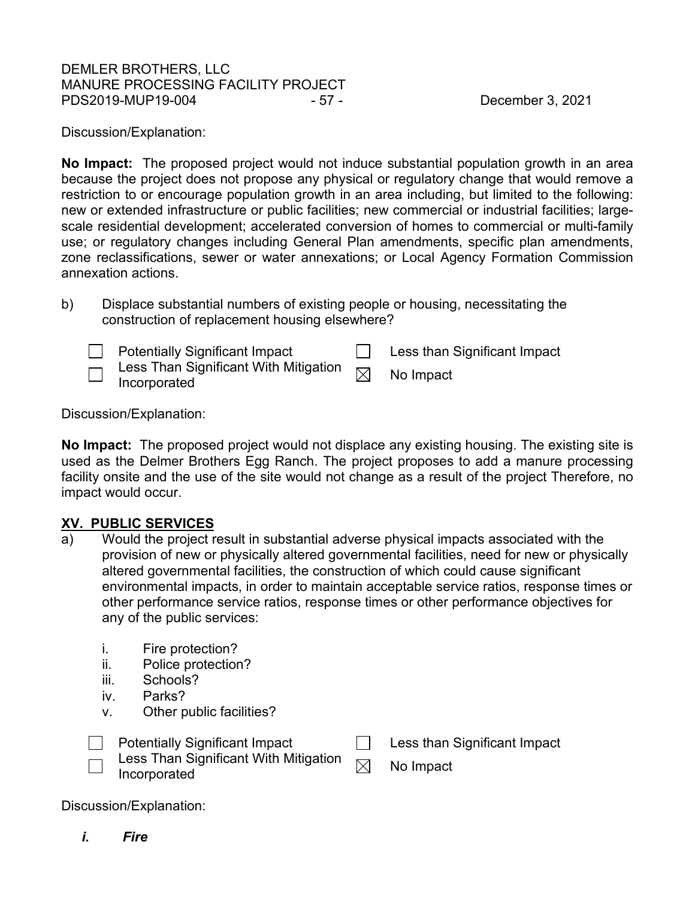Discussion/Explanation:

**No Impact:** The proposed project would not induce substantial population growth in an area because the project does not propose any physical or regulatory change that would remove a restriction to or encourage population growth in an area including, but limited to the following: new or extended infrastructure or public facilities; new commercial or industrial facilities; large-scale residential development; accelerated conversion of homes to commercial or multi-family use; or regulatory changes including General Plan amendments, specific plan amendments, zone reclassifications, sewer or water annexations; or Local Agency Formation Commission annexation actions.

b) Displace substantial numbers of existing people or housing, necessitating the construction of replacement housing elsewhere?

☐ Potentially Significant Impact
☐ Less Than Significant With Mitigation Incorporated
☐ Less than Significant Impact
☒ No Impact

Discussion/Explanation:

**No Impact:** The proposed project would not displace any existing housing. The existing site is used as the Delmer Brothers Egg Ranch. The project proposes to add a manure processing facility onsite and the use of the site would not change as a result of the project Therefore, no impact would occur.

## XV. PUBLIC SERVICES

a) Would the project result in substantial adverse physical impacts associated with the provision of new or physically altered governmental facilities, need for new or physically altered governmental facilities, the construction of which could cause significant environmental impacts, in order to maintain acceptable service ratios, response times or other performance service ratios, response times or other performance objectives for any of the public services:

i. Fire protection?
ii. Police protection?
iii. Schools?
iv. Parks?
v. Other public facilities?

☐ Potentially Significant Impact
☐ Less Than Significant With Mitigation Incorporated
☐ Less than Significant Impact
☒ No Impact

Discussion/Explanation:

***i. Fire***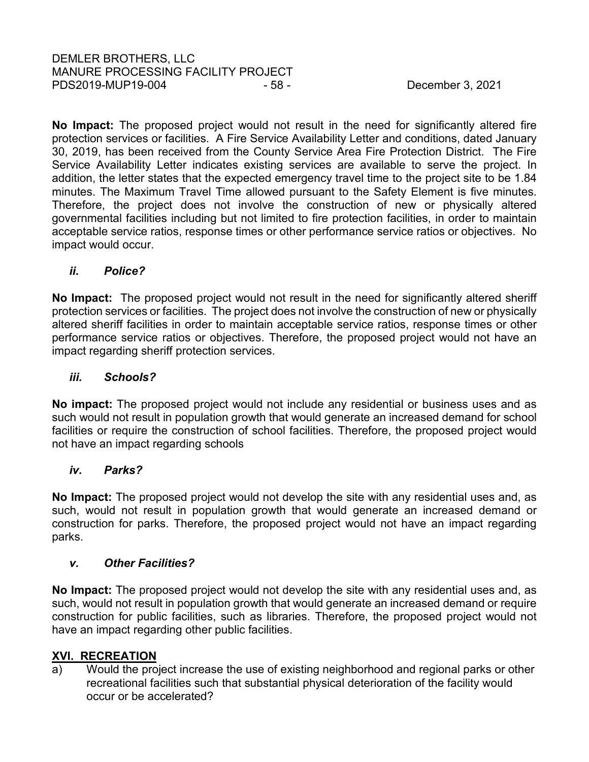**No Impact:** The proposed project would not result in the need for significantly altered fire protection services or facilities. A Fire Service Availability Letter and conditions, dated January 30, 2019, has been received from the County Service Area Fire Protection District. The Fire Service Availability Letter indicates existing services are available to serve the project. In addition, the letter states that the expected emergency travel time to the project site to be 1.84 minutes. The Maximum Travel Time allowed pursuant to the Safety Element is five minutes. Therefore, the project does not involve the construction of new or physically altered governmental facilities including but not limited to fire protection facilities, in order to maintain acceptable service ratios, response times or other performance service ratios or objectives. No impact would occur.

***ii. Police?***

**No Impact:** The proposed project would not result in the need for significantly altered sheriff protection services or facilities. The project does not involve the construction of new or physically altered sheriff facilities in order to maintain acceptable service ratios, response times or other performance service ratios or objectives. Therefore, the proposed project would not have an impact regarding sheriff protection services.

***iii. Schools?***

**No impact:** The proposed project would not include any residential or business uses and as such would not result in population growth that would generate an increased demand for school facilities or require the construction of school facilities. Therefore, the proposed project would not have an impact regarding schools

***iv. Parks?***

**No Impact:** The proposed project would not develop the site with any residential uses and, as such, would not result in population growth that would generate an increased demand or construction for parks. Therefore, the proposed project would not have an impact regarding parks.

***v. Other Facilities?***

**No Impact:** The proposed project would not develop the site with any residential uses and, as such, would not result in population growth that would generate an increased demand or require construction for public facilities, such as libraries. Therefore, the proposed project would not have an impact regarding other public facilities.

## XVI. RECREATION

a) Would the project increase the use of existing neighborhood and regional parks or other recreational facilities such that substantial physical deterioration of the facility would occur or be accelerated?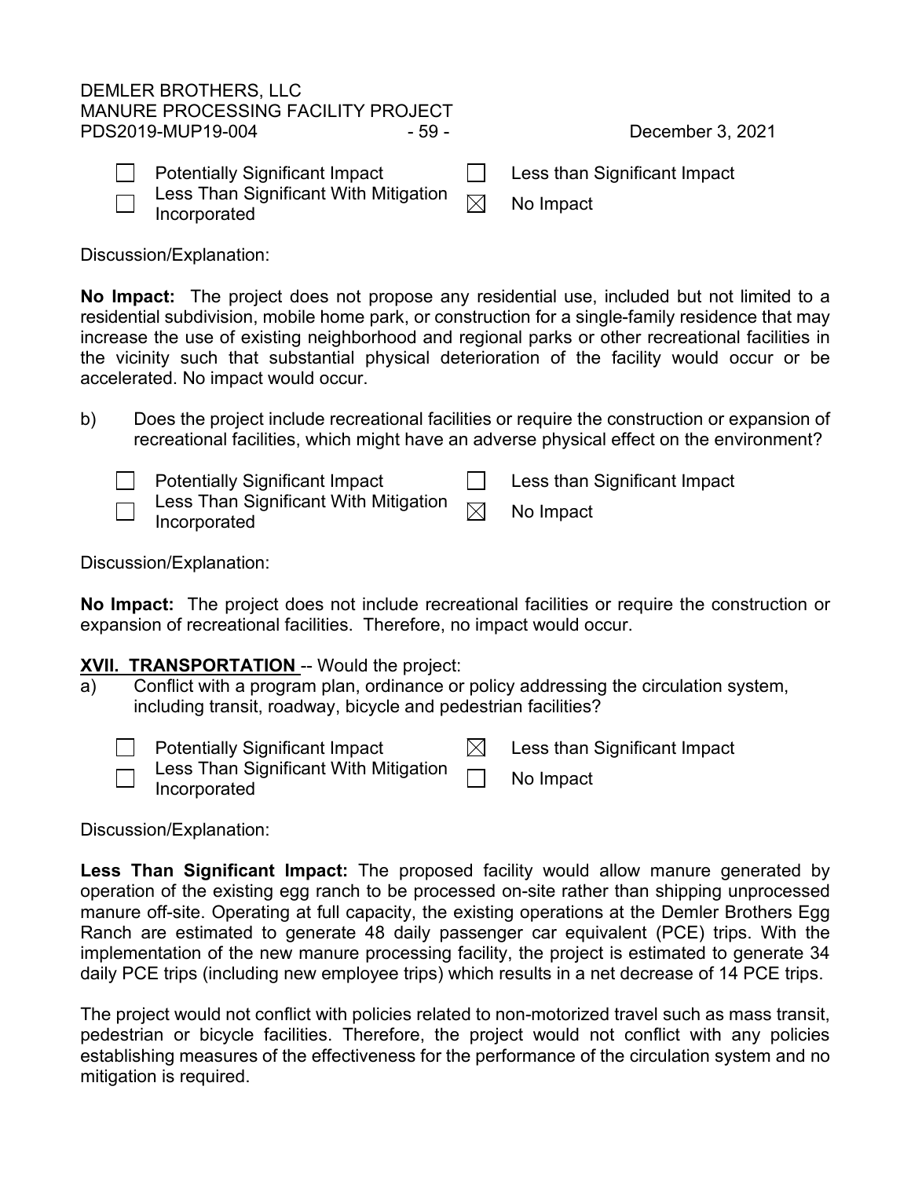- [ ] Potentially Significant Impact
- [ ] Less Than Significant With Mitigation Incorporated
- [ ] Less than Significant Impact
- [x] No Impact

Discussion/Explanation:

**No Impact:** The project does not propose any residential use, included but not limited to a residential subdivision, mobile home park, or construction for a single-family residence that may increase the use of existing neighborhood and regional parks or other recreational facilities in the vicinity such that substantial physical deterioration of the facility would occur or be accelerated. No impact would occur.

b) Does the project include recreational facilities or require the construction or expansion of recreational facilities, which might have an adverse physical effect on the environment?

- [ ] Potentially Significant Impact
- [ ] Less Than Significant With Mitigation Incorporated
- [ ] Less than Significant Impact
- [x] No Impact

Discussion/Explanation:

**No Impact:** The project does not include recreational facilities or require the construction or expansion of recreational facilities. Therefore, no impact would occur.

**XVII. TRANSPORTATION** -- Would the project:

a) Conflict with a program plan, ordinance or policy addressing the circulation system, including transit, roadway, bicycle and pedestrian facilities?

- [ ] Potentially Significant Impact
- [ ] Less Than Significant With Mitigation Incorporated
- [x] Less than Significant Impact
- [ ] No Impact

Discussion/Explanation:

**Less Than Significant Impact:** The proposed facility would allow manure generated by operation of the existing egg ranch to be processed on-site rather than shipping unprocessed manure off-site. Operating at full capacity, the existing operations at the Demler Brothers Egg Ranch are estimated to generate 48 daily passenger car equivalent (PCE) trips. With the implementation of the new manure processing facility, the project is estimated to generate 34 daily PCE trips (including new employee trips) which results in a net decrease of 14 PCE trips.

The project would not conflict with policies related to non-motorized travel such as mass transit, pedestrian or bicycle facilities. Therefore, the project would not conflict with any policies establishing measures of the effectiveness for the performance of the circulation system and no mitigation is required.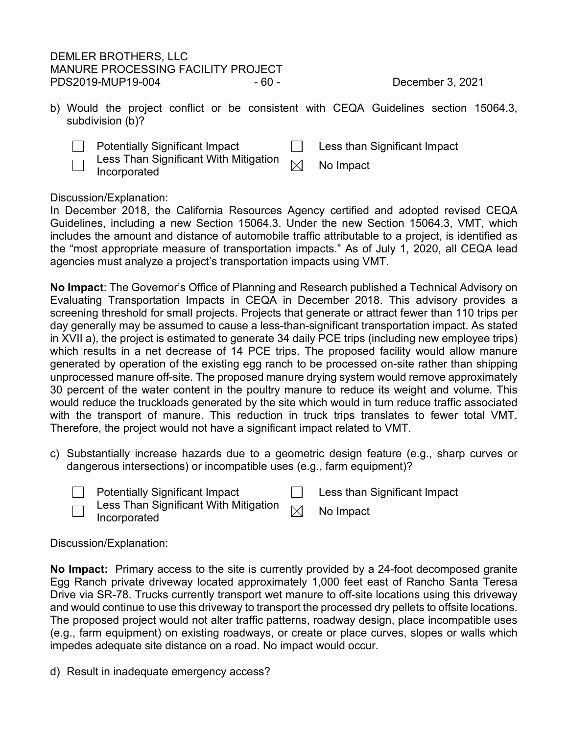b) Would the project conflict or be consistent with CEQA Guidelines section 15064.3, subdivision (b)?

- [ ] Potentially Significant Impact
- [ ] Less Than Significant With Mitigation Incorporated
- [ ] Less than Significant Impact
- [x] No Impact

Discussion/Explanation:

In December 2018, the California Resources Agency certified and adopted revised CEQA Guidelines, including a new Section 15064.3. Under the new Section 15064.3, VMT, which includes the amount and distance of automobile traffic attributable to a project, is identified as the "most appropriate measure of transportation impacts." As of July 1, 2020, all CEQA lead agencies must analyze a project's transportation impacts using VMT.

**No Impact**: The Governor's Office of Planning and Research published a Technical Advisory on Evaluating Transportation Impacts in CEQA in December 2018. This advisory provides a screening threshold for small projects. Projects that generate or attract fewer than 110 trips per day generally may be assumed to cause a less-than-significant transportation impact. As stated in XVII a), the project is estimated to generate 34 daily PCE trips (including new employee trips) which results in a net decrease of 14 PCE trips. The proposed facility would allow manure generated by operation of the existing egg ranch to be processed on-site rather than shipping unprocessed manure off-site. The proposed manure drying system would remove approximately 30 percent of the water content in the poultry manure to reduce its weight and volume. This would reduce the truckloads generated by the site which would in turn reduce traffic associated with the transport of manure. This reduction in truck trips translates to fewer total VMT. Therefore, the project would not have a significant impact related to VMT.

c) Substantially increase hazards due to a geometric design feature (e.g., sharp curves or dangerous intersections) or incompatible uses (e.g., farm equipment)?

- [ ] Potentially Significant Impact
- [ ] Less Than Significant With Mitigation Incorporated
- [ ] Less than Significant Impact
- [x] No Impact

Discussion/Explanation:

**No Impact:** Primary access to the site is currently provided by a 24-foot decomposed granite Egg Ranch private driveway located approximately 1,000 feet east of Rancho Santa Teresa Drive via SR-78. Trucks currently transport wet manure to off-site locations using this driveway and would continue to use this driveway to transport the processed dry pellets to offsite locations. The proposed project would not alter traffic patterns, roadway design, place incompatible uses (e.g., farm equipment) on existing roadways, or create or place curves, slopes or walls which impedes adequate site distance on a road. No impact would occur.

d) Result in inadequate emergency access?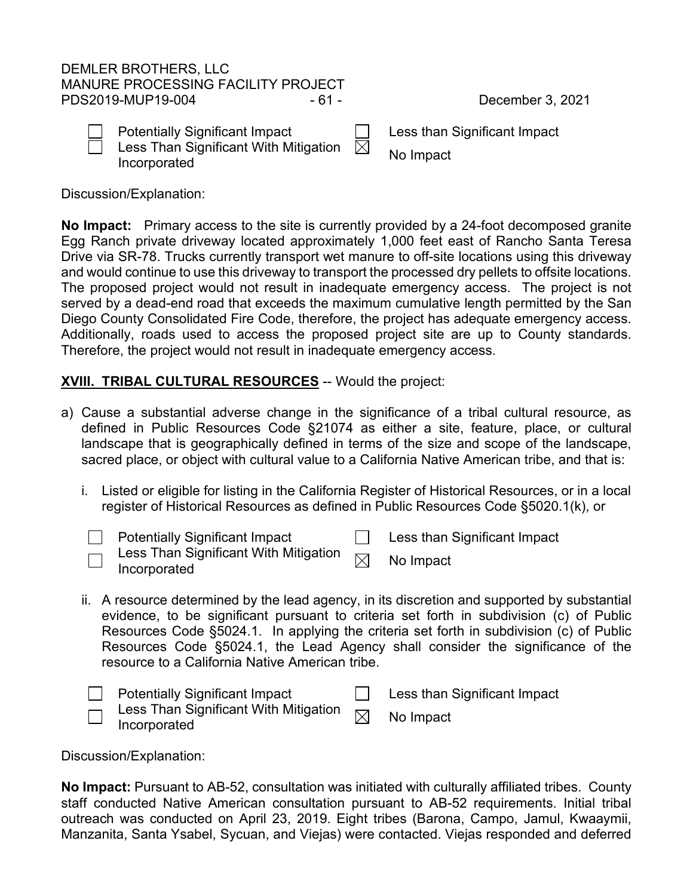☐ Potentially Significant Impact
☐ Less Than Significant With Mitigation Incorporated
☐ Less than Significant Impact
☒ No Impact

Discussion/Explanation:

**No Impact:** Primary access to the site is currently provided by a 24-foot decomposed granite Egg Ranch private driveway located approximately 1,000 feet east of Rancho Santa Teresa Drive via SR-78. Trucks currently transport wet manure to off-site locations using this driveway and would continue to use this driveway to transport the processed dry pellets to offsite locations. The proposed project would not result in inadequate emergency access. The project is not served by a dead-end road that exceeds the maximum cumulative length permitted by the San Diego County Consolidated Fire Code, therefore, the project has adequate emergency access. Additionally, roads used to access the proposed project site are up to County standards. Therefore, the project would not result in inadequate emergency access.

**XVIII. TRIBAL CULTURAL RESOURCES** -- Would the project:

a) Cause a substantial adverse change in the significance of a tribal cultural resource, as defined in Public Resources Code §21074 as either a site, feature, place, or cultural landscape that is geographically defined in terms of the size and scope of the landscape, sacred place, or object with cultural value to a California Native American tribe, and that is:

   i. Listed or eligible for listing in the California Register of Historical Resources, or in a local register of Historical Resources as defined in Public Resources Code §5020.1(k), or

   ☐ Potentially Significant Impact
   ☐ Less Than Significant With Mitigation Incorporated
   ☐ Less than Significant Impact
   ☒ No Impact

   ii. A resource determined by the lead agency, in its discretion and supported by substantial evidence, to be significant pursuant to criteria set forth in subdivision (c) of Public Resources Code §5024.1. In applying the criteria set forth in subdivision (c) of Public Resources Code §5024.1, the Lead Agency shall consider the significance of the resource to a California Native American tribe.

   ☐ Potentially Significant Impact
   ☐ Less Than Significant With Mitigation Incorporated
   ☐ Less than Significant Impact
   ☒ No Impact

Discussion/Explanation:

**No Impact:** Pursuant to AB-52, consultation was initiated with culturally affiliated tribes. County staff conducted Native American consultation pursuant to AB-52 requirements. Initial tribal outreach was conducted on April 23, 2019. Eight tribes (Barona, Campo, Jamul, Kwaaymii, Manzanita, Santa Ysabel, Sycuan, and Viejas) were contacted. Viejas responded and deferred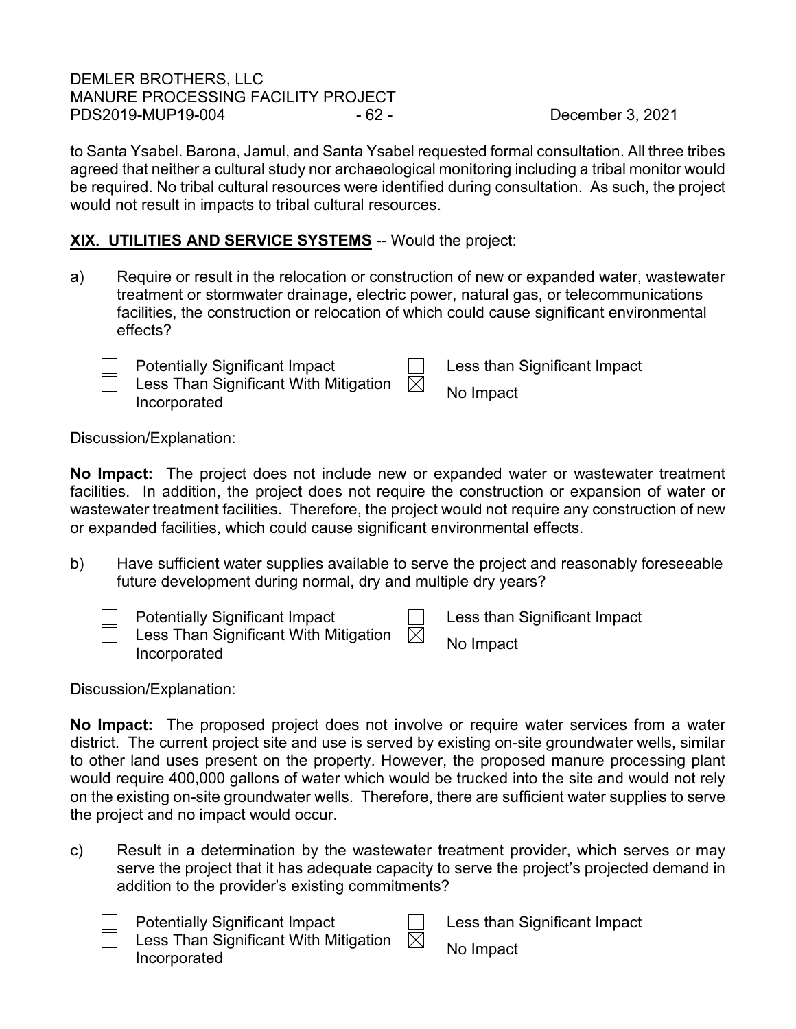to Santa Ysabel. Barona, Jamul, and Santa Ysabel requested formal consultation. All three tribes agreed that neither a cultural study nor archaeological monitoring including a tribal monitor would be required. No tribal cultural resources were identified during consultation. As such, the project would not result in impacts to tribal cultural resources.

**XIX. UTILITIES AND SERVICE SYSTEMS** -- Would the project:

a) Require or result in the relocation or construction of new or expanded water, wastewater treatment or stormwater drainage, electric power, natural gas, or telecommunications facilities, the construction or relocation of which could cause significant environmental effects?

- ☐ Potentially Significant Impact
- ☐ Less Than Significant With Mitigation Incorporated
- ☐ Less than Significant Impact
- ☒ No Impact

Discussion/Explanation:

**No Impact:** The project does not include new or expanded water or wastewater treatment facilities. In addition, the project does not require the construction or expansion of water or wastewater treatment facilities. Therefore, the project would not require any construction of new or expanded facilities, which could cause significant environmental effects.

b) Have sufficient water supplies available to serve the project and reasonably foreseeable future development during normal, dry and multiple dry years?

- ☐ Potentially Significant Impact
- ☐ Less Than Significant With Mitigation Incorporated
- ☐ Less than Significant Impact
- ☒ No Impact

Discussion/Explanation:

**No Impact:** The proposed project does not involve or require water services from a water district. The current project site and use is served by existing on-site groundwater wells, similar to other land uses present on the property. However, the proposed manure processing plant would require 400,000 gallons of water which would be trucked into the site and would not rely on the existing on-site groundwater wells. Therefore, there are sufficient water supplies to serve the project and no impact would occur.

c) Result in a determination by the wastewater treatment provider, which serves or may serve the project that it has adequate capacity to serve the project's projected demand in addition to the provider's existing commitments?

- ☐ Potentially Significant Impact
- ☐ Less Than Significant With Mitigation Incorporated
- ☐ Less than Significant Impact
- ☒ No Impact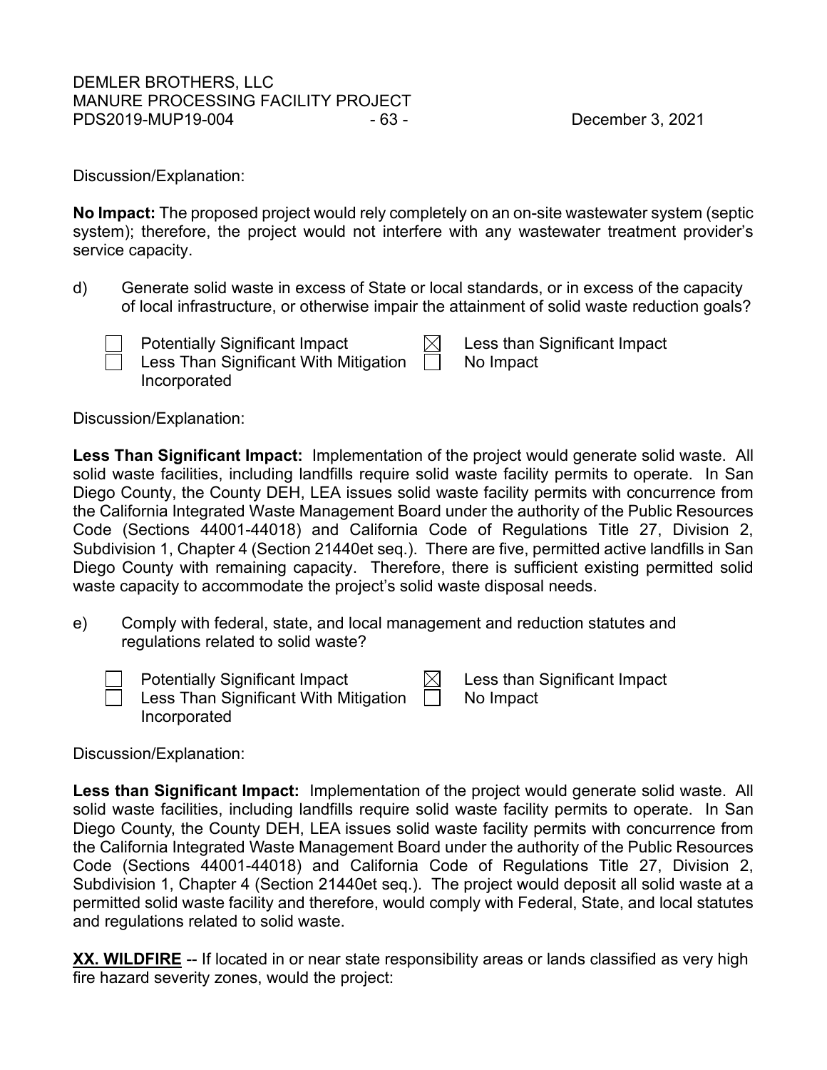Discussion/Explanation:

**No Impact:** The proposed project would rely completely on an on-site wastewater system (septic system); therefore, the project would not interfere with any wastewater treatment provider's service capacity.

d) Generate solid waste in excess of State or local standards, or in excess of the capacity of local infrastructure, or otherwise impair the attainment of solid waste reduction goals?

- ☐ Potentially Significant Impact
- ☐ Less Than Significant With Mitigation Incorporated
- ☒ Less than Significant Impact
- ☐ No Impact

Discussion/Explanation:

**Less Than Significant Impact:** Implementation of the project would generate solid waste. All solid waste facilities, including landfills require solid waste facility permits to operate. In San Diego County, the County DEH, LEA issues solid waste facility permits with concurrence from the California Integrated Waste Management Board under the authority of the Public Resources Code (Sections 44001-44018) and California Code of Regulations Title 27, Division 2, Subdivision 1, Chapter 4 (Section 21440et seq.). There are five, permitted active landfills in San Diego County with remaining capacity. Therefore, there is sufficient existing permitted solid waste capacity to accommodate the project's solid waste disposal needs.

e) Comply with federal, state, and local management and reduction statutes and regulations related to solid waste?

- ☐ Potentially Significant Impact
- ☐ Less Than Significant With Mitigation Incorporated
- ☒ Less than Significant Impact
- ☐ No Impact

Discussion/Explanation:

**Less than Significant Impact:** Implementation of the project would generate solid waste. All solid waste facilities, including landfills require solid waste facility permits to operate. In San Diego County, the County DEH, LEA issues solid waste facility permits with concurrence from the California Integrated Waste Management Board under the authority of the Public Resources Code (Sections 44001-44018) and California Code of Regulations Title 27, Division 2, Subdivision 1, Chapter 4 (Section 21440et seq.). The project would deposit all solid waste at a permitted solid waste facility and therefore, would comply with Federal, State, and local statutes and regulations related to solid waste.

**XX. WILDFIRE** -- If located in or near state responsibility areas or lands classified as very high fire hazard severity zones, would the project: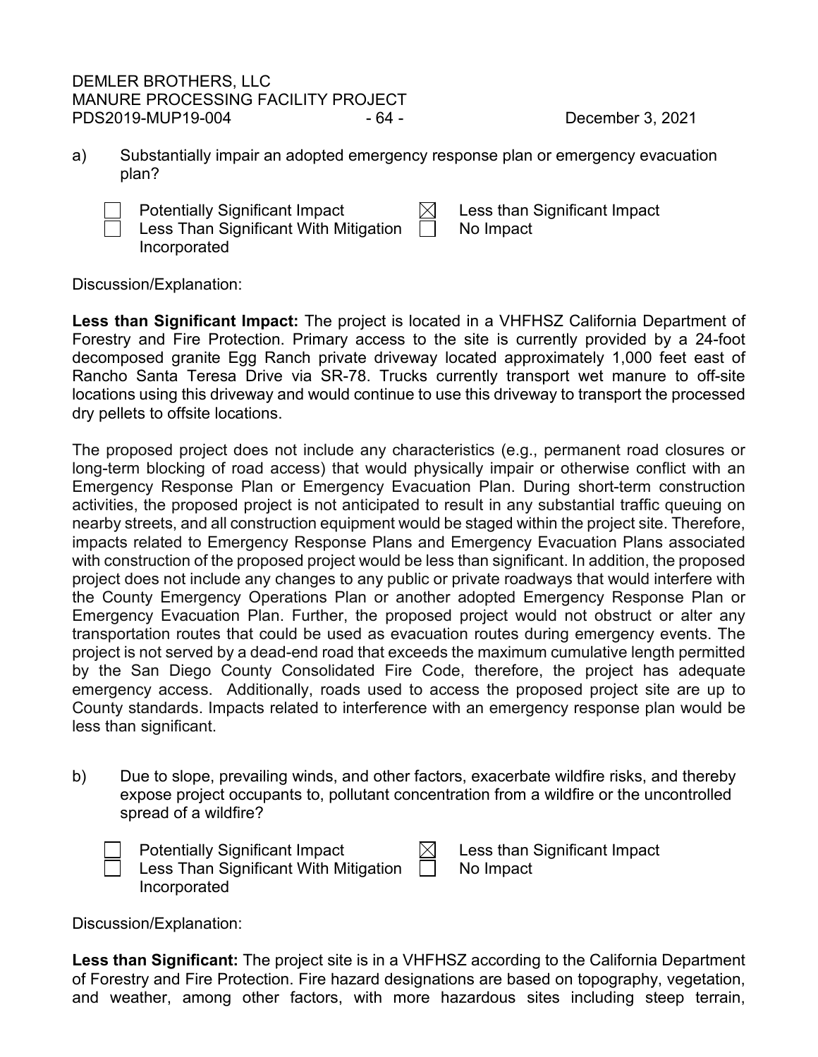a) Substantially impair an adopted emergency response plan or emergency evacuation plan?

- [ ] Potentially Significant Impact
- [ ] Less Than Significant With Mitigation Incorporated
- [x] Less than Significant Impact
- [ ] No Impact

Discussion/Explanation:

**Less than Significant Impact:** The project is located in a VHFHSZ California Department of Forestry and Fire Protection. Primary access to the site is currently provided by a 24-foot decomposed granite Egg Ranch private driveway located approximately 1,000 feet east of Rancho Santa Teresa Drive via SR-78. Trucks currently transport wet manure to off-site locations using this driveway and would continue to use this driveway to transport the processed dry pellets to offsite locations.

The proposed project does not include any characteristics (e.g., permanent road closures or long-term blocking of road access) that would physically impair or otherwise conflict with an Emergency Response Plan or Emergency Evacuation Plan. During short-term construction activities, the proposed project is not anticipated to result in any substantial traffic queuing on nearby streets, and all construction equipment would be staged within the project site. Therefore, impacts related to Emergency Response Plans and Emergency Evacuation Plans associated with construction of the proposed project would be less than significant. In addition, the proposed project does not include any changes to any public or private roadways that would interfere with the County Emergency Operations Plan or another adopted Emergency Response Plan or Emergency Evacuation Plan. Further, the proposed project would not obstruct or alter any transportation routes that could be used as evacuation routes during emergency events. The project is not served by a dead-end road that exceeds the maximum cumulative length permitted by the San Diego County Consolidated Fire Code, therefore, the project has adequate emergency access. Additionally, roads used to access the proposed project site are up to County standards. Impacts related to interference with an emergency response plan would be less than significant.

b) Due to slope, prevailing winds, and other factors, exacerbate wildfire risks, and thereby expose project occupants to, pollutant concentration from a wildfire or the uncontrolled spread of a wildfire?

- [ ] Potentially Significant Impact
- [ ] Less Than Significant With Mitigation Incorporated
- [x] Less than Significant Impact
- [ ] No Impact

Discussion/Explanation:

**Less than Significant:** The project site is in a VHFHSZ according to the California Department of Forestry and Fire Protection. Fire hazard designations are based on topography, vegetation, and weather, among other factors, with more hazardous sites including steep terrain,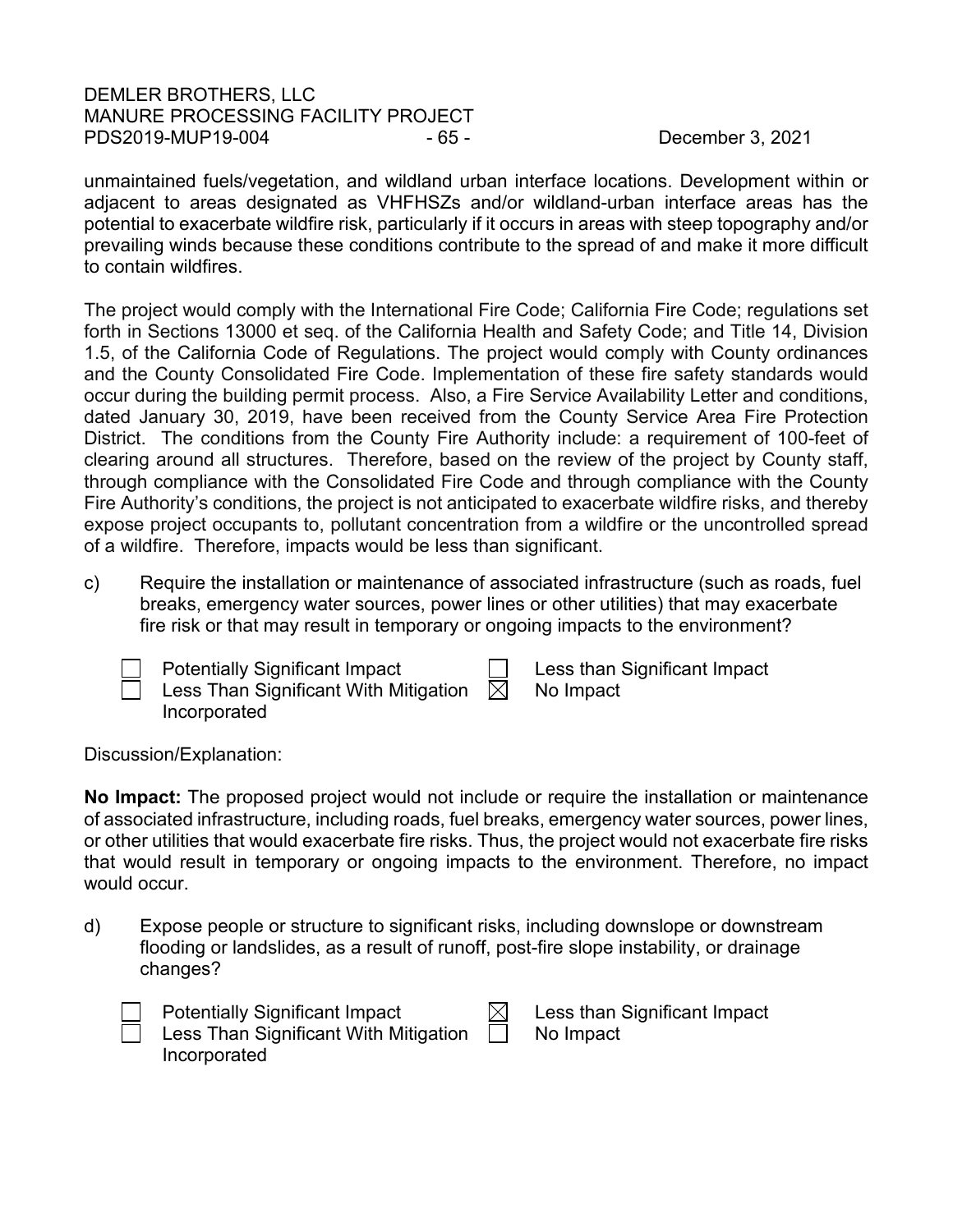unmaintained fuels/vegetation, and wildland urban interface locations. Development within or adjacent to areas designated as VHFHSZs and/or wildland-urban interface areas has the potential to exacerbate wildfire risk, particularly if it occurs in areas with steep topography and/or prevailing winds because these conditions contribute to the spread of and make it more difficult to contain wildfires.

The project would comply with the International Fire Code; California Fire Code; regulations set forth in Sections 13000 et seq. of the California Health and Safety Code; and Title 14, Division 1.5, of the California Code of Regulations. The project would comply with County ordinances and the County Consolidated Fire Code. Implementation of these fire safety standards would occur during the building permit process. Also, a Fire Service Availability Letter and conditions, dated January 30, 2019, have been received from the County Service Area Fire Protection District. The conditions from the County Fire Authority include: a requirement of 100-feet of clearing around all structures. Therefore, based on the review of the project by County staff, through compliance with the Consolidated Fire Code and through compliance with the County Fire Authority's conditions, the project is not anticipated to exacerbate wildfire risks, and thereby expose project occupants to, pollutant concentration from a wildfire or the uncontrolled spread of a wildfire. Therefore, impacts would be less than significant.

c) Require the installation or maintenance of associated infrastructure (such as roads, fuel breaks, emergency water sources, power lines or other utilities) that may exacerbate fire risk or that may result in temporary or ongoing impacts to the environment?

- ☐ Potentially Significant Impact
- ☐ Less Than Significant With Mitigation Incorporated
- ☐ Less than Significant Impact
- ☒ No Impact

Discussion/Explanation:

**No Impact:** The proposed project would not include or require the installation or maintenance of associated infrastructure, including roads, fuel breaks, emergency water sources, power lines, or other utilities that would exacerbate fire risks. Thus, the project would not exacerbate fire risks that would result in temporary or ongoing impacts to the environment. Therefore, no impact would occur.

d) Expose people or structure to significant risks, including downslope or downstream flooding or landslides, as a result of runoff, post-fire slope instability, or drainage changes?

- ☐ Potentially Significant Impact
- ☐ Less Than Significant With Mitigation Incorporated
- ☒ Less than Significant Impact
- ☐ No Impact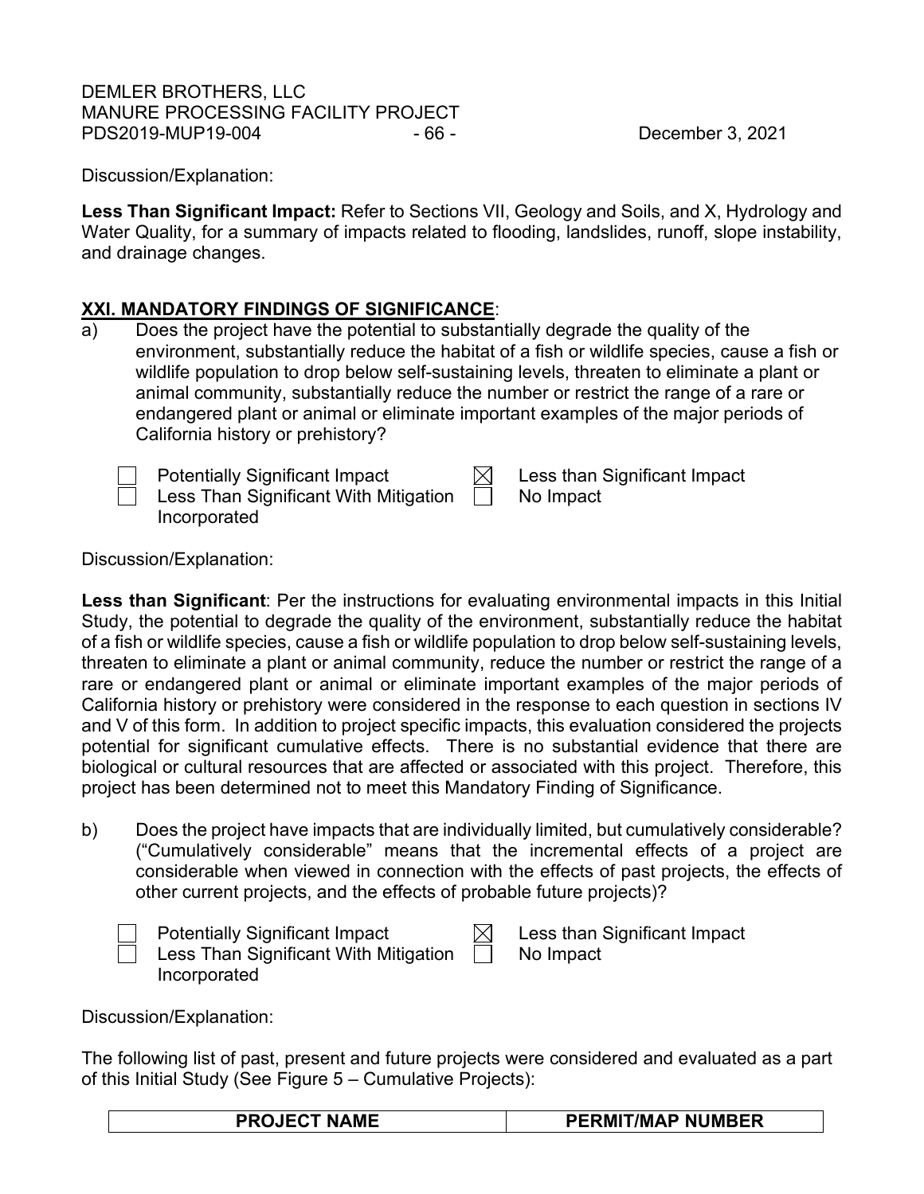Discussion/Explanation:

**Less Than Significant Impact:** Refer to Sections VII, Geology and Soils, and X, Hydrology and Water Quality, for a summary of impacts related to flooding, landslides, runoff, slope instability, and drainage changes.

## XXI. MANDATORY FINDINGS OF SIGNIFICANCE:

a) Does the project have the potential to substantially degrade the quality of the environment, substantially reduce the habitat of a fish or wildlife species, cause a fish or wildlife population to drop below self-sustaining levels, threaten to eliminate a plant or animal community, substantially reduce the number or restrict the range of a rare or endangered plant or animal or eliminate important examples of the major periods of California history or prehistory?

☐ Potentially Significant Impact
☐ Less Than Significant With Mitigation Incorporated
☒ Less than Significant Impact
☐ No Impact

Discussion/Explanation:

**Less than Significant**: Per the instructions for evaluating environmental impacts in this Initial Study, the potential to degrade the quality of the environment, substantially reduce the habitat of a fish or wildlife species, cause a fish or wildlife population to drop below self-sustaining levels, threaten to eliminate a plant or animal community, reduce the number or restrict the range of a rare or endangered plant or animal or eliminate important examples of the major periods of California history or prehistory were considered in the response to each question in sections IV and V of this form. In addition to project specific impacts, this evaluation considered the projects potential for significant cumulative effects. There is no substantial evidence that there are biological or cultural resources that are affected or associated with this project. Therefore, this project has been determined not to meet this Mandatory Finding of Significance.

b) Does the project have impacts that are individually limited, but cumulatively considerable? ("Cumulatively considerable" means that the incremental effects of a project are considerable when viewed in connection with the effects of past projects, the effects of other current projects, and the effects of probable future projects)?

☐ Potentially Significant Impact
☐ Less Than Significant With Mitigation Incorporated
☒ Less than Significant Impact
☐ No Impact

Discussion/Explanation:

The following list of past, present and future projects were considered and evaluated as a part of this Initial Study (See Figure 5 – Cumulative Projects):

| PROJECT NAME | PERMIT/MAP NUMBER |
|---|---|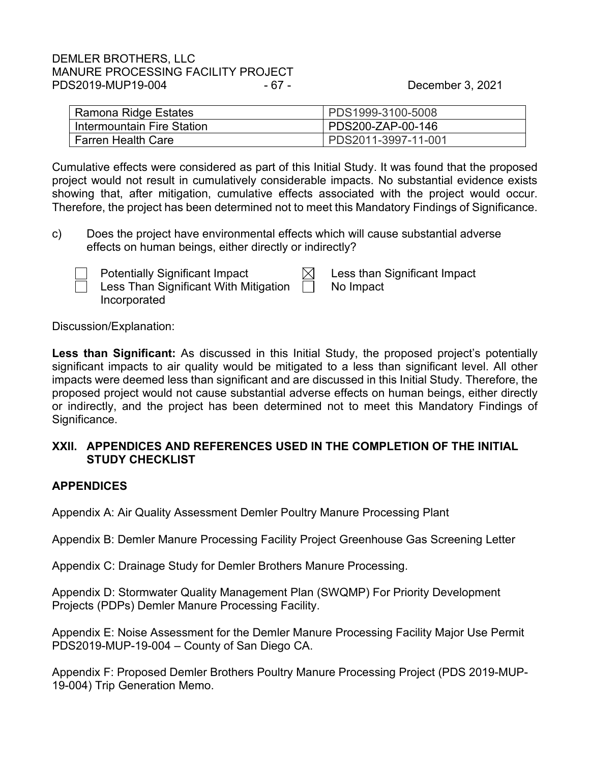| Ramona Ridge Estates | PDS1999-3100-5008 |
|---|---|
| Intermountain Fire Station | PDS200-ZAP-00-146 |
| Farren Health Care | PDS2011-3997-11-001 |

Cumulative effects were considered as part of this Initial Study. It was found that the proposed project would not result in cumulatively considerable impacts. No substantial evidence exists showing that, after mitigation, cumulative effects associated with the project would occur. Therefore, the project has been determined not to meet this Mandatory Findings of Significance.

c) Does the project have environmental effects which will cause substantial adverse effects on human beings, either directly or indirectly?

- ☐ Potentially Significant Impact
- ☐ Less Than Significant With Mitigation Incorporated
- ☒ Less than Significant Impact
- ☐ No Impact

Discussion/Explanation:

**Less than Significant:** As discussed in this Initial Study, the proposed project's potentially significant impacts to air quality would be mitigated to a less than significant level. All other impacts were deemed less than significant and are discussed in this Initial Study. Therefore, the proposed project would not cause substantial adverse effects on human beings, either directly or indirectly, and the project has been determined not to meet this Mandatory Findings of Significance.

## XXII. APPENDICES AND REFERENCES USED IN THE COMPLETION OF THE INITIAL STUDY CHECKLIST

### APPENDICES

Appendix A: Air Quality Assessment Demler Poultry Manure Processing Plant

Appendix B: Demler Manure Processing Facility Project Greenhouse Gas Screening Letter

Appendix C: Drainage Study for Demler Brothers Manure Processing.

Appendix D: Stormwater Quality Management Plan (SWQMP) For Priority Development Projects (PDPs) Demler Manure Processing Facility.

Appendix E: Noise Assessment for the Demler Manure Processing Facility Major Use Permit PDS2019-MUP-19-004 – County of San Diego CA.

Appendix F: Proposed Demler Brothers Poultry Manure Processing Project (PDS 2019-MUP-19-004) Trip Generation Memo.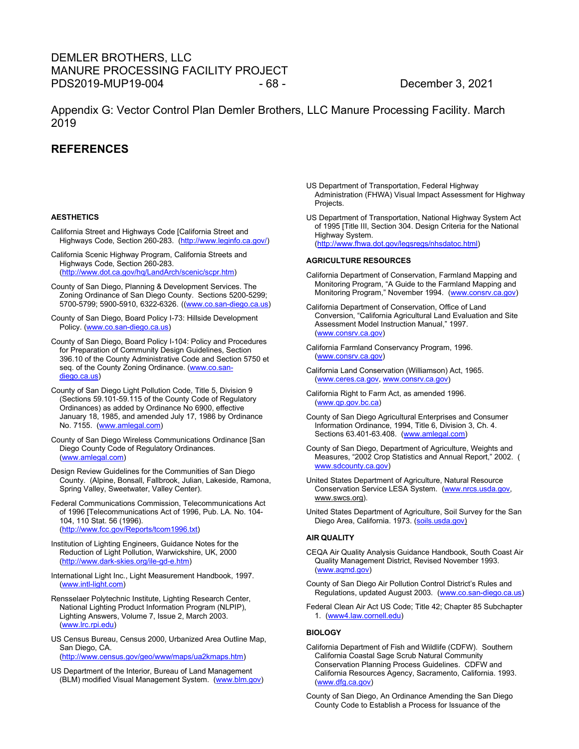Appendix G: Vector Control Plan Demler Brothers, LLC Manure Processing Facility. March 2019

## REFERENCES

### AESTHETICS

California Street and Highways Code [California Street and Highways Code, Section 260-283. (http://www.leginfo.ca.gov/)

California Scenic Highway Program, California Streets and Highways Code, Section 260-283. (http://www.dot.ca.gov/hq/LandArch/scenic/scpr.htm)

County of San Diego, Planning & Development Services. The Zoning Ordinance of San Diego County. Sections 5200-5299; 5700-5799; 5900-5910, 6322-6326. ((www.co.san-diego.ca.us)

County of San Diego, Board Policy I-73: Hillside Development Policy. (www.co.san-diego.ca.us)

County of San Diego, Board Policy I-104: Policy and Procedures for Preparation of Community Design Guidelines, Section 396.10 of the County Administrative Code and Section 5750 et seq. of the County Zoning Ordinance. (www.co.san-diego.ca.us)

County of San Diego Light Pollution Code, Title 5, Division 9 (Sections 59.101-59.115 of the County Code of Regulatory Ordinances) as added by Ordinance No 6900, effective January 18, 1985, and amended July 17, 1986 by Ordinance No. 7155. (www.amlegal.com)

County of San Diego Wireless Communications Ordinance [San Diego County Code of Regulatory Ordinances. (www.amlegal.com)

Design Review Guidelines for the Communities of San Diego County. (Alpine, Bonsall, Fallbrook, Julian, Lakeside, Ramona, Spring Valley, Sweetwater, Valley Center).

Federal Communications Commission, Telecommunications Act of 1996 [Telecommunications Act of 1996, Pub. LA. No. 104-104, 110 Stat. 56 (1996). (http://www.fcc.gov/Reports/tcom1996.txt)

Institution of Lighting Engineers, Guidance Notes for the Reduction of Light Pollution, Warwickshire, UK, 2000 (http://www.dark-skies.org/ile-gd-e.htm)

International Light Inc., Light Measurement Handbook, 1997. (www.intl-light.com)

Rensselaer Polytechnic Institute, Lighting Research Center, National Lighting Product Information Program (NLPIP), Lighting Answers, Volume 7, Issue 2, March 2003. (www.lrc.rpi.edu)

US Census Bureau, Census 2000, Urbanized Area Outline Map, San Diego, CA. (http://www.census.gov/geo/www/maps/ua2kmaps.htm)

US Department of the Interior, Bureau of Land Management (BLM) modified Visual Management System. (www.blm.gov)

US Department of Transportation, Federal Highway Administration (FHWA) Visual Impact Assessment for Highway Projects.

US Department of Transportation, National Highway System Act of 1995 [Title III, Section 304. Design Criteria for the National Highway System. (http://www.fhwa.dot.gov/legsregs/nhsdatoc.html)

### AGRICULTURE RESOURCES

California Department of Conservation, Farmland Mapping and Monitoring Program, "A Guide to the Farmland Mapping and Monitoring Program," November 1994. (www.consrv.ca.gov)

California Department of Conservation, Office of Land Conversion, "California Agricultural Land Evaluation and Site Assessment Model Instruction Manual," 1997. (www.consrv.ca.gov)

California Farmland Conservancy Program, 1996. (www.consrv.ca.gov)

California Land Conservation (Williamson) Act, 1965. (www.ceres.ca.gov, www.consrv.ca.gov)

California Right to Farm Act, as amended 1996. (www.qp.gov.bc.ca)

County of San Diego Agricultural Enterprises and Consumer Information Ordinance, 1994, Title 6, Division 3, Ch. 4. Sections 63.401-63.408. (www.amlegal.com)

County of San Diego, Department of Agriculture, Weights and Measures, "2002 Crop Statistics and Annual Report," 2002. ( www.sdcounty.ca.gov)

United States Department of Agriculture, Natural Resource Conservation Service LESA System. (www.nrcs.usda.gov, www.swcs.org).

United States Department of Agriculture, Soil Survey for the San Diego Area, California. 1973. (soils.usda.gov)

### AIR QUALITY

CEQA Air Quality Analysis Guidance Handbook, South Coast Air Quality Management District, Revised November 1993. (www.aqmd.gov)

County of San Diego Air Pollution Control District's Rules and Regulations, updated August 2003. (www.co.san-diego.ca.us)

Federal Clean Air Act US Code; Title 42; Chapter 85 Subchapter 1. (www4.law.cornell.edu)

### BIOLOGY

California Department of Fish and Wildlife (CDFW). Southern California Coastal Sage Scrub Natural Community Conservation Planning Process Guidelines. CDFW and California Resources Agency, Sacramento, California. 1993. (www.dfg.ca.gov)

County of San Diego, An Ordinance Amending the San Diego County Code to Establish a Process for Issuance of the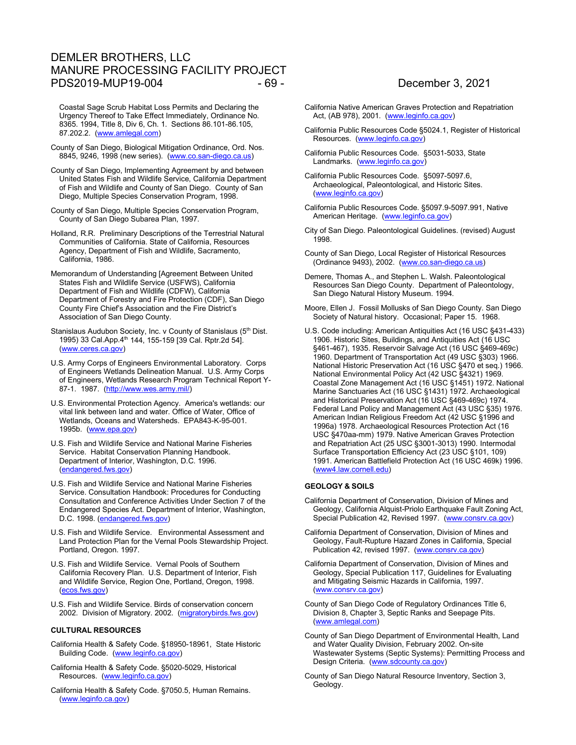Coastal Sage Scrub Habitat Loss Permits and Declaring the Urgency Thereof to Take Effect Immediately, Ordinance No. 8365. 1994, Title 8, Div 6, Ch. 1. Sections 86.101-86.105, 87.202.2. (www.amlegal.com)

County of San Diego, Biological Mitigation Ordinance, Ord. Nos. 8845, 9246, 1998 (new series). (www.co.san-diego.ca.us)

County of San Diego, Implementing Agreement by and between United States Fish and Wildlife Service, California Department of Fish and Wildlife and County of San Diego. County of San Diego, Multiple Species Conservation Program, 1998.

County of San Diego, Multiple Species Conservation Program, County of San Diego Subarea Plan, 1997.

Holland, R.R. Preliminary Descriptions of the Terrestrial Natural Communities of California. State of California, Resources Agency, Department of Fish and Wildlife, Sacramento, California, 1986.

Memorandum of Understanding [Agreement Between United States Fish and Wildlife Service (USFWS), California Department of Fish and Wildlife (CDFW), California Department of Forestry and Fire Protection (CDF), San Diego County Fire Chief's Association and the Fire District's Association of San Diego County.

Stanislaus Audubon Society, Inc. v County of Stanislaus (5th Dist. 1995) 33 Cal.App.4th 144, 155-159 [39 Cal. Rptr.2d 54]. (www.ceres.ca.gov)

U.S. Army Corps of Engineers Environmental Laboratory. Corps of Engineers Wetlands Delineation Manual. U.S. Army Corps of Engineers, Wetlands Research Program Technical Report Y-87-1. 1987. (http://www.wes.army.mil/)

U.S. Environmental Protection Agency. America's wetlands: our vital link between land and water. Office of Water, Office of Wetlands, Oceans and Watersheds. EPA843-K-95-001. 1995b. (www.epa.gov)

U.S. Fish and Wildlife Service and National Marine Fisheries Service. Habitat Conservation Planning Handbook. Department of Interior, Washington, D.C. 1996. (endangered.fws.gov)

U.S. Fish and Wildlife Service and National Marine Fisheries Service. Consultation Handbook: Procedures for Conducting Consultation and Conference Activities Under Section 7 of the Endangered Species Act. Department of Interior, Washington, D.C. 1998. (endangered.fws.gov)

U.S. Fish and Wildlife Service. Environmental Assessment and Land Protection Plan for the Vernal Pools Stewardship Project. Portland, Oregon. 1997.

U.S. Fish and Wildlife Service. Vernal Pools of Southern California Recovery Plan. U.S. Department of Interior, Fish and Wildlife Service, Region One, Portland, Oregon, 1998. (ecos.fws.gov)

U.S. Fish and Wildlife Service. Birds of conservation concern 2002. Division of Migratory. 2002. (migratorybirds.fws.gov)

**CULTURAL RESOURCES**

California Health & Safety Code. §18950-18961, State Historic Building Code. (www.leginfo.ca.gov)

California Health & Safety Code. §5020-5029, Historical Resources. (www.leginfo.ca.gov)

California Health & Safety Code. §7050.5, Human Remains. (www.leginfo.ca.gov)

California Native American Graves Protection and Repatriation Act, (AB 978), 2001. (www.leginfo.ca.gov)

California Public Resources Code §5024.1, Register of Historical Resources. (www.leginfo.ca.gov)

California Public Resources Code. §5031-5033, State Landmarks. (www.leginfo.ca.gov)

California Public Resources Code. §5097-5097.6, Archaeological, Paleontological, and Historic Sites. (www.leginfo.ca.gov)

California Public Resources Code. §5097.9-5097.991, Native American Heritage. (www.leginfo.ca.gov)

City of San Diego. Paleontological Guidelines. (revised) August 1998.

County of San Diego, Local Register of Historical Resources (Ordinance 9493), 2002. (www.co.san-diego.ca.us)

Demere, Thomas A., and Stephen L. Walsh. Paleontological Resources San Diego County. Department of Paleontology, San Diego Natural History Museum. 1994.

Moore, Ellen J. Fossil Mollusks of San Diego County. San Diego Society of Natural history. Occasional; Paper 15. 1968.

U.S. Code including: American Antiquities Act (16 USC §431-433) 1906. Historic Sites, Buildings, and Antiquities Act (16 USC §461-467), 1935. Reservoir Salvage Act (16 USC §469-469c) 1960. Department of Transportation Act (49 USC §303) 1966. National Historic Preservation Act (16 USC §470 et seq.) 1966. National Environmental Policy Act (42 USC §4321) 1969. Coastal Zone Management Act (16 USC §1451) 1972. National Marine Sanctuaries Act (16 USC §1431) 1972. Archaeological and Historical Preservation Act (16 USC §469-469c) 1974. Federal Land Policy and Management Act (43 USC §35) 1976. American Indian Religious Freedom Act (42 USC §1996 and 1996a) 1978. Archaeological Resources Protection Act (16 USC §470aa-mm) 1979. Native American Graves Protection and Repatriation Act (25 USC §3001-3013) 1990. Intermodal Surface Transportation Efficiency Act (23 USC §101, 109) 1991. American Battlefield Protection Act (16 USC 469k) 1996. (www4.law.cornell.edu)

**GEOLOGY & SOILS**

California Department of Conservation, Division of Mines and Geology, California Alquist-Priolo Earthquake Fault Zoning Act, Special Publication 42, Revised 1997. (www.consrv.ca.gov)

California Department of Conservation, Division of Mines and Geology, Fault-Rupture Hazard Zones in California, Special Publication 42, revised 1997. (www.consrv.ca.gov)

California Department of Conservation, Division of Mines and Geology, Special Publication 117, Guidelines for Evaluating and Mitigating Seismic Hazards in California, 1997. (www.consrv.ca.gov)

County of San Diego Code of Regulatory Ordinances Title 6, Division 8, Chapter 3, Septic Ranks and Seepage Pits. (www.amlegal.com)

County of San Diego Department of Environmental Health, Land and Water Quality Division, February 2002. On-site Wastewater Systems (Septic Systems): Permitting Process and Design Criteria. (www.sdcounty.ca.gov)

County of San Diego Natural Resource Inventory, Section 3, Geology.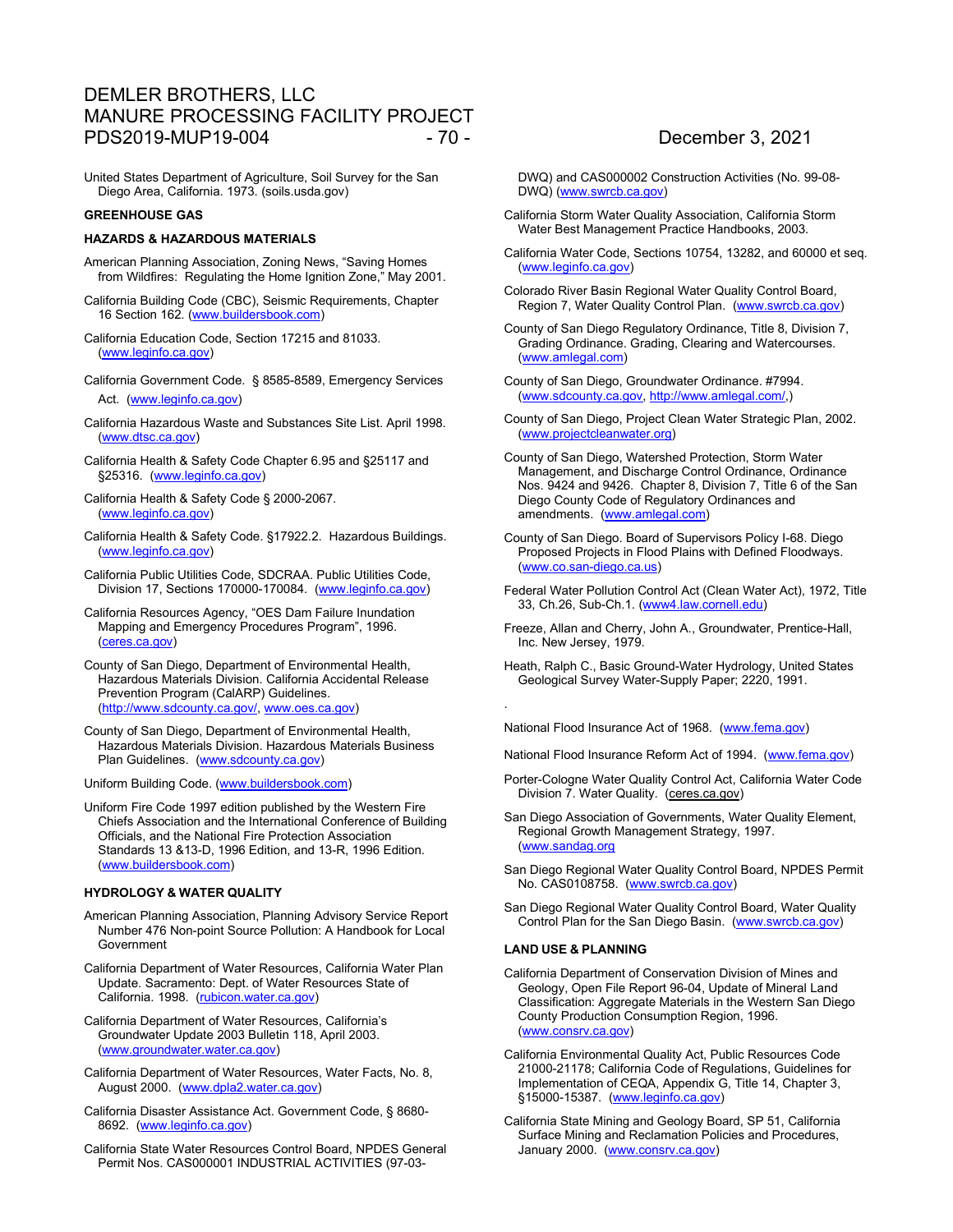United States Department of Agriculture, Soil Survey for the San Diego Area, California. 1973. (soils.usda.gov)

**GREENHOUSE GAS**

**HAZARDS & HAZARDOUS MATERIALS**

American Planning Association, Zoning News, "Saving Homes from Wildfires: Regulating the Home Ignition Zone," May 2001.

California Building Code (CBC), Seismic Requirements, Chapter 16 Section 162. (www.buildersbook.com)

California Education Code, Section 17215 and 81033. (www.leginfo.ca.gov)

California Government Code. § 8585-8589, Emergency Services Act. (www.leginfo.ca.gov)

California Hazardous Waste and Substances Site List. April 1998. (www.dtsc.ca.gov)

California Health & Safety Code Chapter 6.95 and §25117 and §25316. (www.leginfo.ca.gov)

California Health & Safety Code § 2000-2067. (www.leginfo.ca.gov)

California Health & Safety Code. §17922.2. Hazardous Buildings. (www.leginfo.ca.gov)

California Public Utilities Code, SDCRAA. Public Utilities Code, Division 17, Sections 170000-170084. (www.leginfo.ca.gov)

California Resources Agency, "OES Dam Failure Inundation Mapping and Emergency Procedures Program", 1996. (ceres.ca.gov)

County of San Diego, Department of Environmental Health, Hazardous Materials Division. California Accidental Release Prevention Program (CalARP) Guidelines. (http://www.sdcounty.ca.gov/, www.oes.ca.gov)

County of San Diego, Department of Environmental Health, Hazardous Materials Division. Hazardous Materials Business Plan Guidelines. (www.sdcounty.ca.gov)

Uniform Building Code. (www.buildersbook.com)

Uniform Fire Code 1997 edition published by the Western Fire Chiefs Association and the International Conference of Building Officials, and the National Fire Protection Association Standards 13 &13-D, 1996 Edition, and 13-R, 1996 Edition. (www.buildersbook.com)

**HYDROLOGY & WATER QUALITY**

American Planning Association, Planning Advisory Service Report Number 476 Non-point Source Pollution: A Handbook for Local Government

California Department of Water Resources, California Water Plan Update. Sacramento: Dept. of Water Resources State of California. 1998. (rubicon.water.ca.gov)

California Department of Water Resources, California's Groundwater Update 2003 Bulletin 118, April 2003. (www.groundwater.water.ca.gov)

California Department of Water Resources, Water Facts, No. 8, August 2000. (www.dpla2.water.ca.gov)

California Disaster Assistance Act. Government Code, § 8680-8692. (www.leginfo.ca.gov)

California State Water Resources Control Board, NPDES General Permit Nos. CAS000001 INDUSTRIAL ACTIVITIES (97-03-DWQ) and CAS000002 Construction Activities (No. 99-08-DWQ) (www.swrcb.ca.gov)

California Storm Water Quality Association, California Storm Water Best Management Practice Handbooks, 2003.

California Water Code, Sections 10754, 13282, and 60000 et seq. (www.leginfo.ca.gov)

Colorado River Basin Regional Water Quality Control Board, Region 7, Water Quality Control Plan. (www.swrcb.ca.gov)

County of San Diego Regulatory Ordinance, Title 8, Division 7, Grading Ordinance. Grading, Clearing and Watercourses. (www.amlegal.com)

County of San Diego, Groundwater Ordinance. #7994. (www.sdcounty.ca.gov, http://www.amlegal.com/,)

County of San Diego, Project Clean Water Strategic Plan, 2002. (www.projectcleanwater.org)

County of San Diego, Watershed Protection, Storm Water Management, and Discharge Control Ordinance, Ordinance Nos. 9424 and 9426. Chapter 8, Division 7, Title 6 of the San Diego County Code of Regulatory Ordinances and amendments. (www.amlegal.com)

County of San Diego. Board of Supervisors Policy I-68. Diego Proposed Projects in Flood Plains with Defined Floodways. (www.co.san-diego.ca.us)

Federal Water Pollution Control Act (Clean Water Act), 1972, Title 33, Ch.26, Sub-Ch.1. (www4.law.cornell.edu)

Freeze, Allan and Cherry, John A., Groundwater, Prentice-Hall, Inc. New Jersey, 1979.

Heath, Ralph C., Basic Ground-Water Hydrology, United States Geological Survey Water-Supply Paper; 2220, 1991.

.

National Flood Insurance Act of 1968. (www.fema.gov)

National Flood Insurance Reform Act of 1994. (www.fema.gov)

Porter-Cologne Water Quality Control Act, California Water Code Division 7. Water Quality. (ceres.ca.gov)

San Diego Association of Governments, Water Quality Element, Regional Growth Management Strategy, 1997. (www.sandag.org

San Diego Regional Water Quality Control Board, NPDES Permit No. CAS0108758. (www.swrcb.ca.gov)

San Diego Regional Water Quality Control Board, Water Quality Control Plan for the San Diego Basin. (www.swrcb.ca.gov)

**LAND USE & PLANNING**

California Department of Conservation Division of Mines and Geology, Open File Report 96-04, Update of Mineral Land Classification: Aggregate Materials in the Western San Diego County Production Consumption Region, 1996. (www.consrv.ca.gov)

California Environmental Quality Act, Public Resources Code 21000-21178; California Code of Regulations, Guidelines for Implementation of CEQA, Appendix G, Title 14, Chapter 3, §15000-15387. (www.leginfo.ca.gov)

California State Mining and Geology Board, SP 51, California Surface Mining and Reclamation Policies and Procedures, January 2000. (www.consrv.ca.gov)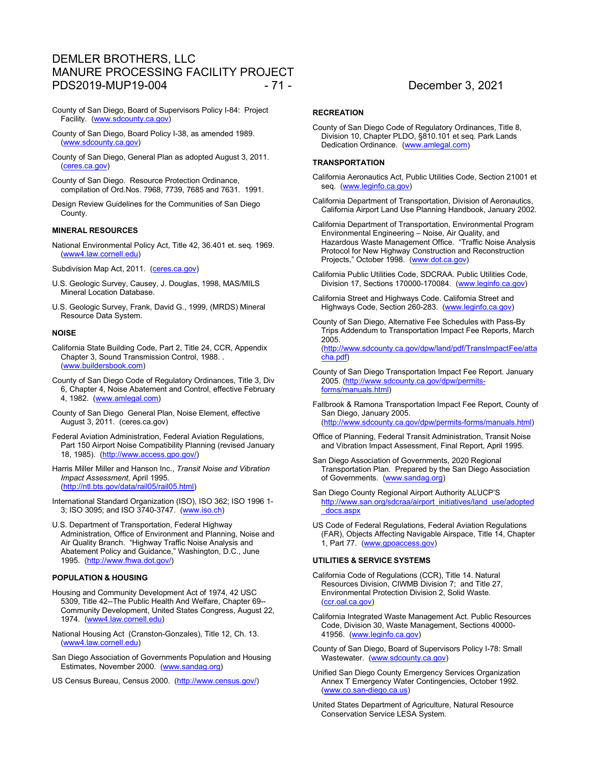County of San Diego, Board of Supervisors Policy I-84: Project Facility. (www.sdcounty.ca.gov)

County of San Diego, Board Policy I-38, as amended 1989. (www.sdcounty.ca.gov)

County of San Diego, General Plan as adopted August 3, 2011. (ceres.ca.gov)

County of San Diego. Resource Protection Ordinance, compilation of Ord.Nos. 7968, 7739, 7685 and 7631. 1991.

Design Review Guidelines for the Communities of San Diego County.

**MINERAL RESOURCES**

National Environmental Policy Act, Title 42, 36.401 et. seq. 1969. (www4.law.cornell.edu)

Subdivision Map Act, 2011. (ceres.ca.gov)

U.S. Geologic Survey, Causey, J. Douglas, 1998, MAS/MILS Mineral Location Database.

U.S. Geologic Survey, Frank, David G., 1999, (MRDS) Mineral Resource Data System.

**NOISE**

California State Building Code, Part 2, Title 24, CCR, Appendix Chapter 3, Sound Transmission Control, 1988. . (www.buildersbook.com)

County of San Diego Code of Regulatory Ordinances, Title 3, Div 6, Chapter 4, Noise Abatement and Control, effective February 4, 1982. (www.amlegal.com)

County of San Diego General Plan, Noise Element, effective August 3, 2011. (ceres.ca.gov)

Federal Aviation Administration, Federal Aviation Regulations, Part 150 Airport Noise Compatibility Planning (revised January 18, 1985). (http://www.access.gpo.gov/)

Harris Miller Miller and Hanson Inc., *Transit Noise and Vibration Impact Assessment*, April 1995. (http://ntl.bts.gov/data/rail05/rail05.html)

International Standard Organization (ISO), ISO 362; ISO 1996 1-3; ISO 3095; and ISO 3740-3747. (www.iso.ch)

U.S. Department of Transportation, Federal Highway Administration, Office of Environment and Planning, Noise and Air Quality Branch. "Highway Traffic Noise Analysis and Abatement Policy and Guidance," Washington, D.C., June 1995. (http://www.fhwa.dot.gov/)

**POPULATION & HOUSING**

Housing and Community Development Act of 1974, 42 USC 5309, Title 42--The Public Health And Welfare, Chapter 69--Community Development, United States Congress, August 22, 1974. (www4.law.cornell.edu)

National Housing Act (Cranston-Gonzales), Title 12, Ch. 13. (www4.law.cornell.edu)

San Diego Association of Governments Population and Housing Estimates, November 2000. (www.sandag.org)

US Census Bureau, Census 2000. (http://www.census.gov/)

**RECREATION**

County of San Diego Code of Regulatory Ordinances, Title 8, Division 10, Chapter PLDO, §810.101 et seq. Park Lands Dedication Ordinance. (www.amlegal.com)

**TRANSPORTATION**

California Aeronautics Act, Public Utilities Code, Section 21001 et seq. (www.leginfo.ca.gov)

California Department of Transportation, Division of Aeronautics, California Airport Land Use Planning Handbook, January 2002.

California Department of Transportation, Environmental Program Environmental Engineering – Noise, Air Quality, and Hazardous Waste Management Office. "Traffic Noise Analysis Protocol for New Highway Construction and Reconstruction Projects," October 1998. (www.dot.ca.gov)

California Public Utilities Code, SDCRAA. Public Utilities Code, Division 17, Sections 170000-170084. (www.leginfo.ca.gov)

California Street and Highways Code. California Street and Highways Code, Section 260-283. (www.leginfo.ca.gov)

County of San Diego, Alternative Fee Schedules with Pass-By Trips Addendum to Transportation Impact Fee Reports, March 2005. (http://www.sdcounty.ca.gov/dpw/land/pdf/TransImpactFee/attacha.pdf)

County of San Diego Transportation Impact Fee Report. January 2005. (http://www.sdcounty.ca.gov/dpw/permits-forms/manuals.html)

Fallbrook & Ramona Transportation Impact Fee Report, County of San Diego, January 2005. (http://www.sdcounty.ca.gov/dpw/permits-forms/manuals.html)

Office of Planning, Federal Transit Administration, Transit Noise and Vibration Impact Assessment, Final Report, April 1995.

San Diego Association of Governments, 2020 Regional Transportation Plan. Prepared by the San Diego Association of Governments. (www.sandag.org)

San Diego County Regional Airport Authority ALUCP'S http://www.san.org/sdcraa/airport_initiatives/land_use/adopted_docs.aspx

US Code of Federal Regulations, Federal Aviation Regulations (FAR), Objects Affecting Navigable Airspace, Title 14, Chapter 1, Part 77. (www.gpoaccess.gov)

**UTILITIES & SERVICE SYSTEMS**

California Code of Regulations (CCR), Title 14. Natural Resources Division, CIWMB Division 7; and Title 27, Environmental Protection Division 2, Solid Waste. (ccr.oal.ca.gov)

California Integrated Waste Management Act. Public Resources Code, Division 30, Waste Management, Sections 40000-41956. (www.leginfo.ca.gov)

County of San Diego, Board of Supervisors Policy I-78: Small Wastewater. (www.sdcounty.ca.gov)

Unified San Diego County Emergency Services Organization Annex T Emergency Water Contingencies, October 1992. (www.co.san-diego.ca.us)

United States Department of Agriculture, Natural Resource Conservation Service LESA System.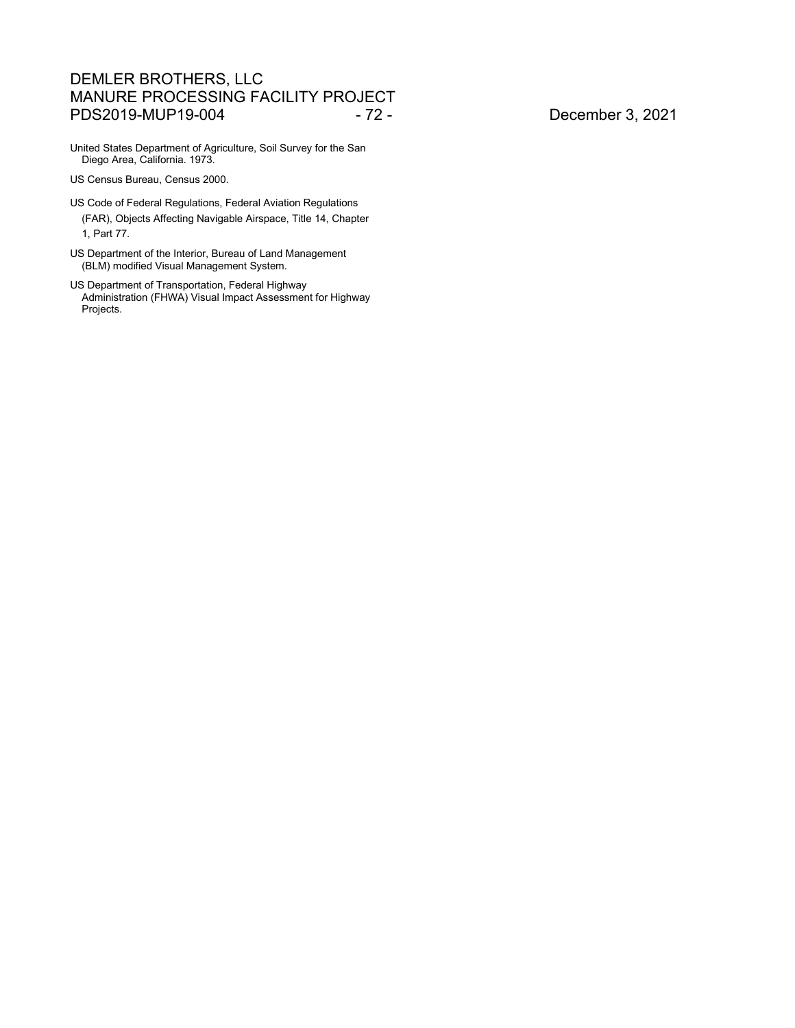United States Department of Agriculture, Soil Survey for the San Diego Area, California. 1973.

US Census Bureau, Census 2000.

US Code of Federal Regulations, Federal Aviation Regulations (FAR), Objects Affecting Navigable Airspace, Title 14, Chapter 1, Part 77.

US Department of the Interior, Bureau of Land Management (BLM) modified Visual Management System.

US Department of Transportation, Federal Highway Administration (FHWA) Visual Impact Assessment for Highway Projects.